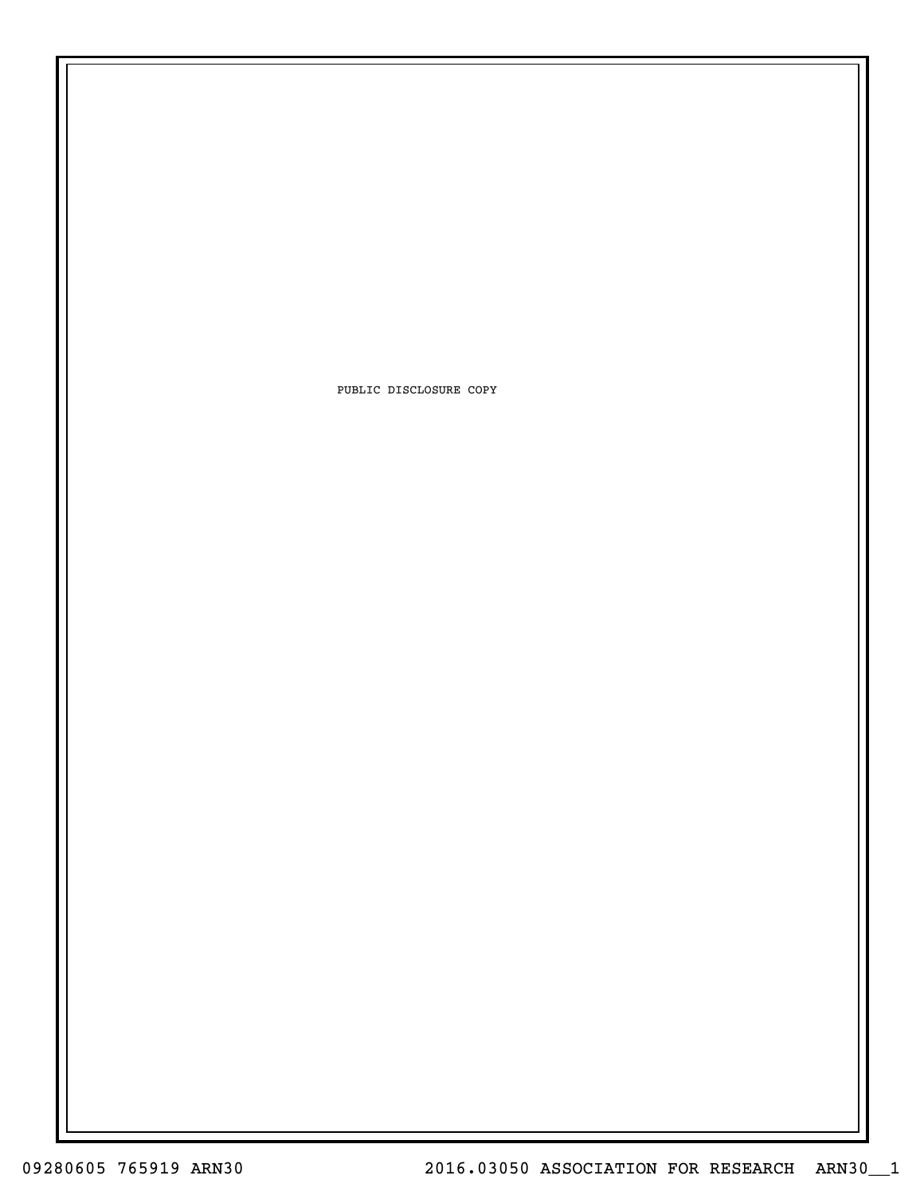PUBLIC DISCLOSURE COPY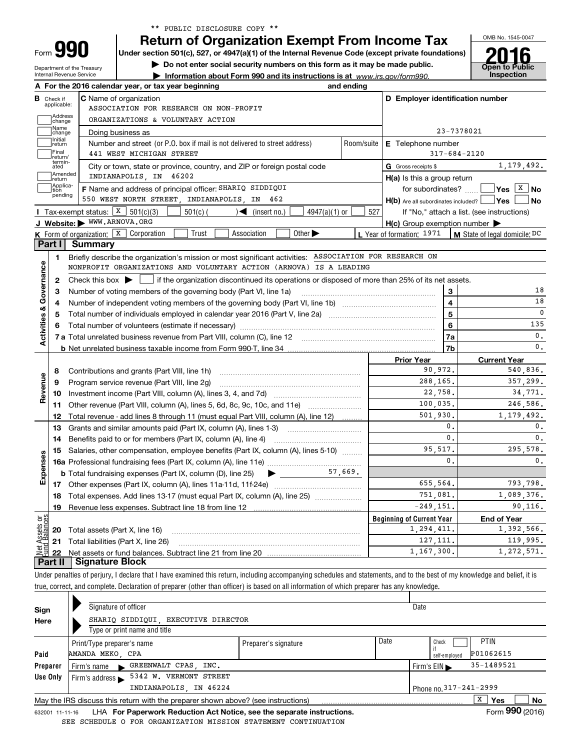\*\* PUBLIC DISCLOSURE COPY \*\*

# Form 990 — Return of Organization Exempt From Income Tax (2016)

Under section 501(c), 527, or 4947(a)(1) of the Internal Revenue Code (except private foundations)

▶ Do not enter social security numbers on this form as it may be made public.

▶ Information about Form 990 and its instructions is at www.irs.gov/form990.

Department of the Treasury, Internal Revenue Service

OMB No. 1545-0047 — Open to Public Inspection

**A** For the 2016 calendar year, or tax year beginning and ending

**B** Check if applicable: Address change; Name change; Initial return; Final return/terminated; Amended return; Application pending

**C** Name of organization: ASSOCIATION FOR RESEARCH ON NON-PROFIT ORGANIZATIONS & VOLUNTARY ACTION

Doing business as

Number and street (or P.O. box if mail is not delivered to street address): 441 WEST MICHIGAN STREET — Room/suite

City or town, state or province, country, and ZIP or foreign postal code: INDIANAPOLIS, IN 46202

**D** Employer identification number: 23-7378021

**E** Telephone number: 317-684-2120

**G** Gross receipts $ 1,179,492.

**F** Name and address of principal officer: SHARIQ SIDDIQUI, 550 WEST NORTH STREET, INDIANAPOLIS, IN 462

**H(a)** Is this a group return for subordinates? ☐ Yes ☒ No

**H(b)** Are all subordinates included? ☐ Yes ☐ No — If "No," attach a list. (see instructions)

**H(c)** Group exemption number ▶

**I** Tax-exempt status: ☒ 501(c)(3) ☐ 501(c) ( ) ◀ (insert no.) ☐ 4947(a)(1) or ☐ 527

**J** Website: ▶ WWW.ARNOVA.ORG

**K** Form of organization: ☒ Corporation ☐ Trust ☐ Association ☐ Other ▶

**L** Year of formation: 1971

**M** State of legal domicile: DC

## Part I Summary

**Activities & Governance**

1 Briefly describe the organization's mission or most significant activities: ASSOCIATION FOR RESEARCH ON NONPROFIT ORGANIZATIONS AND VOLUNTARY ACTION (ARNOVA) IS A LEADING

2 Check this box ▶ ☐ if the organization discontinued its operations or disposed of more than 25% of its net assets.

| Line | Description | | Value |
|---|---|---|---|
| 3 | Number of voting members of the governing body (Part VI, line 1a) | 3 | 18 |
| 4 | Number of independent voting members of the governing body (Part VI, line 1b) | 4 | 18 |
| 5 | Total number of individuals employed in calendar year 2016 (Part V, line 2a) | 5 | 0 |
| 6 | Total number of volunteers (estimate if necessary) | 6 | 135 |
| 7a | Total unrelated business revenue from Part VIII, column (C), line 12 | 7a | 0. |
| 7b | Net unrelated business taxable income from Form 990-T, line 34 | 7b | 0. |

| | Line | Description | Prior Year | Current Year |
|---|---|---|---|---|
| Revenue | 8 | Contributions and grants (Part VIII, line 1h) | 90,972. | 540,836. |
| | 9 | Program service revenue (Part VIII, line 2g) | 288,165. | 357,299. |
| | 10 | Investment income (Part VIII, column (A), lines 3, 4, and 7d) | 22,758. | 34,771. |
| | 11 | Other revenue (Part VIII, column (A), lines 5, 6d, 8c, 9c, 10c, and 11e) | 100,035. | 246,586. |
| | 12 | Total revenue - add lines 8 through 11 (must equal Part VIII, column (A), line 12) | 501,930. | 1,179,492. |
| Expenses | 13 | Grants and similar amounts paid (Part IX, column (A), lines 1-3) | 0. | 0. |
| | 14 | Benefits paid to or for members (Part IX, column (A), line 4) | 0. | 0. |
| | 15 | Salaries, other compensation, employee benefits (Part IX, column (A), lines 5-10) | 95,517. | 295,578. |
| | 16a | Professional fundraising fees (Part IX, column (A), line 11e) | 0. | 0. |
| | b | Total fundraising expenses (Part IX, column (D), line 25) ▶ 57,669. | | |
| | 17 | Other expenses (Part IX, column (A), lines 11a-11d, 11f-24e) | 655,564. | 793,798. |
| | 18 | Total expenses. Add lines 13-17 (must equal Part IX, column (A), line 25) | 751,081. | 1,089,376. |
| | 19 | Revenue less expenses. Subtract line 18 from line 12 | -249,151. | 90,116. |

| | Line | Description | Beginning of Current Year | End of Year |
|---|---|---|---|---|
| Net Assets or Fund Balances | 20 | Total assets (Part X, line 16) | 1,294,411. | 1,392,566. |
| | 21 | Total liabilities (Part X, line 26) | 127,111. | 119,995. |
| | 22 | Net assets or fund balances. Subtract line 21 from line 20 | 1,167,300. | 1,272,571. |

## Part II Signature Block

Under penalties of perjury, I declare that I have examined this return, including accompanying schedules and statements, and to the best of my knowledge and belief, it is true, correct, and complete. Declaration of preparer (other than officer) is based on all information of which preparer has any knowledge.

**Sign Here**

Signature of officer — Date

SHARIQ SIDDIQUI, EXECUTIVE DIRECTOR

Type or print name and title

**Paid Preparer Use Only**

| Print/Type preparer's name | Preparer's signature | Date | Check if self-employed | PTIN |
|---|---|---|---|---|
| AMANDA MEKO, CPA | | | ☐ | P01062615 |

Firm's name ▶ GREENWALT CPAS, INC. — Firm's EIN ▶ 35-1489521

Firm's address ▶ 5342 W. VERMONT STREET, INDIANAPOLIS, IN 46224 — Phone no. 317-241-2999

May the IRS discuss this return with the preparer shown above? (see instructions) ☒ Yes ☐ No

632001 11-11-16 LHA For Paperwork Reduction Act Notice, see the separate instructions. Form 990 (2016)

SEE SCHEDULE O FOR ORGANIZATION MISSION STATEMENT CONTINUATION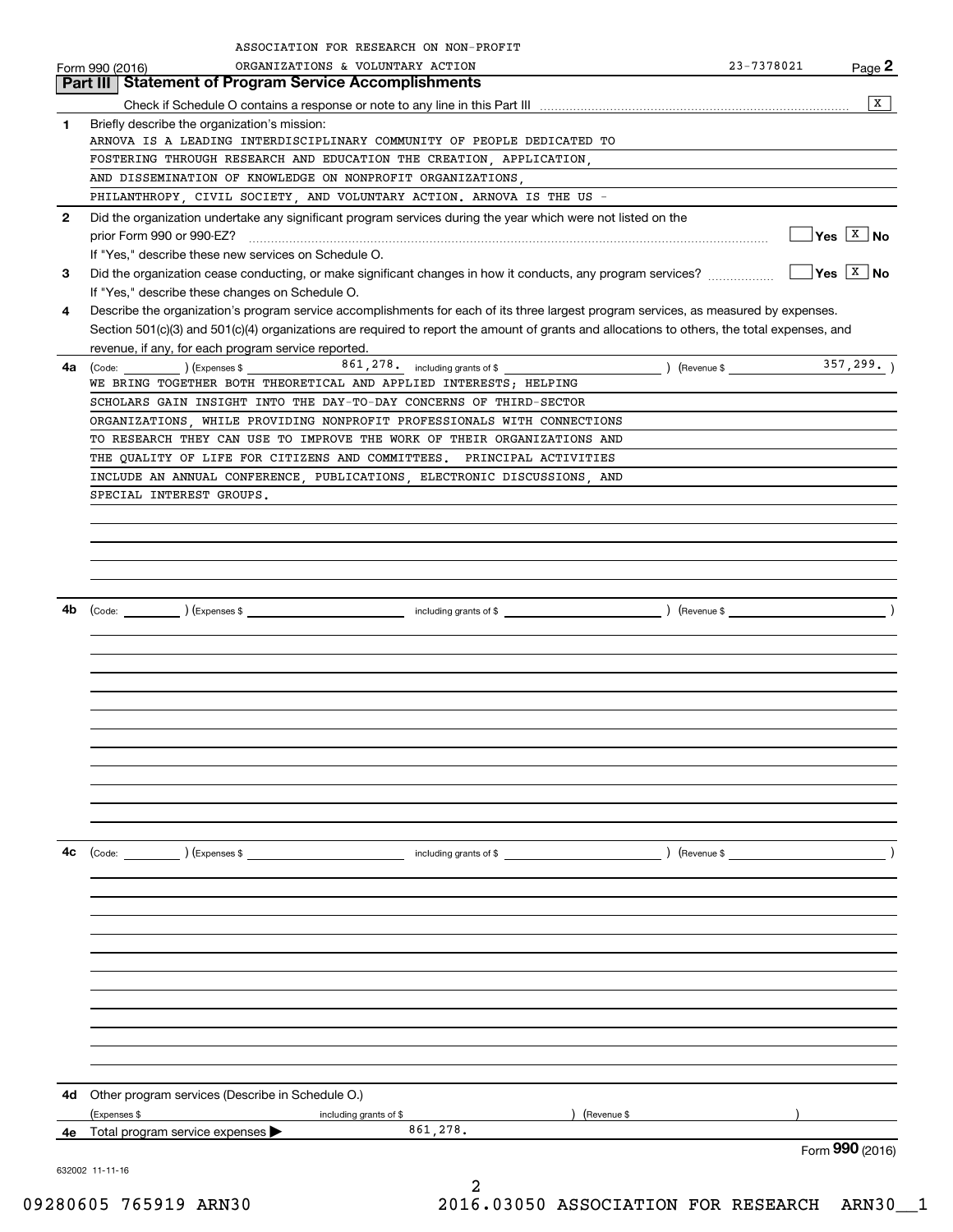ASSOCIATION FOR RESEARCH ON NON-PROFIT ORGANIZATIONS & VOLUNTARY ACTION

Form 990 (2016) 23-7378021 Page 2

## Part III Statement of Program Service Accomplishments

Check if Schedule O contains a response or note to any line in this Part III [X]

**1** Briefly describe the organization's mission:

ARNOVA IS A LEADING INTERDISCIPLINARY COMMUNITY OF PEOPLE DEDICATED TO FOSTERING THROUGH RESEARCH AND EDUCATION THE CREATION, APPLICATION, AND DISSEMINATION OF KNOWLEDGE ON NONPROFIT ORGANIZATIONS, PHILANTHROPY, CIVIL SOCIETY, AND VOLUNTARY ACTION. ARNOVA IS THE US -

**2** Did the organization undertake any significant program services during the year which were not listed on the prior Form 990 or 990-EZ? [ ] Yes [X] No

If "Yes," describe these new services on Schedule O.

**3** Did the organization cease conducting, or make significant changes in how it conducts, any program services? [ ] Yes [X] No

If "Yes," describe these changes on Schedule O.

**4** Describe the organization's program service accomplishments for each of its three largest program services, as measured by expenses. Section 501(c)(3) and 501(c)(4) organizations are required to report the amount of grants and allocations to others, the total expenses, and revenue, if any, for each program service reported.

**4a** (Code: ) (Expenses $ 861,278. including grants of $ ) (Revenue $ 357,299. )

WE BRING TOGETHER BOTH THEORETICAL AND APPLIED INTERESTS; HELPING SCHOLARS GAIN INSIGHT INTO THE DAY-TO-DAY CONCERNS OF THIRD-SECTOR ORGANIZATIONS, WHILE PROVIDING NONPROFIT PROFESSIONALS WITH CONNECTIONS TO RESEARCH THEY CAN USE TO IMPROVE THE WORK OF THEIR ORGANIZATIONS AND THE QUALITY OF LIFE FOR CITIZENS AND COMMITTEES. PRINCIPAL ACTIVITIES INCLUDE AN ANNUAL CONFERENCE, PUBLICATIONS, ELECTRONIC DISCUSSIONS, AND SPECIAL INTEREST GROUPS.

**4b** (Code: ) (Expenses $ including grants of $ ) (Revenue $ )

**4c** (Code: ) (Expenses $ including grants of $ ) (Revenue $ )

**4d** Other program services (Describe in Schedule O.)

(Expenses $ including grants of $ ) (Revenue $ )

**4e** Total program service expenses ▶ 861,278.

Form **990** (2016)

632002 11-11-16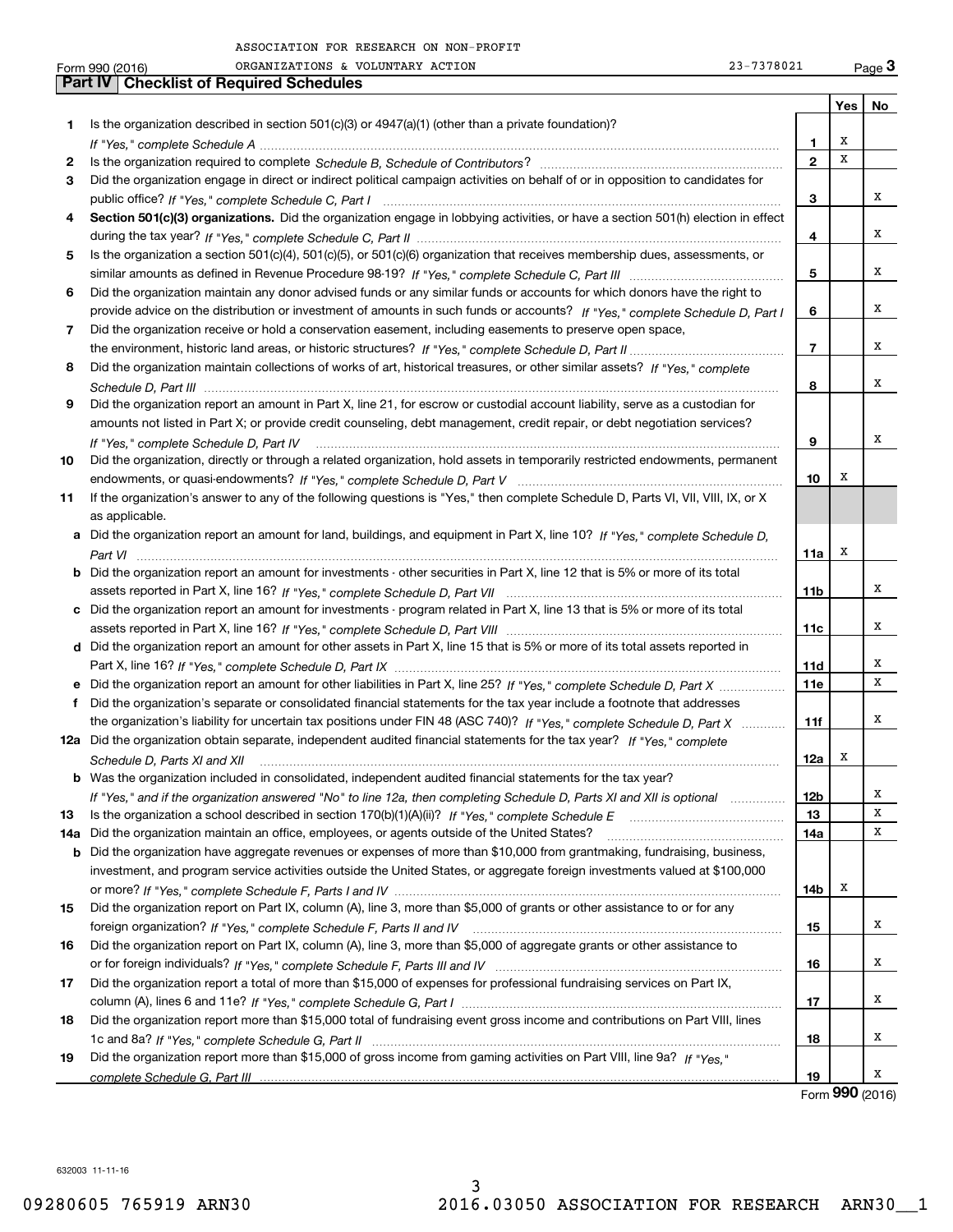ASSOCIATION FOR RESEARCH ON NON-PROFIT ORGANIZATIONS & VOLUNTARY ACTION 23-7378021

## Part IV Checklist of Required Schedules

| | | | Yes | No |
|---|---|---|---|---|
| **1** | Is the organization described in section 501(c)(3) or 4947(a)(1) (other than a private foundation)? *If "Yes," complete Schedule A* | 1 | X | |
| **2** | Is the organization required to complete *Schedule B, Schedule of Contributors*? | 2 | X | |
| **3** | Did the organization engage in direct or indirect political campaign activities on behalf of or in opposition to candidates for public office? *If "Yes," complete Schedule C, Part I* | 3 | | X |
| **4** | **Section 501(c)(3) organizations.** Did the organization engage in lobbying activities, or have a section 501(h) election in effect during the tax year? *If "Yes," complete Schedule C, Part II* | 4 | | X |
| **5** | Is the organization a section 501(c)(4), 501(c)(5), or 501(c)(6) organization that receives membership dues, assessments, or similar amounts as defined in Revenue Procedure 98-19? *If "Yes," complete Schedule C, Part III* | 5 | | X |
| **6** | Did the organization maintain any donor advised funds or any similar funds or accounts for which donors have the right to provide advice on the distribution or investment of amounts in such funds or accounts? *If "Yes," complete Schedule D, Part I* | 6 | | X |
| **7** | Did the organization receive or hold a conservation easement, including easements to preserve open space, the environment, historic land areas, or historic structures? *If "Yes," complete Schedule D, Part II* | 7 | | X |
| **8** | Did the organization maintain collections of works of art, historical treasures, or other similar assets? *If "Yes," complete Schedule D, Part III* | 8 | | X |
| **9** | Did the organization report an amount in Part X, line 21, for escrow or custodial account liability, serve as a custodian for amounts not listed in Part X; or provide credit counseling, debt management, credit repair, or debt negotiation services? *If "Yes," complete Schedule D, Part IV* | 9 | | X |
| **10** | Did the organization, directly or through a related organization, hold assets in temporarily restricted endowments, permanent endowments, or quasi-endowments? *If "Yes," complete Schedule D, Part V* | 10 | X | |
| **11** | If the organization's answer to any of the following questions is "Yes," then complete Schedule D, Parts VI, VII, VIII, IX, or X as applicable. | | | |
| **a** | Did the organization report an amount for land, buildings, and equipment in Part X, line 10? *If "Yes," complete Schedule D, Part VI* | 11a | X | |
| **b** | Did the organization report an amount for investments - other securities in Part X, line 12 that is 5% or more of its total assets reported in Part X, line 16? *If "Yes," complete Schedule D, Part VII* | 11b | | X |
| **c** | Did the organization report an amount for investments - program related in Part X, line 13 that is 5% or more of its total assets reported in Part X, line 16? *If "Yes," complete Schedule D, Part VIII* | 11c | | X |
| **d** | Did the organization report an amount for other assets in Part X, line 15 that is 5% or more of its total assets reported in Part X, line 16? *If "Yes," complete Schedule D, Part IX* | 11d | | X |
| **e** | Did the organization report an amount for other liabilities in Part X, line 25? *If "Yes," complete Schedule D, Part X* | 11e | | X |
| **f** | Did the organization's separate or consolidated financial statements for the tax year include a footnote that addresses the organization's liability for uncertain tax positions under FIN 48 (ASC 740)? *If "Yes," complete Schedule D, Part X* | 11f | | X |
| **12a** | Did the organization obtain separate, independent audited financial statements for the tax year? *If "Yes," complete Schedule D, Parts XI and XII* | 12a | X | |
| **b** | Was the organization included in consolidated, independent audited financial statements for the tax year? *If "Yes," and if the organization answered "No" to line 12a, then completing Schedule D, Parts XI and XII is optional* | 12b | | X |
| **13** | Is the organization a school described in section 170(b)(1)(A)(ii)? *If "Yes," complete Schedule E* | 13 | | X |
| **14a** | Did the organization maintain an office, employees, or agents outside of the United States? | 14a | | X |
| **b** | Did the organization have aggregate revenues or expenses of more than $10,000 from grantmaking, fundraising, business, investment, and program service activities outside the United States, or aggregate foreign investments valued at $100,000 or more? *If "Yes," complete Schedule F, Parts I and IV* | 14b | X | |
| **15** | Did the organization report on Part IX, column (A), line 3, more than $5,000 of grants or other assistance to or for any foreign organization? *If "Yes," complete Schedule F, Parts II and IV* | 15 | | X |
| **16** | Did the organization report on Part IX, column (A), line 3, more than $5,000 of aggregate grants or other assistance to or for foreign individuals? *If "Yes," complete Schedule F, Parts III and IV* | 16 | | X |
| **17** | Did the organization report a total of more than $15,000 of expenses for professional fundraising services on Part IX, column (A), lines 6 and 11e? *If "Yes," complete Schedule G, Part I* | 17 | | X |
| **18** | Did the organization report more than $15,000 total of fundraising event gross income and contributions on Part VIII, lines 1c and 8a? *If "Yes," complete Schedule G, Part II* | 18 | | X |
| **19** | Did the organization report more than $15,000 of gross income from gaming activities on Part VIII, line 9a? *If "Yes," complete Schedule G, Part III* | 19 | | X |

Form **990** (2016)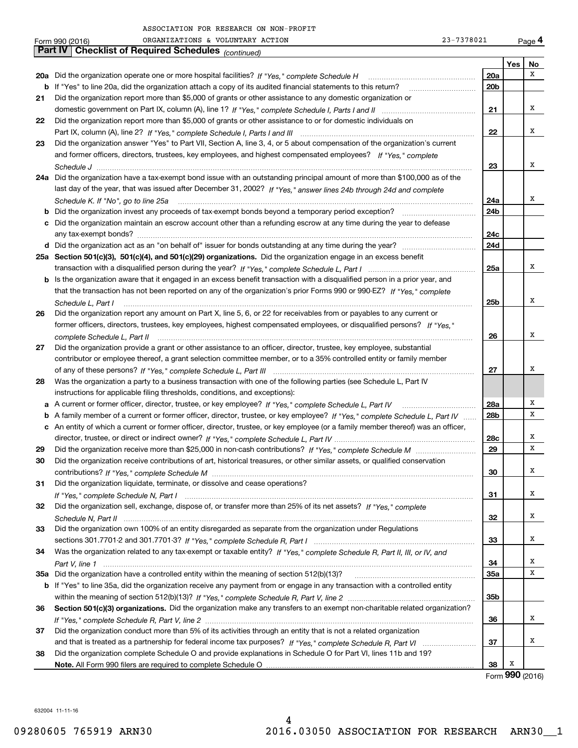ASSOCIATION FOR RESEARCH ON NON-PROFIT ORGANIZATIONS & VOLUNTARY ACTION 23-7378021

Form 990 (2016) Page 4

## Part IV Checklist of Required Schedules *(continued)*

| | | | Yes | No |
|---|---|---|---|---|
| 20a | Did the organization operate one or more hospital facilities? *If "Yes," complete Schedule H* | 20a | | X |
| b | If "Yes" to line 20a, did the organization attach a copy of its audited financial statements to this return? | 20b | | |
| 21 | Did the organization report more than $5,000 of grants or other assistance to any domestic organization or domestic government on Part IX, column (A), line 1? *If "Yes," complete Schedule I, Parts I and II* | 21 | | X |
| 22 | Did the organization report more than $5,000 of grants or other assistance to or for domestic individuals on Part IX, column (A), line 2? *If "Yes," complete Schedule I, Parts I and III* | 22 | | X |
| 23 | Did the organization answer "Yes" to Part VII, Section A, line 3, 4, or 5 about compensation of the organization's current and former officers, directors, trustees, key employees, and highest compensated employees? *If "Yes," complete Schedule J* | 23 | | X |
| 24a | Did the organization have a tax-exempt bond issue with an outstanding principal amount of more than $100,000 as of the last day of the year, that was issued after December 31, 2002? *If "Yes," answer lines 24b through 24d and complete Schedule K. If "No", go to line 25a* | 24a | | X |
| b | Did the organization invest any proceeds of tax-exempt bonds beyond a temporary period exception? | 24b | | |
| c | Did the organization maintain an escrow account other than a refunding escrow at any time during the year to defease any tax-exempt bonds? | 24c | | |
| d | Did the organization act as an "on behalf of" issuer for bonds outstanding at any time during the year? | 24d | | |
| 25a | **Section 501(c)(3), 501(c)(4), and 501(c)(29) organizations.** Did the organization engage in an excess benefit transaction with a disqualified person during the year? *If "Yes," complete Schedule L, Part I* | 25a | | X |
| b | Is the organization aware that it engaged in an excess benefit transaction with a disqualified person in a prior year, and that the transaction has not been reported on any of the organization's prior Forms 990 or 990-EZ? *If "Yes," complete Schedule L, Part I* | 25b | | X |
| 26 | Did the organization report any amount on Part X, line 5, 6, or 22 for receivables from or payables to any current or former officers, directors, trustees, key employees, highest compensated employees, or disqualified persons? *If "Yes," complete Schedule L, Part II* | 26 | | X |
| 27 | Did the organization provide a grant or other assistance to an officer, director, trustee, key employee, substantial contributor or employee thereof, a grant selection committee member, or to a 35% controlled entity or family member of any of these persons? *If "Yes," complete Schedule L, Part III* | 27 | | X |
| 28 | Was the organization a party to a business transaction with one of the following parties (see Schedule L, Part IV instructions for applicable filing thresholds, conditions, and exceptions): | | | |
| a | A current or former officer, director, trustee, or key employee? *If "Yes," complete Schedule L, Part IV* | 28a | | X |
| b | A family member of a current or former officer, director, trustee, or key employee? *If "Yes," complete Schedule L, Part IV* | 28b | | X |
| c | An entity of which a current or former officer, director, trustee, or key employee (or a family member thereof) was an officer, director, trustee, or direct or indirect owner? *If "Yes," complete Schedule L, Part IV* | 28c | | X |
| 29 | Did the organization receive more than $25,000 in non-cash contributions? *If "Yes," complete Schedule M* | 29 | | X |
| 30 | Did the organization receive contributions of art, historical treasures, or other similar assets, or qualified conservation contributions? *If "Yes," complete Schedule M* | 30 | | X |
| 31 | Did the organization liquidate, terminate, or dissolve and cease operations? *If "Yes," complete Schedule N, Part I* | 31 | | X |
| 32 | Did the organization sell, exchange, dispose of, or transfer more than 25% of its net assets? *If "Yes," complete Schedule N, Part II* | 32 | | X |
| 33 | Did the organization own 100% of an entity disregarded as separate from the organization under Regulations sections 301.7701-2 and 301.7701-3? *If "Yes," complete Schedule R, Part I* | 33 | | X |
| 34 | Was the organization related to any tax-exempt or taxable entity? *If "Yes," complete Schedule R, Part II, III, or IV, and Part V, line 1* | 34 | | X |
| 35a | Did the organization have a controlled entity within the meaning of section 512(b)(13)? | 35a | | X |
| b | If "Yes" to line 35a, did the organization receive any payment from or engage in any transaction with a controlled entity within the meaning of section 512(b)(13)? *If "Yes," complete Schedule R, Part V, line 2* | 35b | | |
| 36 | **Section 501(c)(3) organizations.** Did the organization make any transfers to an exempt non-charitable related organization? *If "Yes," complete Schedule R, Part V, line 2* | 36 | | X |
| 37 | Did the organization conduct more than 5% of its activities through an entity that is not a related organization and that is treated as a partnership for federal income tax purposes? *If "Yes," complete Schedule R, Part VI* | 37 | | X |
| 38 | Did the organization complete Schedule O and provide explanations in Schedule O for Part VI, lines 11b and 19? **Note.** All Form 990 filers are required to complete Schedule O | 38 | X | |

Form **990** (2016)

632004 11-11-16

09280605 765919 ARN30 2016.03050 ASSOCIATION FOR RESEARCH ARN30__1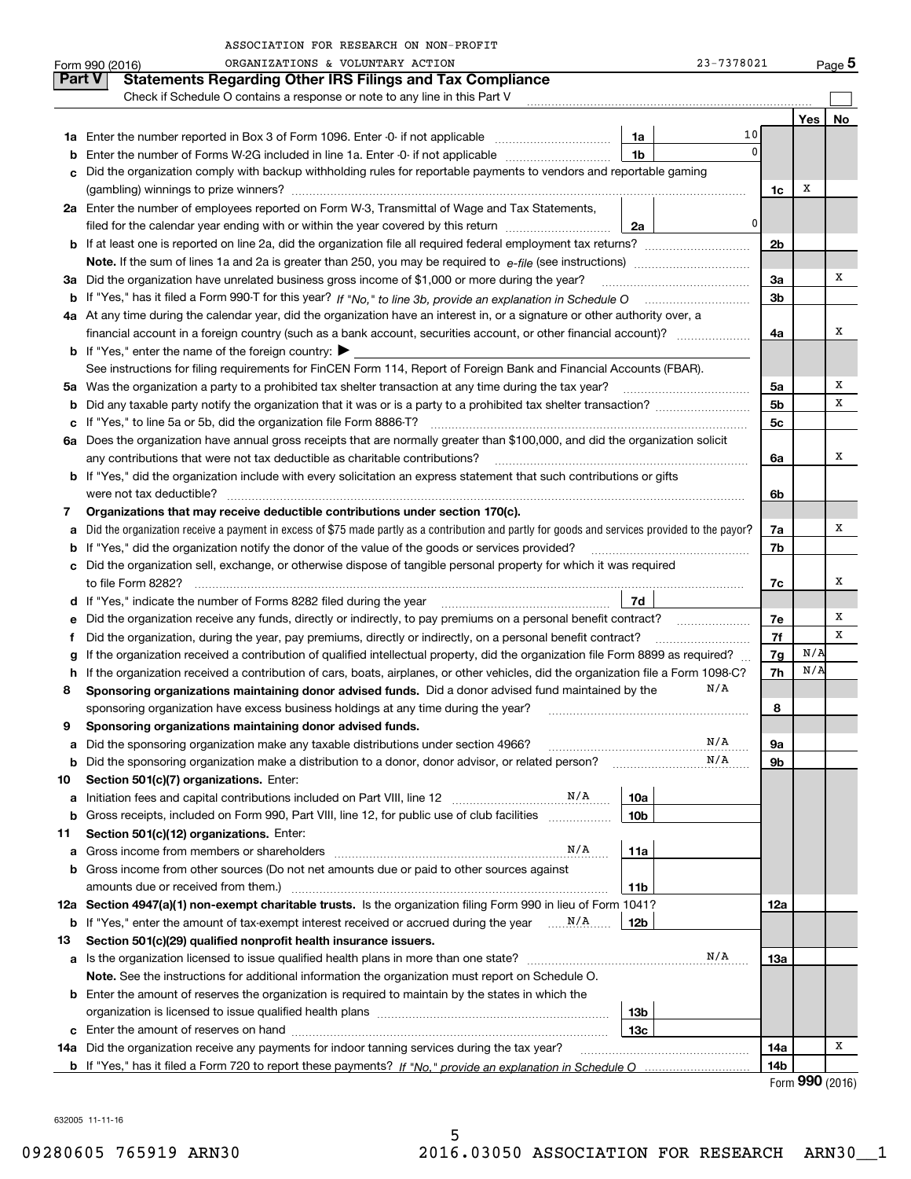ASSOCIATION FOR RESEARCH ON NON-PROFIT ORGANIZATIONS & VOLUNTARY ACTION

Form 990 (2016) 23-7378021 Page **5**

**Part V Statements Regarding Other IRS Filings and Tax Compliance**

Check if Schedule O contains a response or note to any line in this Part V

| | | | | | Yes | No |
|---|---|---|---|---|---|---|
| **1a** | Enter the number reported in Box 3 of Form 1096. Enter -0- if not applicable | 1a | 10 | | | |
| **b** | Enter the number of Forms W-2G included in line 1a. Enter -0- if not applicable | 1b | 0 | | | |
| **c** | Did the organization comply with backup withholding rules for reportable payments to vendors and reportable gaming (gambling) winnings to prize winners? | | | 1c | X | |
| **2a** | Enter the number of employees reported on Form W-3, Transmittal of Wage and Tax Statements, filed for the calendar year ending with or within the year covered by this return | 2a | 0 | | | |
| **b** | If at least one is reported on line 2a, did the organization file all required federal employment tax returns? | | | 2b | | |
| | **Note.** If the sum of lines 1a and 2a is greater than 250, you may be required to *e-file* (see instructions) | | | | | |
| **3a** | Did the organization have unrelated business gross income of $1,000 or more during the year? | | | 3a | | X |
| **b** | If "Yes," has it filed a Form 990-T for this year? *If "No," to line 3b, provide an explanation in Schedule O* | | | 3b | | |
| **4a** | At any time during the calendar year, did the organization have an interest in, or a signature or other authority over, a financial account in a foreign country (such as a bank account, securities account, or other financial account)? | | | 4a | | X |
| **b** | If "Yes," enter the name of the foreign country: ▶ | | | | | |
| | See instructions for filing requirements for FinCEN Form 114, Report of Foreign Bank and Financial Accounts (FBAR). | | | | | |
| **5a** | Was the organization a party to a prohibited tax shelter transaction at any time during the tax year? | | | 5a | | X |
| **b** | Did any taxable party notify the organization that it was or is a party to a prohibited tax shelter transaction? | | | 5b | | X |
| **c** | If "Yes," to line 5a or 5b, did the organization file Form 8886-T? | | | 5c | | |
| **6a** | Does the organization have annual gross receipts that are normally greater than $100,000, and did the organization solicit any contributions that were not tax deductible as charitable contributions? | | | 6a | | X |
| **b** | If "Yes," did the organization include with every solicitation an express statement that such contributions or gifts were not tax deductible? | | | 6b | | |
| **7** | **Organizations that may receive deductible contributions under section 170(c).** | | | | | |
| **a** | Did the organization receive a payment in excess of $75 made partly as a contribution and partly for goods and services provided to the payor? | | | 7a | | X |
| **b** | If "Yes," did the organization notify the donor of the value of the goods or services provided? | | | 7b | | |
| **c** | Did the organization sell, exchange, or otherwise dispose of tangible personal property for which it was required to file Form 8282? | | | 7c | | X |
| **d** | If "Yes," indicate the number of Forms 8282 filed during the year | 7d | | | | |
| **e** | Did the organization receive any funds, directly or indirectly, to pay premiums on a personal benefit contract? | | | 7e | | X |
| **f** | Did the organization, during the year, pay premiums, directly or indirectly, on a personal benefit contract? | | | 7f | | X |
| **g** | If the organization received a contribution of qualified intellectual property, did the organization file Form 8899 as required? | | | 7g | N/A | |
| **h** | If the organization received a contribution of cars, boats, airplanes, or other vehicles, did the organization file a Form 1098-C? | | | 7h | N/A | |
| **8** | **Sponsoring organizations maintaining donor advised funds.** Did a donor advised fund maintained by the sponsoring organization have excess business holdings at any time during the year? N/A | | | 8 | | |
| **9** | **Sponsoring organizations maintaining donor advised funds.** | | | | | |
| **a** | Did the sponsoring organization make any taxable distributions under section 4966? N/A | | | 9a | | |
| **b** | Did the sponsoring organization make a distribution to a donor, donor advisor, or related person? N/A | | | 9b | | |
| **10** | **Section 501(c)(7) organizations.** Enter: | | | | | |
| **a** | Initiation fees and capital contributions included on Part VIII, line 12 N/A | 10a | | | | |
| **b** | Gross receipts, included on Form 990, Part VIII, line 12, for public use of club facilities | 10b | | | | |
| **11** | **Section 501(c)(12) organizations.** Enter: | | | | | |
| **a** | Gross income from members or shareholders N/A | 11a | | | | |
| **b** | Gross income from other sources (Do not net amounts due or paid to other sources against amounts due or received from them.) | 11b | | | | |
| **12a** | **Section 4947(a)(1) non-exempt charitable trusts.** Is the organization filing Form 990 in lieu of Form 1041? | | | 12a | | |
| **b** | If "Yes," enter the amount of tax-exempt interest received or accrued during the year N/A | 12b | | | | |
| **13** | **Section 501(c)(29) qualified nonprofit health insurance issuers.** | | | | | |
| **a** | Is the organization licensed to issue qualified health plans in more than one state? N/A | | | 13a | | |
| | **Note.** See the instructions for additional information the organization must report on Schedule O. | | | | | |
| **b** | Enter the amount of reserves the organization is required to maintain by the states in which the organization is licensed to issue qualified health plans | 13b | | | | |
| **c** | Enter the amount of reserves on hand | 13c | | | | |
| **14a** | Did the organization receive any payments for indoor tanning services during the tax year? | | | 14a | | X |
| **b** | If "Yes," has it filed a Form 720 to report these payments? *If "No," provide an explanation in Schedule O* | | | 14b | | |

Form **990** (2016)

632005 11-11-16

09280605 765919 ARN30 2016.03050 ASSOCIATION FOR RESEARCH ARN30__1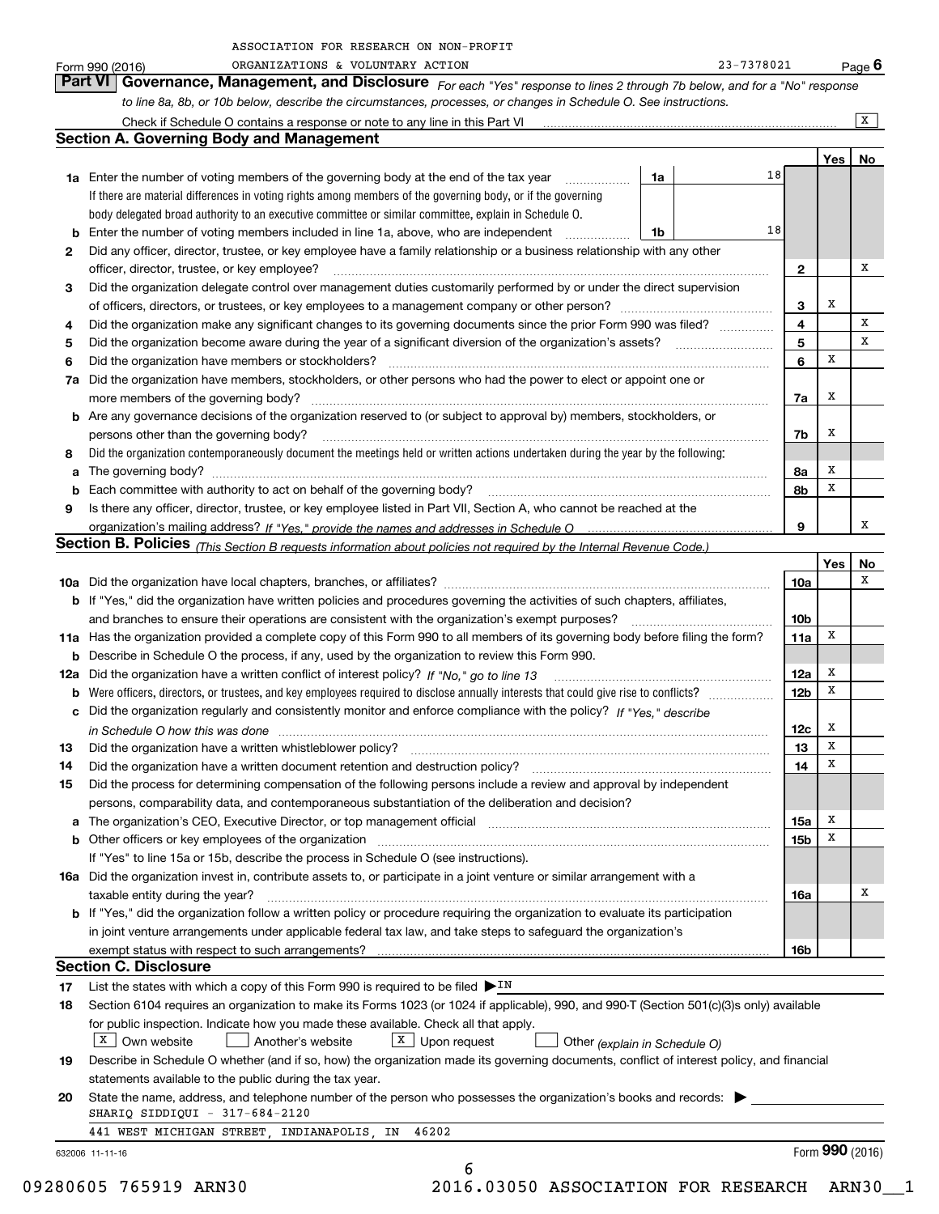ASSOCIATION FOR RESEARCH ON NON-PROFIT ORGANIZATIONS & VOLUNTARY ACTION 23-7378021

Form 990 (2016) Page **6**

## Part VI Governance, Management, and Disclosure

*For each "Yes" response to lines 2 through 7b below, and for a "No" response to line 8a, 8b, or 10b below, describe the circumstances, processes, or changes in Schedule O. See instructions.*

Check if Schedule O contains a response or note to any line in this Part VI [X]

### Section A. Governing Body and Management

| | | | | Yes | No |
|---|---|---|---|---|---|
| **1a** | Enter the number of voting members of the governing body at the end of the tax year. If there are material differences in voting rights among members of the governing body, or if the governing body delegated broad authority to an executive committee or similar committee, explain in Schedule O. | 1a: 18 | | | |
| **b** | Enter the number of voting members included in line 1a, above, who are independent | 1b: 18 | | | |
| **2** | Did any officer, director, trustee, or key employee have a family relationship or a business relationship with any other officer, director, trustee, or key employee? | | 2 | | X |
| **3** | Did the organization delegate control over management duties customarily performed by or under the direct supervision of officers, directors, or trustees, or key employees to a management company or other person? | | 3 | X | |
| **4** | Did the organization make any significant changes to its governing documents since the prior Form 990 was filed? | | 4 | | X |
| **5** | Did the organization become aware during the year of a significant diversion of the organization's assets? | | 5 | | X |
| **6** | Did the organization have members or stockholders? | | 6 | X | |
| **7a** | Did the organization have members, stockholders, or other persons who had the power to elect or appoint one or more members of the governing body? | | 7a | X | |
| **b** | Are any governance decisions of the organization reserved to (or subject to approval by) members, stockholders, or persons other than the governing body? | | 7b | X | |
| **8** | Did the organization contemporaneously document the meetings held or written actions undertaken during the year by the following: | | | | |
| **a** | The governing body? | | 8a | X | |
| **b** | Each committee with authority to act on behalf of the governing body? | | 8b | X | |
| **9** | Is there any officer, director, trustee, or key employee listed in Part VII, Section A, who cannot be reached at the organization's mailing address? *If "Yes," provide the names and addresses in Schedule O* | | 9 | | X |

### Section B. Policies *(This Section B requests information about policies not required by the Internal Revenue Code.)*

| | | | Yes | No |
|---|---|---|---|---|
| **10a** | Did the organization have local chapters, branches, or affiliates? | 10a | | X |
| **b** | If "Yes," did the organization have written policies and procedures governing the activities of such chapters, affiliates, and branches to ensure their operations are consistent with the organization's exempt purposes? | 10b | | |
| **11a** | Has the organization provided a complete copy of this Form 990 to all members of its governing body before filing the form? | 11a | X | |
| **b** | Describe in Schedule O the process, if any, used by the organization to review this Form 990. | | | |
| **12a** | Did the organization have a written conflict of interest policy? *If "No," go to line 13* | 12a | X | |
| **b** | Were officers, directors, or trustees, and key employees required to disclose annually interests that could give rise to conflicts? | 12b | X | |
| **c** | Did the organization regularly and consistently monitor and enforce compliance with the policy? *If "Yes," describe in Schedule O how this was done* | 12c | X | |
| **13** | Did the organization have a written whistleblower policy? | 13 | X | |
| **14** | Did the organization have a written document retention and destruction policy? | 14 | X | |
| **15** | Did the process for determining compensation of the following persons include a review and approval by independent persons, comparability data, and contemporaneous substantiation of the deliberation and decision? | | | |
| **a** | The organization's CEO, Executive Director, or top management official | 15a | X | |
| **b** | Other officers or key employees of the organization | 15b | X | |
| | If "Yes" to line 15a or 15b, describe the process in Schedule O (see instructions). | | | |
| **16a** | Did the organization invest in, contribute assets to, or participate in a joint venture or similar arrangement with a taxable entity during the year? | 16a | | X |
| **b** | If "Yes," did the organization follow a written policy or procedure requiring the organization to evaluate its participation in joint venture arrangements under applicable federal tax law, and take steps to safeguard the organization's exempt status with respect to such arrangements? | 16b | | |

### Section C. Disclosure

**17** List the states with which a copy of this Form 990 is required to be filed ▶ IN

**18** Section 6104 requires an organization to make its Forms 1023 (or 1024 if applicable), 990, and 990-T (Section 501(c)(3)s only) available for public inspection. Indicate how you made these available. Check all that apply.

[X] Own website  [ ] Another's website  [X] Upon request  [ ] Other *(explain in Schedule O)*

**19** Describe in Schedule O whether (and if so, how) the organization made its governing documents, conflict of interest policy, and financial statements available to the public during the tax year.

**20** State the name, address, and telephone number of the person who possesses the organization's books and records: ▶

SHARIQ SIDDIQUI - 317-684-2120
441 WEST MICHIGAN STREET, INDIANAPOLIS, IN 46202

632006 11-11-16 Form **990** (2016)

09280605 765919 ARN30 2016.03050 ASSOCIATION FOR RESEARCH ARN30__1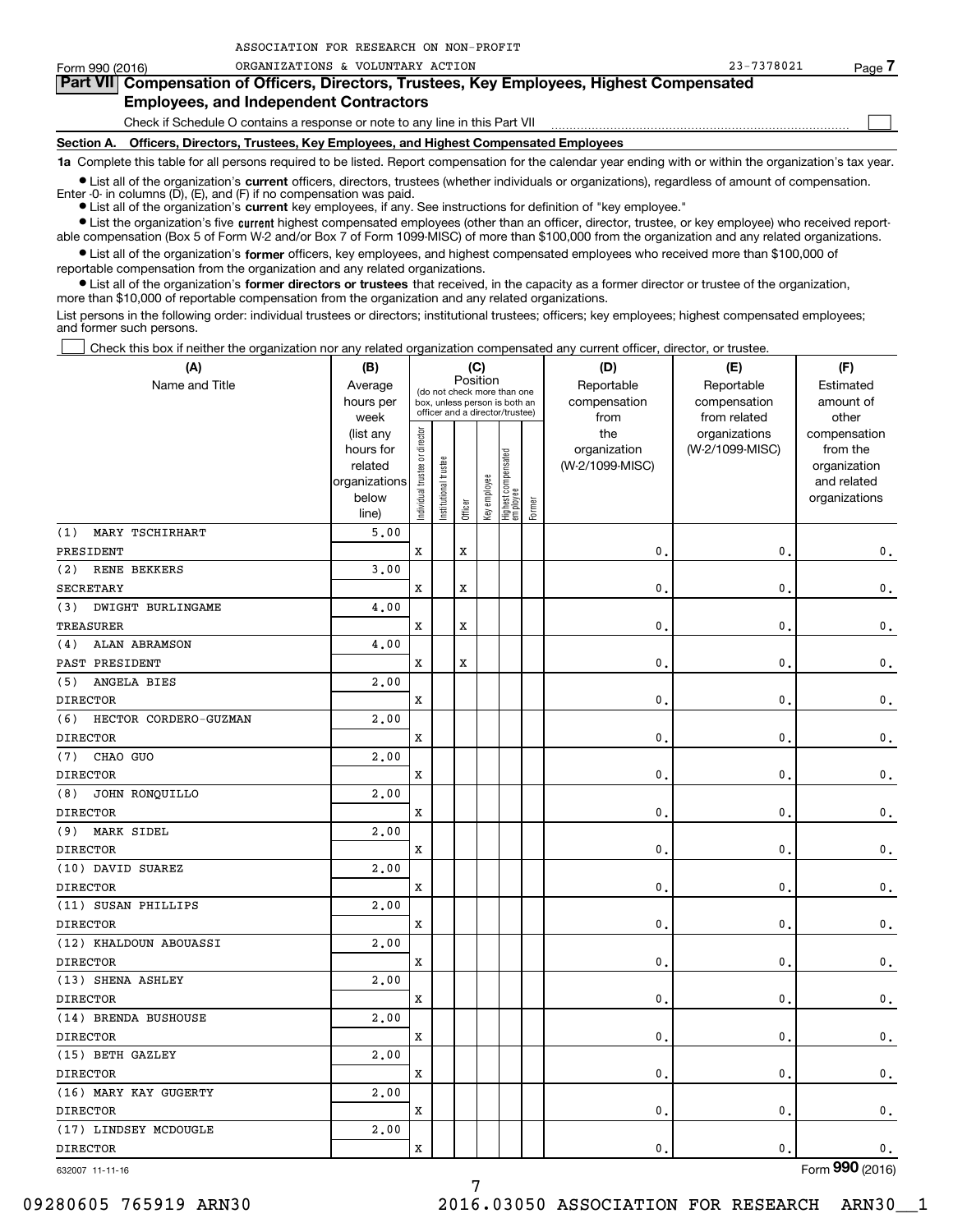ASSOCIATION FOR RESEARCH ON NON-PROFIT

Form 990 (2016) ORGANIZATIONS & VOLUNTARY ACTION 23-7378021 Page 7

## Part VII Compensation of Officers, Directors, Trustees, Key Employees, Highest Compensated Employees, and Independent Contractors

Check if Schedule O contains a response or note to any line in this Part VII

### Section A. Officers, Directors, Trustees, Key Employees, and Highest Compensated Employees

**1a** Complete this table for all persons required to be listed. Report compensation for the calendar year ending with or within the organization's tax year.

- List all of the organization's **current** officers, directors, trustees (whether individuals or organizations), regardless of amount of compensation. Enter -0- in columns (D), (E), and (F) if no compensation was paid.
- List all of the organization's **current** key employees, if any. See instructions for definition of "key employee."
- List the organization's five **current** highest compensated employees (other than an officer, director, trustee, or key employee) who received reportable compensation (Box 5 of Form W-2 and/or Box 7 of Form 1099-MISC) of more than $100,000 from the organization and any related organizations.
- List all of the organization's **former** officers, key employees, and highest compensated employees who received more than $100,000 of reportable compensation from the organization and any related organizations.
- List all of the organization's **former directors or trustees** that received, in the capacity as a former director or trustee of the organization, more than $10,000 of reportable compensation from the organization and any related organizations.

List persons in the following order: individual trustees or directors; institutional trustees; officers; key employees; highest compensated employees; and former such persons.

Check this box if neither the organization nor any related organization compensated any current officer, director, or trustee.

| (A) Name and Title | (B) Average hours per week (list any hours for related organizations below line) | (C) Position: Individual trustee or director | Institutional trustee | Officer | Key employee | Highest compensated employee | Former | (D) Reportable compensation from the organization (W-2/1099-MISC) | (E) Reportable compensation from related organizations (W-2/1099-MISC) | (F) Estimated amount of other compensation from the organization and related organizations |
|---|---|---|---|---|---|---|---|---|---|---|
| (1) MARY TSCHIRHART<br>PRESIDENT | 5.00 | X | | X | | | | 0. | 0. | 0. |
| (2) RENE BEKKERS<br>SECRETARY | 3.00 | X | | X | | | | 0. | 0. | 0. |
| (3) DWIGHT BURLINGAME<br>TREASURER | 4.00 | X | | X | | | | 0. | 0. | 0. |
| (4) ALAN ABRAMSON<br>PAST PRESIDENT | 4.00 | X | | X | | | | 0. | 0. | 0. |
| (5) ANGELA BIES<br>DIRECTOR | 2.00 | X | | | | | | 0. | 0. | 0. |
| (6) HECTOR CORDERO-GUZMAN<br>DIRECTOR | 2.00 | X | | | | | | 0. | 0. | 0. |
| (7) CHAO GUO<br>DIRECTOR | 2.00 | X | | | | | | 0. | 0. | 0. |
| (8) JOHN RONQUILLO<br>DIRECTOR | 2.00 | X | | | | | | 0. | 0. | 0. |
| (9) MARK SIDEL<br>DIRECTOR | 2.00 | X | | | | | | 0. | 0. | 0. |
| (10) DAVID SUAREZ<br>DIRECTOR | 2.00 | X | | | | | | 0. | 0. | 0. |
| (11) SUSAN PHILLIPS<br>DIRECTOR | 2.00 | X | | | | | | 0. | 0. | 0. |
| (12) KHALDOUN ABOUASSI<br>DIRECTOR | 2.00 | X | | | | | | 0. | 0. | 0. |
| (13) SHENA ASHLEY<br>DIRECTOR | 2.00 | X | | | | | | 0. | 0. | 0. |
| (14) BRENDA BUSHOUSE<br>DIRECTOR | 2.00 | X | | | | | | 0. | 0. | 0. |
| (15) BETH GAZLEY<br>DIRECTOR | 2.00 | X | | | | | | 0. | 0. | 0. |
| (16) MARY KAY GUGERTY<br>DIRECTOR | 2.00 | X | | | | | | 0. | 0. | 0. |
| (17) LINDSEY MCDOUGLE<br>DIRECTOR | 2.00 | X | | | | | | 0. | 0. | 0. |

632007 11-11-16 Form 990 (2016)

09280605 765919 ARN30 2016.03050 ASSOCIATION FOR RESEARCH ARN30__1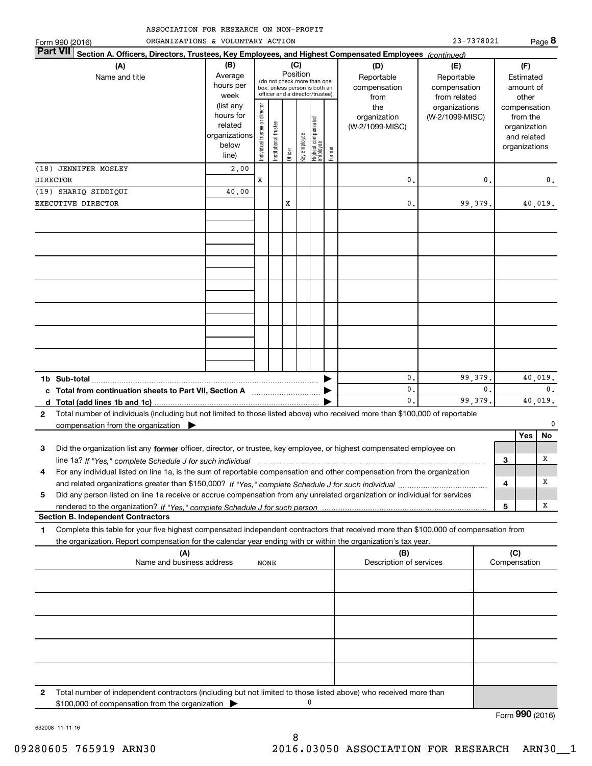ASSOCIATION FOR RESEARCH ON NON-PROFIT ORGANIZATIONS & VOLUNTARY ACTION

Form 990 (2016) 23-7378021 Page **8**

**Part VII Section A. Officers, Directors, Trustees, Key Employees, and Highest Compensated Employees** *(continued)*

| (A) Name and title | (B) Average hours per week (list any hours for related organizations below line) | Individual trustee or director | Institutional trustee | Officer | Key employee | Highest compensated employee | Former | (D) Reportable compensation from the organization (W-2/1099-MISC) | (E) Reportable compensation from related organizations (W-2/1099-MISC) | (F) Estimated amount of other compensation from the organization and related organizations |
|---|---|---|---|---|---|---|---|---|---|---|
| (18) JENNIFER MOSLEY | 2.00 | | | | | | | | | |
| DIRECTOR | | X | | | | | | 0. | 0. | 0. |
| (19) SHARIQ SIDDIQUI | 40.00 | | | | | | | | | |
| EXECUTIVE DIRECTOR | | | | X | | | | 0. | 99,379. | 40,019. |

| | (D) | (E) | (F) |
|---|---|---|---|
| **1b Sub-total** | 0. | 99,379. | 40,019. |
| **c Total from continuation sheets to Part VII, Section A** | 0. | 0. | 0. |
| **d Total (add lines 1b and 1c)** | 0. | 99,379. | 40,019. |

**2** Total number of individuals (including but not limited to those listed above) who received more than $100,000 of reportable compensation from the organization ▶ 0

| | | Yes | No |
|---|---|---|---|
| **3** Did the organization list any **former** officer, director, or trustee, key employee, or highest compensated employee on line 1a? *If "Yes," complete Schedule J for such individual* | 3 | | X |
| **4** For any individual listed on line 1a, is the sum of reportable compensation and other compensation from the organization and related organizations greater than $150,000? *If "Yes," complete Schedule J for such individual* | 4 | | X |
| **5** Did any person listed on line 1a receive or accrue compensation from any unrelated organization or individual for services rendered to the organization? *If "Yes," complete Schedule J for such person* | 5 | | X |

**Section B. Independent Contractors**

**1** Complete this table for your five highest compensated independent contractors that received more than $100,000 of compensation from the organization. Report compensation for the calendar year ending with or within the organization's tax year.

| (A) Name and business address | (B) Description of services | (C) Compensation |
|---|---|---|
| NONE | | |
| | | |
| | | |
| | | |
| | | |

**2** Total number of independent contractors (including but not limited to those listed above) who received more than $100,000 of compensation from the organization ▶ 0

Form **990** (2016)

632008 11-11-16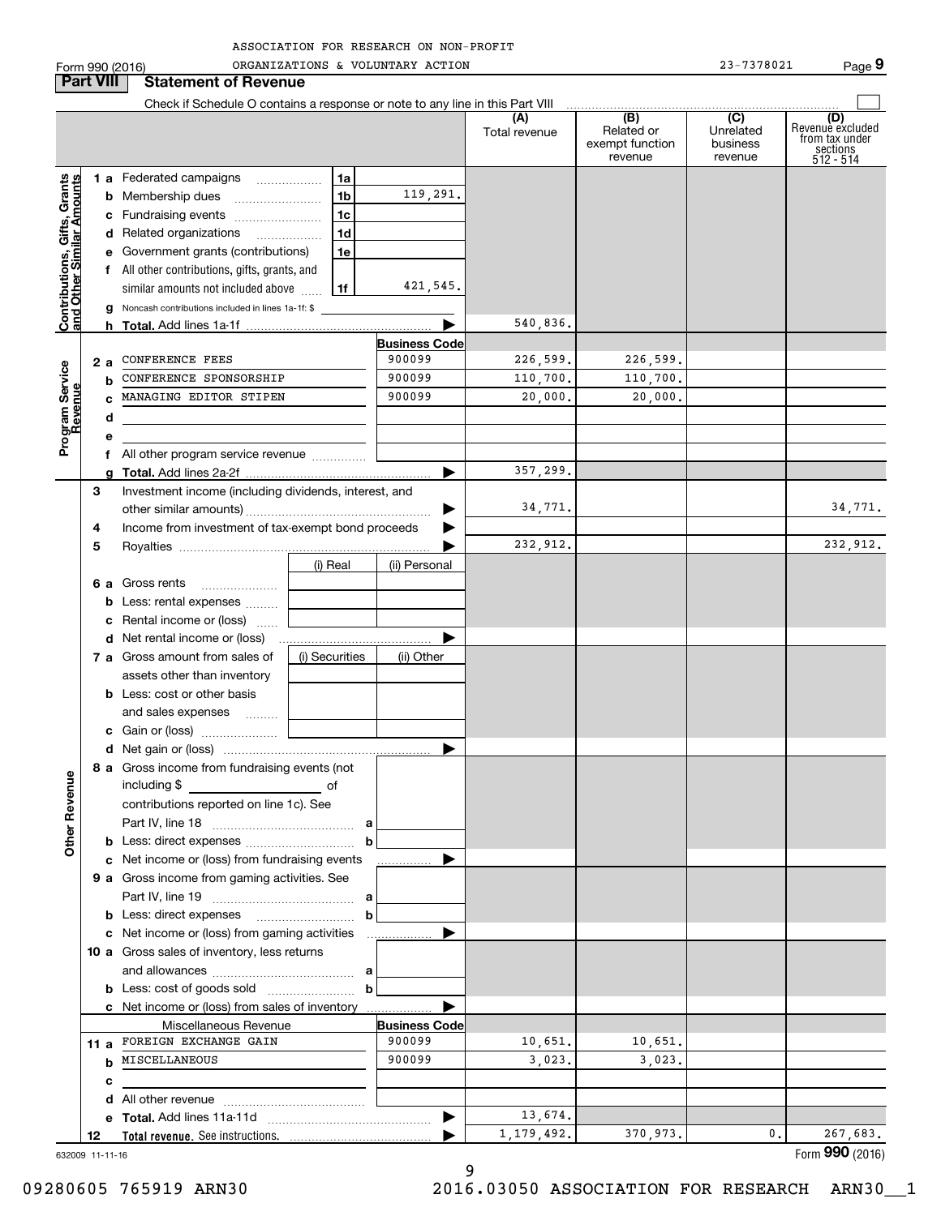ASSOCIATION FOR RESEARCH ON NON-PROFIT ORGANIZATIONS & VOLUNTARY ACTION

Form 990 (2016) 23-7378021 Page 9

## Part VIII Statement of Revenue

Check if Schedule O contains a response or note to any line in this Part VIII

| | | | | (A) Total revenue | (B) Related or exempt function revenue | (C) Unrelated business revenue | (D) Revenue excluded from tax under sections 512 - 514 |
|---|---|---|---|---|---|---|---|
| **Contributions, Gifts, Grants and Other Similar Amounts** | 1a Federated campaigns | 1a | | | | | |
| | b Membership dues | 1b | 119,291. | | | | |
| | c Fundraising events | 1c | | | | | |
| | d Related organizations | 1d | | | | | |
| | e Government grants (contributions) | 1e | | | | | |
| | f All other contributions, gifts, grants, and similar amounts not included above | 1f | 421,545. | | | | |
| | g Noncash contributions included in lines 1a-1f: $ | | | | | | |
| | h **Total.** Add lines 1a-1f | | | 540,836. | | | |
| **Program Service Revenue** | | | **Business Code** | | | | |
| | 2a CONFERENCE FEES | | 900099 | 226,599. | 226,599. | | |
| | b CONFERENCE SPONSORSHIP | | 900099 | 110,700. | 110,700. | | |
| | c MANAGING EDITOR STIPEN | | 900099 | 20,000. | 20,000. | | |
| | d | | | | | | |
| | e | | | | | | |
| | f All other program service revenue | | | | | | |
| | g **Total.** Add lines 2a-2f | | | 357,299. | | | |
| **Other Revenue** | 3 Investment income (including dividends, interest, and other similar amounts) | | | 34,771. | | | 34,771. |
| | 4 Income from investment of tax-exempt bond proceeds | | | | | | |
| | 5 Royalties | | | 232,912. | | | 232,912. |
| | | (i) Real | (ii) Personal | | | | |
| | 6a Gross rents | | | | | | |
| | b Less: rental expenses | | | | | | |
| | c Rental income or (loss) | | | | | | |
| | d Net rental income or (loss) | | | | | | |
| | 7a Gross amount from sales of assets other than inventory | (i) Securities | (ii) Other | | | | |
| | b Less: cost or other basis and sales expenses | | | | | | |
| | c Gain or (loss) | | | | | | |
| | d Net gain or (loss) | | | | | | |
| | 8a Gross income from fundraising events (not including $ of contributions reported on line 1c). See Part IV, line 18 | a | | | | | |
| | b Less: direct expenses | b | | | | | |
| | c Net income or (loss) from fundraising events | | | | | | |
| | 9a Gross income from gaming activities. See Part IV, line 19 | a | | | | | |
| | b Less: direct expenses | b | | | | | |
| | c Net income or (loss) from gaming activities | | | | | | |
| | 10a Gross sales of inventory, less returns and allowances | a | | | | | |
| | b Less: cost of goods sold | b | | | | | |
| | c Net income or (loss) from sales of inventory | | | | | | |
| | Miscellaneous Revenue | | **Business Code** | | | | |
| | 11a FOREIGN EXCHANGE GAIN | | 900099 | 10,651. | 10,651. | | |
| | b MISCELLANEOUS | | 900099 | 3,023. | 3,023. | | |
| | c | | | | | | |
| | d All other revenue | | | | | | |
| | e **Total.** Add lines 11a-11d | | | 13,674. | | | |
| | 12 **Total revenue.** See instructions. | | | 1,179,492. | 370,973. | 0. | 267,683. |

632009 11-11-16 Form **990** (2016)

09280605 765919 ARN30 2016.03050 ASSOCIATION FOR RESEARCH ARN30__1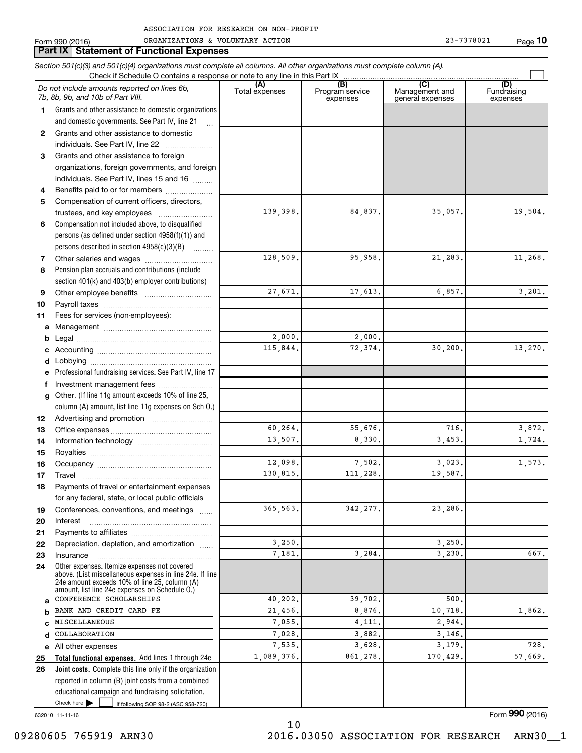ASSOCIATION FOR RESEARCH ON NON-PROFIT ORGANIZATIONS & VOLUNTARY ACTION 23-7378021

Form 990 (2016)

## Part IX Statement of Functional Expenses

*Section 501(c)(3) and 501(c)(4) organizations must complete all columns. All other organizations must complete column (A).*

Check if Schedule O contains a response or note to any line in this Part IX ☐

| | *Do not include amounts reported on lines 6b, 7b, 8b, 9b, and 10b of Part VIII.* | (A) Total expenses | (B) Program service expenses | (C) Management and general expenses | (D) Fundraising expenses |
|---|---|---|---|---|---|
| 1 | Grants and other assistance to domestic organizations and domestic governments. See Part IV, line 21 | | | | |
| 2 | Grants and other assistance to domestic individuals. See Part IV, line 22 | | | | |
| 3 | Grants and other assistance to foreign organizations, foreign governments, and foreign individuals. See Part IV, lines 15 and 16 | | | | |
| 4 | Benefits paid to or for members | | | | |
| 5 | Compensation of current officers, directors, trustees, and key employees | 139,398. | 84,837. | 35,057. | 19,504. |
| 6 | Compensation not included above, to disqualified persons (as defined under section 4958(f)(1)) and persons described in section 4958(c)(3)(B) | | | | |
| 7 | Other salaries and wages | 128,509. | 95,958. | 21,283. | 11,268. |
| 8 | Pension plan accruals and contributions (include section 401(k) and 403(b) employer contributions) | | | | |
| 9 | Other employee benefits | 27,671. | 17,613. | 6,857. | 3,201. |
| 10 | Payroll taxes | | | | |
| 11 | Fees for services (non-employees): | | | | |
| a | Management | | | | |
| b | Legal | 2,000. | 2,000. | | |
| c | Accounting | 115,844. | 72,374. | 30,200. | 13,270. |
| d | Lobbying | | | | |
| e | Professional fundraising services. See Part IV, line 17 | | | | |
| f | Investment management fees | | | | |
| g | Other. (If line 11g amount exceeds 10% of line 25, column (A) amount, list line 11g expenses on Sch O.) | | | | |
| 12 | Advertising and promotion | | | | |
| 13 | Office expenses | 60,264. | 55,676. | 716. | 3,872. |
| 14 | Information technology | 13,507. | 8,330. | 3,453. | 1,724. |
| 15 | Royalties | | | | |
| 16 | Occupancy | 12,098. | 7,502. | 3,023. | 1,573. |
| 17 | Travel | 130,815. | 111,228. | 19,587. | |
| 18 | Payments of travel or entertainment expenses for any federal, state, or local public officials | | | | |
| 19 | Conferences, conventions, and meetings | 365,563. | 342,277. | 23,286. | |
| 20 | Interest | | | | |
| 21 | Payments to affiliates | | | | |
| 22 | Depreciation, depletion, and amortization | 3,250. | | 3,250. | |
| 23 | Insurance | 7,181. | 3,284. | 3,230. | 667. |
| 24 | Other expenses. Itemize expenses not covered above. (List miscellaneous expenses in line 24e. If line 24e amount exceeds 10% of line 25, column (A) amount, list line 24e expenses on Schedule O.) | | | | |
| a | CONFERENCE SCHOLARSHIPS | 40,202. | 39,702. | 500. | |
| b | BANK AND CREDIT CARD FE | 21,456. | 8,876. | 10,718. | 1,862. |
| c | MISCELLANEOUS | 7,055. | 4,111. | 2,944. | |
| d | COLLABORATION | 7,028. | 3,882. | 3,146. | |
| e | All other expenses | 7,535. | 3,628. | 3,179. | 728. |
| 25 | **Total functional expenses.** Add lines 1 through 24e | 1,089,376. | 861,278. | 170,429. | 57,669. |
| 26 | **Joint costs.** Complete this line only if the organization reported in column (B) joint costs from a combined educational campaign and fundraising solicitation. Check here ☐ if following SOP 98-2 (ASC 958-720) | | | | |

632010 11-11-16

Form **990** (2016)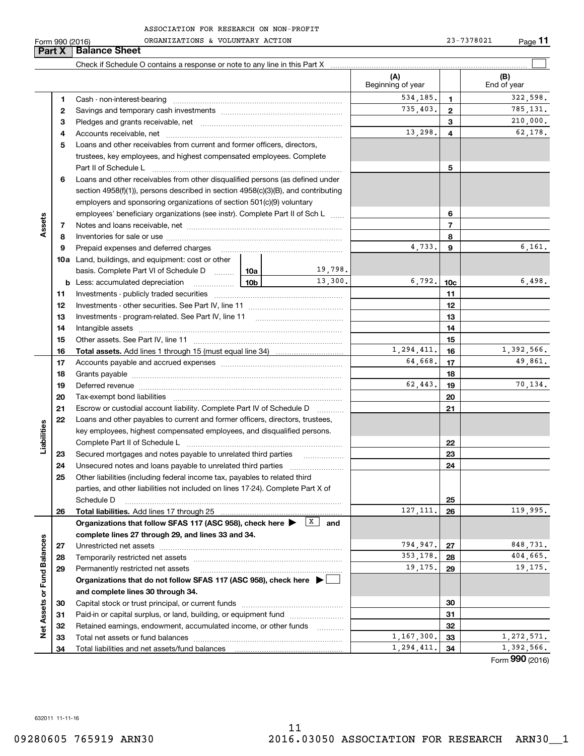ASSOCIATION FOR RESEARCH ON NON-PROFIT ORGANIZATIONS & VOLUNTARY ACTION

Form 990 (2016) 23-7378021

## Part X Balance Sheet

Check if Schedule O contains a response or note to any line in this Part X ☐

| Section | Line | Description | | | (A) Beginning of year | Line | (B) End of year |
|---|---|---|---|---|---|---|---|
| Assets | 1 | Cash - non-interest-bearing | | | 534,185. | 1 | 322,598. |
| | 2 | Savings and temporary cash investments | | | 735,403. | 2 | 785,131. |
| | 3 | Pledges and grants receivable, net | | | | 3 | 210,000. |
| | 4 | Accounts receivable, net | | | 13,298. | 4 | 62,178. |
| | 5 | Loans and other receivables from current and former officers, directors, trustees, key employees, and highest compensated employees. Complete Part II of Schedule L | | | | 5 | |
| | 6 | Loans and other receivables from other disqualified persons (as defined under section 4958(f)(1)), persons described in section 4958(c)(3)(B), and contributing employers and sponsoring organizations of section 501(c)(9) voluntary employees' beneficiary organizations (see instr). Complete Part II of Sch L | | | | 6 | |
| | 7 | Notes and loans receivable, net | | | | 7 | |
| | 8 | Inventories for sale or use | | | | 8 | |
| | 9 | Prepaid expenses and deferred charges | | | 4,733. | 9 | 6,161. |
| | 10a | Land, buildings, and equipment: cost or other basis. Complete Part VI of Schedule D | 10a | 19,798. | | | |
| | b | Less: accumulated depreciation | 10b | 13,300. | 6,792. | 10c | 6,498. |
| | 11 | Investments - publicly traded securities | | | | 11 | |
| | 12 | Investments - other securities. See Part IV, line 11 | | | | 12 | |
| | 13 | Investments - program-related. See Part IV, line 11 | | | | 13 | |
| | 14 | Intangible assets | | | | 14 | |
| | 15 | Other assets. See Part IV, line 11 | | | | 15 | |
| | 16 | **Total assets.** Add lines 1 through 15 (must equal line 34) | | | 1,294,411. | 16 | 1,392,566. |
| Liabilities | 17 | Accounts payable and accrued expenses | | | 64,668. | 17 | 49,861. |
| | 18 | Grants payable | | | | 18 | |
| | 19 | Deferred revenue | | | 62,443. | 19 | 70,134. |
| | 20 | Tax-exempt bond liabilities | | | | 20 | |
| | 21 | Escrow or custodial account liability. Complete Part IV of Schedule D | | | | 21 | |
| | 22 | Loans and other payables to current and former officers, directors, trustees, key employees, highest compensated employees, and disqualified persons. Complete Part II of Schedule L | | | | 22 | |
| | 23 | Secured mortgages and notes payable to unrelated third parties | | | | 23 | |
| | 24 | Unsecured notes and loans payable to unrelated third parties | | | | 24 | |
| | 25 | Other liabilities (including federal income tax, payables to related third parties, and other liabilities not included on lines 17-24). Complete Part X of Schedule D | | | | 25 | |
| | 26 | **Total liabilities.** Add lines 17 through 25 | | | 127,111. | 26 | 119,995. |
| Net Assets or Fund Balances | | **Organizations that follow SFAS 117 (ASC 958), check here ▶ ☒ and complete lines 27 through 29, and lines 33 and 34.** | | | | | |
| | 27 | Unrestricted net assets | | | 794,947. | 27 | 848,731. |
| | 28 | Temporarily restricted net assets | | | 353,178. | 28 | 404,665. |
| | 29 | Permanently restricted net assets | | | 19,175. | 29 | 19,175. |
| | | **Organizations that do not follow SFAS 117 (ASC 958), check here ▶ ☐ and complete lines 30 through 34.** | | | | | |
| | 30 | Capital stock or trust principal, or current funds | | | | 30 | |
| | 31 | Paid-in or capital surplus, or land, building, or equipment fund | | | | 31 | |
| | 32 | Retained earnings, endowment, accumulated income, or other funds | | | | 32 | |
| | 33 | Total net assets or fund balances | | | 1,167,300. | 33 | 1,272,571. |
| | 34 | Total liabilities and net assets/fund balances | | | 1,294,411. | 34 | 1,392,566. |

Form **990** (2016)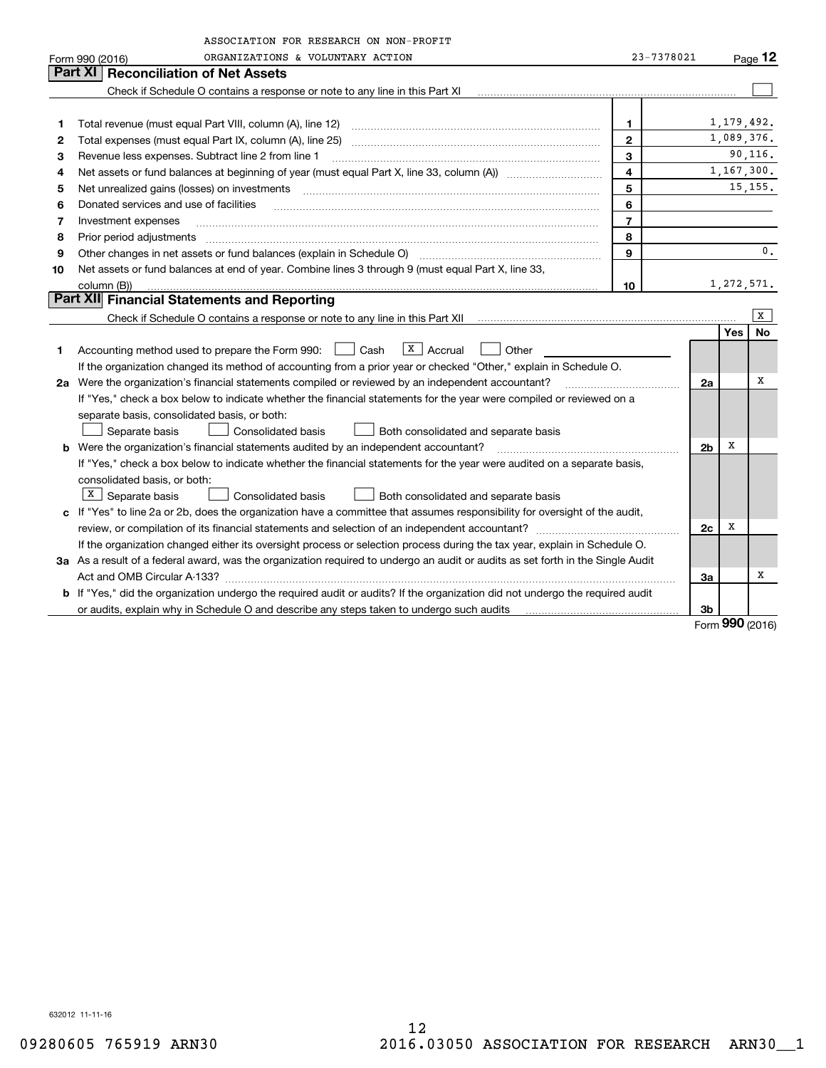ASSOCIATION FOR RESEARCH ON NON-PROFIT ORGANIZATIONS & VOLUNTARY ACTION

Form 990 (2016) 23-7378021 Page 12

## Part XI Reconciliation of Net Assets

Check if Schedule O contains a response or note to any line in this Part XI ☐

| | | | |
|---|---|---|---|
| 1 | Total revenue (must equal Part VIII, column (A), line 12) | 1 | 1,179,492. |
| 2 | Total expenses (must equal Part IX, column (A), line 25) | 2 | 1,089,376. |
| 3 | Revenue less expenses. Subtract line 2 from line 1 | 3 | 90,116. |
| 4 | Net assets or fund balances at beginning of year (must equal Part X, line 33, column (A)) | 4 | 1,167,300. |
| 5 | Net unrealized gains (losses) on investments | 5 | 15,155. |
| 6 | Donated services and use of facilities | 6 | |
| 7 | Investment expenses | 7 | |
| 8 | Prior period adjustments | 8 | |
| 9 | Other changes in net assets or fund balances (explain in Schedule O) | 9 | 0. |
| 10 | Net assets or fund balances at end of year. Combine lines 3 through 9 (must equal Part X, line 33, column (B)) | 10 | 1,272,571. |

## Part XII Financial Statements and Reporting

Check if Schedule O contains a response or note to any line in this Part XII ☒

| | | | Yes | No |
|---|---|---|---|---|
| 1 | Accounting method used to prepare the Form 990: ☐ Cash ☒ Accrual ☐ Other | | | |
| | If the organization changed its method of accounting from a prior year or checked "Other," explain in Schedule O. | | | |
| 2a | Were the organization's financial statements compiled or reviewed by an independent accountant? | 2a | | X |
| | If "Yes," check a box below to indicate whether the financial statements for the year were compiled or reviewed on a separate basis, consolidated basis, or both: ☐ Separate basis ☐ Consolidated basis ☐ Both consolidated and separate basis | | | |
| b | Were the organization's financial statements audited by an independent accountant? | 2b | X | |
| | If "Yes," check a box below to indicate whether the financial statements for the year were audited on a separate basis, consolidated basis, or both: ☒ Separate basis ☐ Consolidated basis ☐ Both consolidated and separate basis | | | |
| c | If "Yes" to line 2a or 2b, does the organization have a committee that assumes responsibility for oversight of the audit, review, or compilation of its financial statements and selection of an independent accountant? | 2c | X | |
| | If the organization changed either its oversight process or selection process during the tax year, explain in Schedule O. | | | |
| 3a | As a result of a federal award, was the organization required to undergo an audit or audits as set forth in the Single Audit Act and OMB Circular A-133? | 3a | | X |
| b | If "Yes," did the organization undergo the required audit or audits? If the organization did not undergo the required audit or audits, explain why in Schedule O and describe any steps taken to undergo such audits | 3b | | |

Form 990 (2016)

632012 11-11-16

09280605 765919 ARN30 2016.03050 ASSOCIATION FOR RESEARCH ARN30__1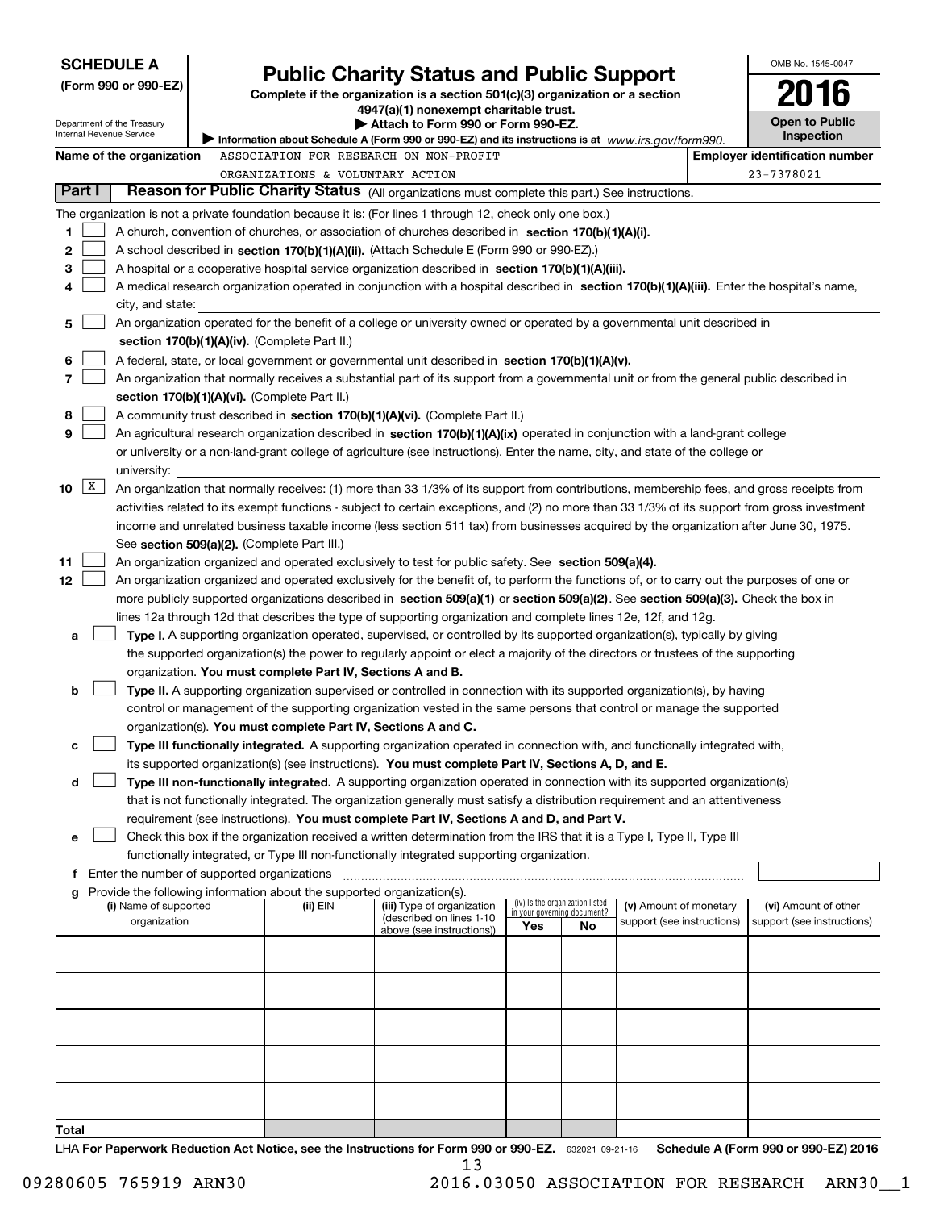**SCHEDULE A**
**(Form 990 or 990-EZ)**

Department of the Treasury
Internal Revenue Service

# Public Charity Status and Public Support

**Complete if the organization is a section 501(c)(3) organization or a section 4947(a)(1) nonexempt charitable trust.**
**▶ Attach to Form 990 or Form 990-EZ.**
**▶ Information about Schedule A (Form 990 or 990-EZ) and its instructions is at** *www.irs.gov/form990.*

OMB No. 1545-0047
**2016**
**Open to Public Inspection**

**Name of the organization** ASSOCIATION FOR RESEARCH ON NON-PROFIT ORGANIZATIONS & VOLUNTARY ACTION
**Employer identification number** 23-7378021

## Part I Reason for Public Charity Status (All organizations must complete this part.) See instructions.

The organization is not a private foundation because it is: (For lines 1 through 12, check only one box.)

1 ☐ A church, convention of churches, or association of churches described in **section 170(b)(1)(A)(i).**

2 ☐ A school described in **section 170(b)(1)(A)(ii).** (Attach Schedule E (Form 990 or 990-EZ).)

3 ☐ A hospital or a cooperative hospital service organization described in **section 170(b)(1)(A)(iii).**

4 ☐ A medical research organization operated in conjunction with a hospital described in **section 170(b)(1)(A)(iii).** Enter the hospital's name, city, and state:

5 ☐ An organization operated for the benefit of a college or university owned or operated by a governmental unit described in **section 170(b)(1)(A)(iv).** (Complete Part II.)

6 ☐ A federal, state, or local government or governmental unit described in **section 170(b)(1)(A)(v).**

7 ☐ An organization that normally receives a substantial part of its support from a governmental unit or from the general public described in **section 170(b)(1)(A)(vi).** (Complete Part II.)

8 ☐ A community trust described in **section 170(b)(1)(A)(vi).** (Complete Part II.)

9 ☐ An agricultural research organization described in **section 170(b)(1)(A)(ix)** operated in conjunction with a land-grant college or university or a non-land-grant college of agriculture (see instructions). Enter the name, city, and state of the college or university:

10 ☒ An organization that normally receives: (1) more than 33 1/3% of its support from contributions, membership fees, and gross receipts from activities related to its exempt functions - subject to certain exceptions, and (2) no more than 33 1/3% of its support from gross investment income and unrelated business taxable income (less section 511 tax) from businesses acquired by the organization after June 30, 1975. See **section 509(a)(2).** (Complete Part III.)

11 ☐ An organization organized and operated exclusively to test for public safety. See **section 509(a)(4).**

12 ☐ An organization organized and operated exclusively for the benefit of, to perform the functions of, or to carry out the purposes of one or more publicly supported organizations described in **section 509(a)(1)** or **section 509(a)(2)**. See **section 509(a)(3).** Check the box in lines 12a through 12d that describes the type of supporting organization and complete lines 12e, 12f, and 12g.

a ☐ **Type I.** A supporting organization operated, supervised, or controlled by its supported organization(s), typically by giving the supported organization(s) the power to regularly appoint or elect a majority of the directors or trustees of the supporting organization. **You must complete Part IV, Sections A and B.**

b ☐ **Type II.** A supporting organization supervised or controlled in connection with its supported organization(s), by having control or management of the supporting organization vested in the same persons that control or manage the supported organization(s). **You must complete Part IV, Sections A and C.**

c ☐ **Type III functionally integrated.** A supporting organization operated in connection with, and functionally integrated with, its supported organization(s) (see instructions). **You must complete Part IV, Sections A, D, and E.**

d ☐ **Type III non-functionally integrated.** A supporting organization operated in connection with its supported organization(s) that is not functionally integrated. The organization generally must satisfy a distribution requirement and an attentiveness requirement (see instructions). **You must complete Part IV, Sections A and D, and Part V.**

e ☐ Check this box if the organization received a written determination from the IRS that it is a Type I, Type II, Type III functionally integrated, or Type III non-functionally integrated supporting organization.

f Enter the number of supported organizations

g Provide the following information about the supported organization(s).

| (i) Name of supported organization | (ii) EIN | (iii) Type of organization (described on lines 1-10 above (see instructions)) | (iv) Is the organization listed in your governing document? Yes | No | (v) Amount of monetary support (see instructions) | (vi) Amount of other support (see instructions) |
|---|---|---|---|---|---|---|
| | | | | | | |
| | | | | | | |
| | | | | | | |
| | | | | | | |
| | | | | | | |
| **Total** | | | | | | |

LHA **For Paperwork Reduction Act Notice, see the Instructions for Form 990 or 990-EZ.** 632021 09-21-16 **Schedule A (Form 990 or 990-EZ) 2016**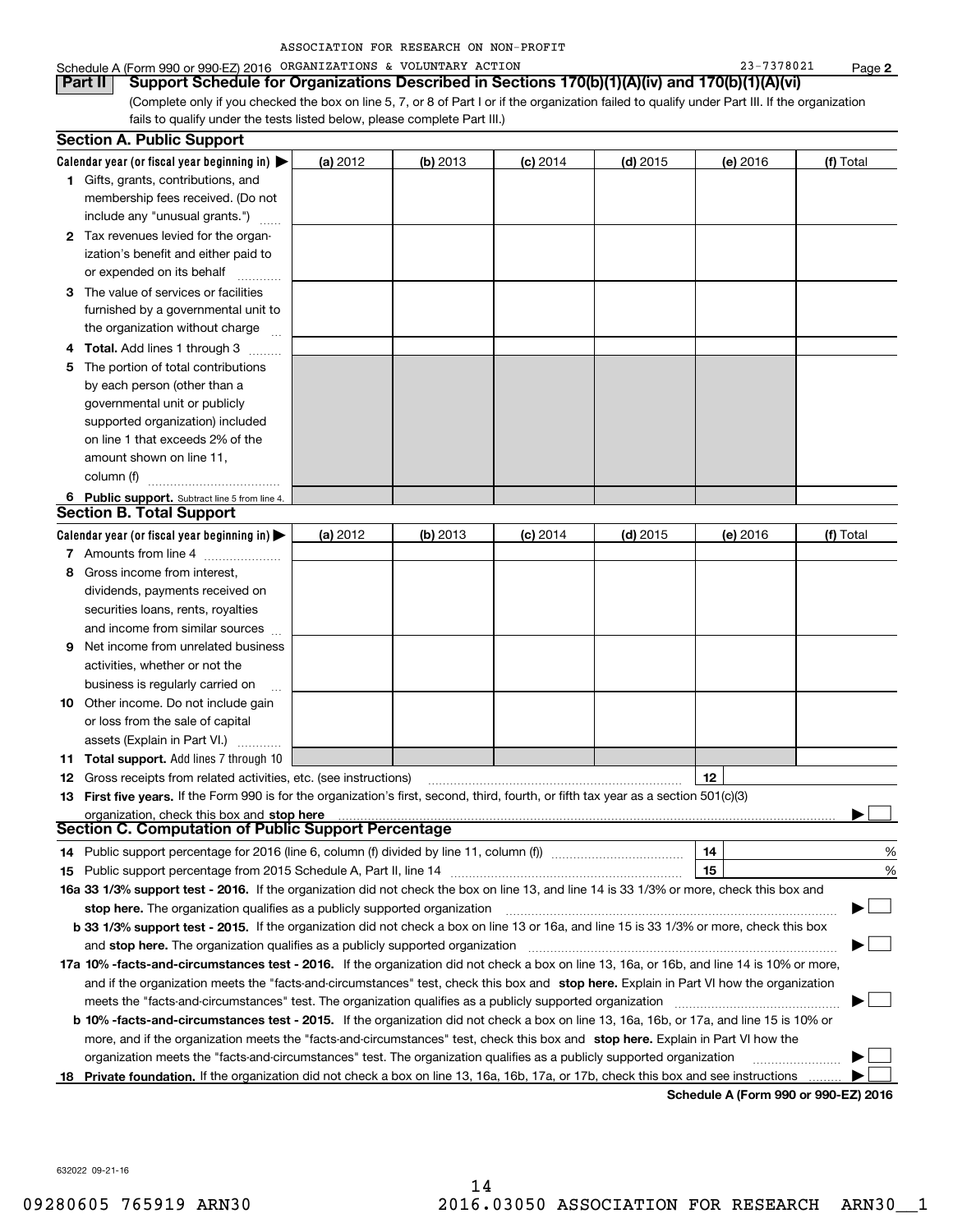ASSOCIATION FOR RESEARCH ON NON-PROFIT

Schedule A (Form 990 or 990-EZ) 2016 ORGANIZATIONS & VOLUNTARY ACTION 23-7378021 Page **2**

**Part II Support Schedule for Organizations Described in Sections 170(b)(1)(A)(iv) and 170(b)(1)(A)(vi)**

(Complete only if you checked the box on line 5, 7, or 8 of Part I or if the organization failed to qualify under Part III. If the organization fails to qualify under the tests listed below, please complete Part III.)

## Section A. Public Support

| Calendar year (or fiscal year beginning in) ▶ | (a) 2012 | (b) 2013 | (c) 2014 | (d) 2015 | (e) 2016 | (f) Total |
|---|---|---|---|---|---|---|
| **1** Gifts, grants, contributions, and membership fees received. (Do not include any "unusual grants.") | | | | | | |
| **2** Tax revenues levied for the organization's benefit and either paid to or expended on its behalf | | | | | | |
| **3** The value of services or facilities furnished by a governmental unit to the organization without charge | | | | | | |
| **4** **Total.** Add lines 1 through 3 | | | | | | |
| **5** The portion of total contributions by each person (other than a governmental unit or publicly supported organization) included on line 1 that exceeds 2% of the amount shown on line 11, column (f) | | | | | | |
| **6** **Public support.** Subtract line 5 from line 4. | | | | | | |

## Section B. Total Support

| Calendar year (or fiscal year beginning in) ▶ | (a) 2012 | (b) 2013 | (c) 2014 | (d) 2015 | (e) 2016 | (f) Total |
|---|---|---|---|---|---|---|
| **7** Amounts from line 4 | | | | | | |
| **8** Gross income from interest, dividends, payments received on securities loans, rents, royalties and income from similar sources | | | | | | |
| **9** Net income from unrelated business activities, whether or not the business is regularly carried on | | | | | | |
| **10** Other income. Do not include gain or loss from the sale of capital assets (Explain in Part VI.) | | | | | | |
| **11** **Total support.** Add lines 7 through 10 | | | | | | |

**12** Gross receipts from related activities, etc. (see instructions) **12**

**13** **First five years.** If the Form 990 is for the organization's first, second, third, fourth, or fifth tax year as a section 501(c)(3) organization, check this box and **stop here** ▶ ☐

## Section C. Computation of Public Support Percentage

**14** Public support percentage for 2016 (line 6, column (f) divided by line 11, column (f)) **14** %

**15** Public support percentage from 2015 Schedule A, Part II, line 14 **15** %

**16a 33 1/3% support test - 2016.** If the organization did not check the box on line 13, and line 14 is 33 1/3% or more, check this box and **stop here.** The organization qualifies as a publicly supported organization ▶ ☐

**b 33 1/3% support test - 2015.** If the organization did not check a box on line 13 or 16a, and line 15 is 33 1/3% or more, check this box and **stop here.** The organization qualifies as a publicly supported organization ▶ ☐

**17a 10% -facts-and-circumstances test - 2016.** If the organization did not check a box on line 13, 16a, or 16b, and line 14 is 10% or more, and if the organization meets the "facts-and-circumstances" test, check this box and **stop here.** Explain in Part VI how the organization meets the "facts-and-circumstances" test. The organization qualifies as a publicly supported organization ▶ ☐

**b 10% -facts-and-circumstances test - 2015.** If the organization did not check a box on line 13, 16a, 16b, or 17a, and line 15 is 10% or more, and if the organization meets the "facts-and-circumstances" test, check this box and **stop here.** Explain in Part VI how the organization meets the "facts-and-circumstances" test. The organization qualifies as a publicly supported organization ▶ ☐

**18** **Private foundation.** If the organization did not check a box on line 13, 16a, 16b, 17a, or 17b, check this box and see instructions ▶ ☐

**Schedule A (Form 990 or 990-EZ) 2016**

632022 09-21-16

09280605 765919 ARN30 2016.03050 ASSOCIATION FOR RESEARCH ARN30__1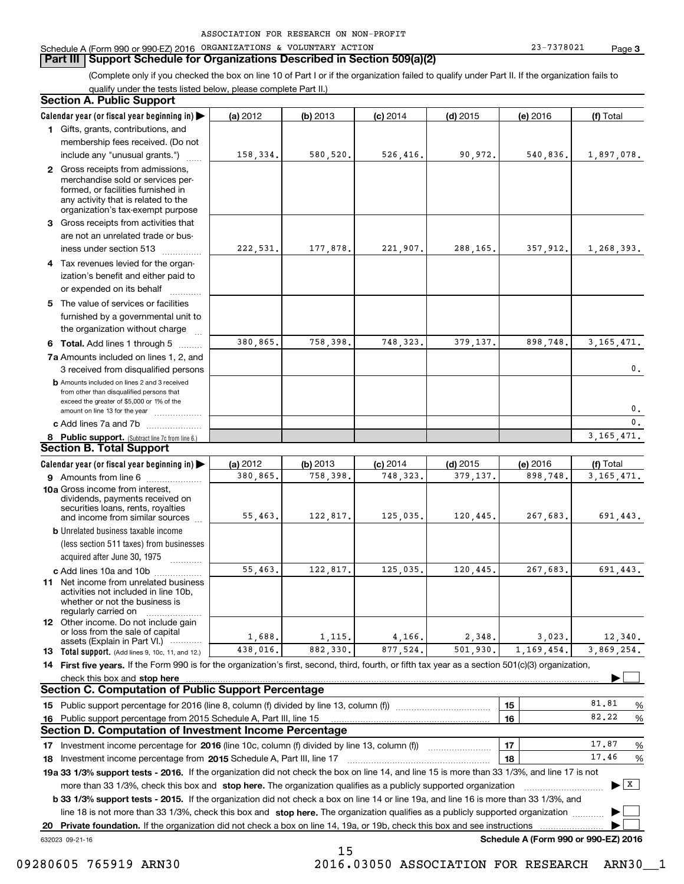ASSOCIATION FOR RESEARCH ON NON-PROFIT

Schedule A (Form 990 or 990-EZ) 2016 ORGANIZATIONS & VOLUNTARY ACTION 23-7378021 Page **3**

## Part III | Support Schedule for Organizations Described in Section 509(a)(2)

(Complete only if you checked the box on line 10 of Part I or if the organization failed to qualify under Part II. If the organization fails to qualify under the tests listed below, please complete Part II.)

### Section A. Public Support

| Calendar year (or fiscal year beginning in) ▶ | (a) 2012 | (b) 2013 | (c) 2014 | (d) 2015 | (e) 2016 | (f) Total |
|---|---|---|---|---|---|---|
| **1** Gifts, grants, contributions, and membership fees received. (Do not include any "unusual grants.") | 158,334. | 580,520. | 526,416. | 90,972. | 540,836. | 1,897,078. |
| **2** Gross receipts from admissions, merchandise sold or services performed, or facilities furnished in any activity that is related to the organization's tax-exempt purpose | | | | | | |
| **3** Gross receipts from activities that are not an unrelated trade or business under section 513 | 222,531. | 177,878. | 221,907. | 288,165. | 357,912. | 1,268,393. |
| **4** Tax revenues levied for the organization's benefit and either paid to or expended on its behalf | | | | | | |
| **5** The value of services or facilities furnished by a governmental unit to the organization without charge | | | | | | |
| **6 Total.** Add lines 1 through 5 | 380,865. | 758,398. | 748,323. | 379,137. | 898,748. | 3,165,471. |
| **7a** Amounts included on lines 1, 2, and 3 received from disqualified persons | | | | | | 0. |
| **b** Amounts included on lines 2 and 3 received from other than disqualified persons that exceed the greater of $5,000 or 1% of the amount on line 13 for the year | | | | | | 0. |
| **c** Add lines 7a and 7b | | | | | | 0. |
| **8 Public support.** (Subtract line 7c from line 6.) | | | | | | 3,165,471. |

### Section B. Total Support

| Calendar year (or fiscal year beginning in) ▶ | (a) 2012 | (b) 2013 | (c) 2014 | (d) 2015 | (e) 2016 | (f) Total |
|---|---|---|---|---|---|---|
| **9** Amounts from line 6 | 380,865. | 758,398. | 748,323. | 379,137. | 898,748. | 3,165,471. |
| **10a** Gross income from interest, dividends, payments received on securities loans, rents, royalties and income from similar sources | 55,463. | 122,817. | 125,035. | 120,445. | 267,683. | 691,443. |
| **b** Unrelated business taxable income (less section 511 taxes) from businesses acquired after June 30, 1975 | | | | | | |
| **c** Add lines 10a and 10b | 55,463. | 122,817. | 125,035. | 120,445. | 267,683. | 691,443. |
| **11** Net income from unrelated business activities not included in line 10b, whether or not the business is regularly carried on | | | | | | |
| **12** Other income. Do not include gain or loss from the sale of capital assets (Explain in Part VI.) | 1,688. | 1,115. | 4,166. | 2,348. | 3,023. | 12,340. |
| **13 Total support.** (Add lines 9, 10c, 11, and 12.) | 438,016. | 882,330. | 877,524. | 501,930. | 1,169,454. | 3,869,254. |

**14 First five years.** If the Form 990 is for the organization's first, second, third, fourth, or fifth tax year as a section 501(c)(3) organization, check this box and **stop here** ▶ ☐

### Section C. Computation of Public Support Percentage

| | | | |
|---|---|---|---|
| **15** Public support percentage for 2016 (line 8, column (f) divided by line 13, column (f)) | 15 | 81.81 | % |
| **16** Public support percentage from 2015 Schedule A, Part III, line 15 | 16 | 82.22 | % |

### Section D. Computation of Investment Income Percentage

| | | | |
|---|---|---|---|
| **17** Investment income percentage for **2016** (line 10c, column (f) divided by line 13, column (f)) | 17 | 17.87 | % |
| **18** Investment income percentage from **2015** Schedule A, Part III, line 17 | 18 | 17.46 | % |

**19a 33 1/3% support tests - 2016.** If the organization did not check the box on line 14, and line 15 is more than 33 1/3%, and line 17 is not more than 33 1/3%, check this box and **stop here.** The organization qualifies as a publicly supported organization ▶ ☒

**b 33 1/3% support tests - 2015.** If the organization did not check a box on line 14 or line 19a, and line 16 is more than 33 1/3%, and line 18 is not more than 33 1/3%, check this box and **stop here.** The organization qualifies as a publicly supported organization ▶ ☐

**20 Private foundation.** If the organization did not check a box on line 14, 19a, or 19b, check this box and see instructions ▶ ☐

632023 09-21-16 **Schedule A (Form 990 or 990-EZ) 2016**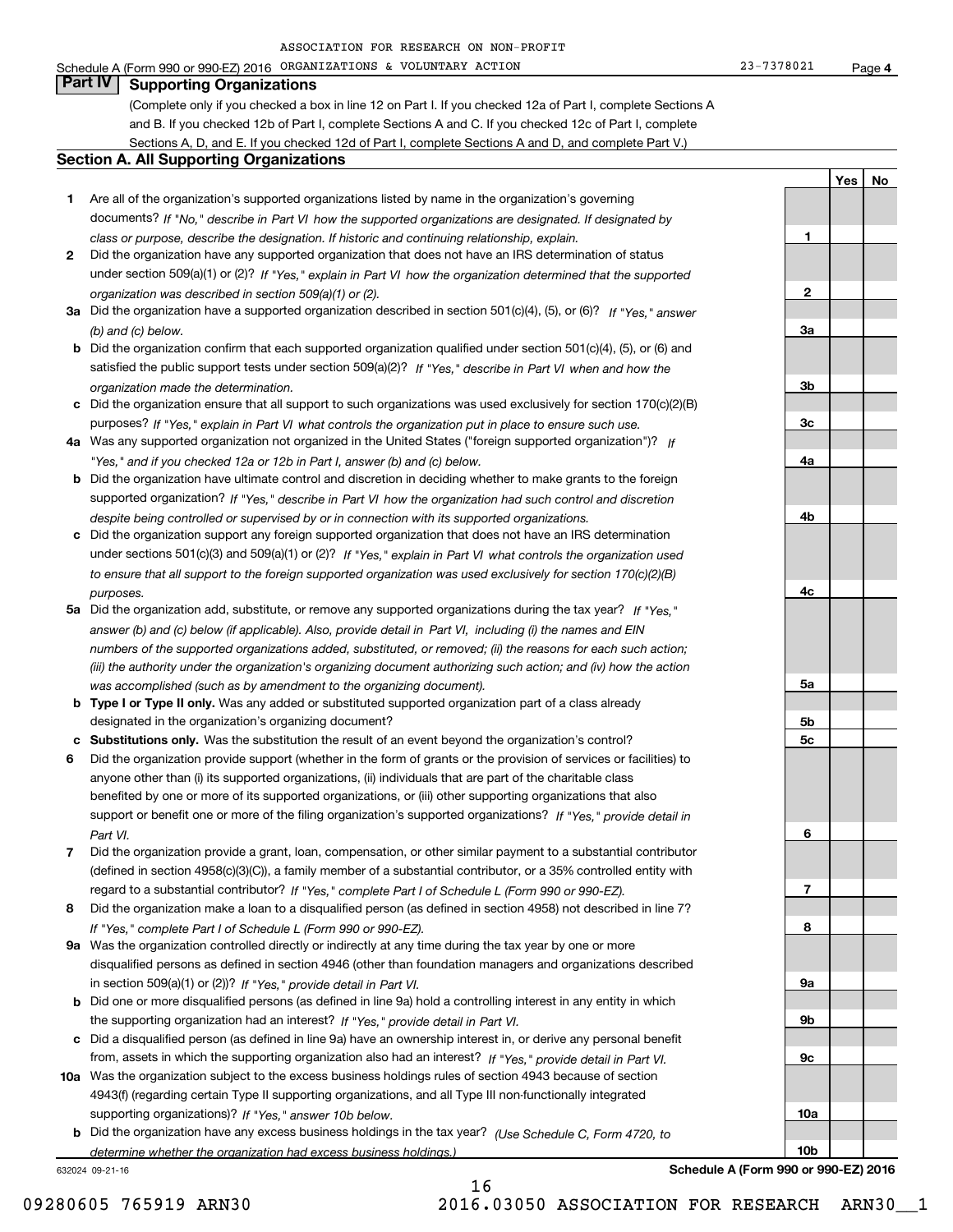ASSOCIATION FOR RESEARCH ON NON-PROFIT

Schedule A (Form 990 or 990-EZ) 2016 ORGANIZATIONS & VOLUNTARY ACTION 23-7378021 Page 4

## Part IV Supporting Organizations

(Complete only if you checked a box in line 12 on Part I. If you checked 12a of Part I, complete Sections A and B. If you checked 12b of Part I, complete Sections A and C. If you checked 12c of Part I, complete Sections A, D, and E. If you checked 12d of Part I, complete Sections A and D, and complete Part V.)

### Section A. All Supporting Organizations

| | | | Yes | No |
|---|---|---|---|---|
| **1** | Are all of the organization's supported organizations listed by name in the organization's governing documents? *If "No," describe in Part VI how the supported organizations are designated. If designated by class or purpose, describe the designation. If historic and continuing relationship, explain.* | **1** | | |
| **2** | Did the organization have any supported organization that does not have an IRS determination of status under section 509(a)(1) or (2)? *If "Yes," explain in Part VI how the organization determined that the supported organization was described in section 509(a)(1) or (2).* | **2** | | |
| **3a** | Did the organization have a supported organization described in section 501(c)(4), (5), or (6)? *If "Yes," answer (b) and (c) below.* | **3a** | | |
| **b** | Did the organization confirm that each supported organization qualified under section 501(c)(4), (5), or (6) and satisfied the public support tests under section 509(a)(2)? *If "Yes," describe in Part VI when and how the organization made the determination.* | **3b** | | |
| **c** | Did the organization ensure that all support to such organizations was used exclusively for section 170(c)(2)(B) purposes? *If "Yes," explain in Part VI what controls the organization put in place to ensure such use.* | **3c** | | |
| **4a** | Was any supported organization not organized in the United States ("foreign supported organization")? *If "Yes," and if you checked 12a or 12b in Part I, answer (b) and (c) below.* | **4a** | | |
| **b** | Did the organization have ultimate control and discretion in deciding whether to make grants to the foreign supported organization? *If "Yes," describe in Part VI how the organization had such control and discretion despite being controlled or supervised by or in connection with its supported organizations.* | **4b** | | |
| **c** | Did the organization support any foreign supported organization that does not have an IRS determination under sections 501(c)(3) and 509(a)(1) or (2)? *If "Yes," explain in Part VI what controls the organization used to ensure that all support to the foreign supported organization was used exclusively for section 170(c)(2)(B) purposes.* | **4c** | | |
| **5a** | Did the organization add, substitute, or remove any supported organizations during the tax year? *If "Yes," answer (b) and (c) below (if applicable). Also, provide detail in Part VI, including (i) the names and EIN numbers of the supported organizations added, substituted, or removed; (ii) the reasons for each such action; (iii) the authority under the organization's organizing document authorizing such action; and (iv) how the action was accomplished (such as by amendment to the organizing document).* | **5a** | | |
| **b** | **Type I or Type II only.** Was any added or substituted supported organization part of a class already designated in the organization's organizing document? | **5b** | | |
| **c** | **Substitutions only.** Was the substitution the result of an event beyond the organization's control? | **5c** | | |
| **6** | Did the organization provide support (whether in the form of grants or the provision of services or facilities) to anyone other than (i) its supported organizations, (ii) individuals that are part of the charitable class benefited by one or more of its supported organizations, or (iii) other supporting organizations that also support or benefit one or more of the filing organization's supported organizations? *If "Yes," provide detail in Part VI.* | **6** | | |
| **7** | Did the organization provide a grant, loan, compensation, or other similar payment to a substantial contributor (defined in section 4958(c)(3)(C)), a family member of a substantial contributor, or a 35% controlled entity with regard to a substantial contributor? *If "Yes," complete Part I of Schedule L (Form 990 or 990-EZ).* | **7** | | |
| **8** | Did the organization make a loan to a disqualified person (as defined in section 4958) not described in line 7? *If "Yes," complete Part I of Schedule L (Form 990 or 990-EZ).* | **8** | | |
| **9a** | Was the organization controlled directly or indirectly at any time during the tax year by one or more disqualified persons as defined in section 4946 (other than foundation managers and organizations described in section 509(a)(1) or (2))? *If "Yes," provide detail in Part VI.* | **9a** | | |
| **b** | Did one or more disqualified persons (as defined in line 9a) hold a controlling interest in any entity in which the supporting organization had an interest? *If "Yes," provide detail in Part VI.* | **9b** | | |
| **c** | Did a disqualified person (as defined in line 9a) have an ownership interest in, or derive any personal benefit from, assets in which the supporting organization also had an interest? *If "Yes," provide detail in Part VI.* | **9c** | | |
| **10a** | Was the organization subject to the excess business holdings rules of section 4943 because of section 4943(f) (regarding certain Type II supporting organizations, and all Type III non-functionally integrated supporting organizations)? *If "Yes," answer 10b below.* | **10a** | | |
| **b** | Did the organization have any excess business holdings in the tax year? *(Use Schedule C, Form 4720, to determine whether the organization had excess business holdings.)* | **10b** | | |

632024 09-21-16 **Schedule A (Form 990 or 990-EZ) 2016**

09280605 765919 ARN30 2016.03050 ASSOCIATION FOR RESEARCH ARN30__1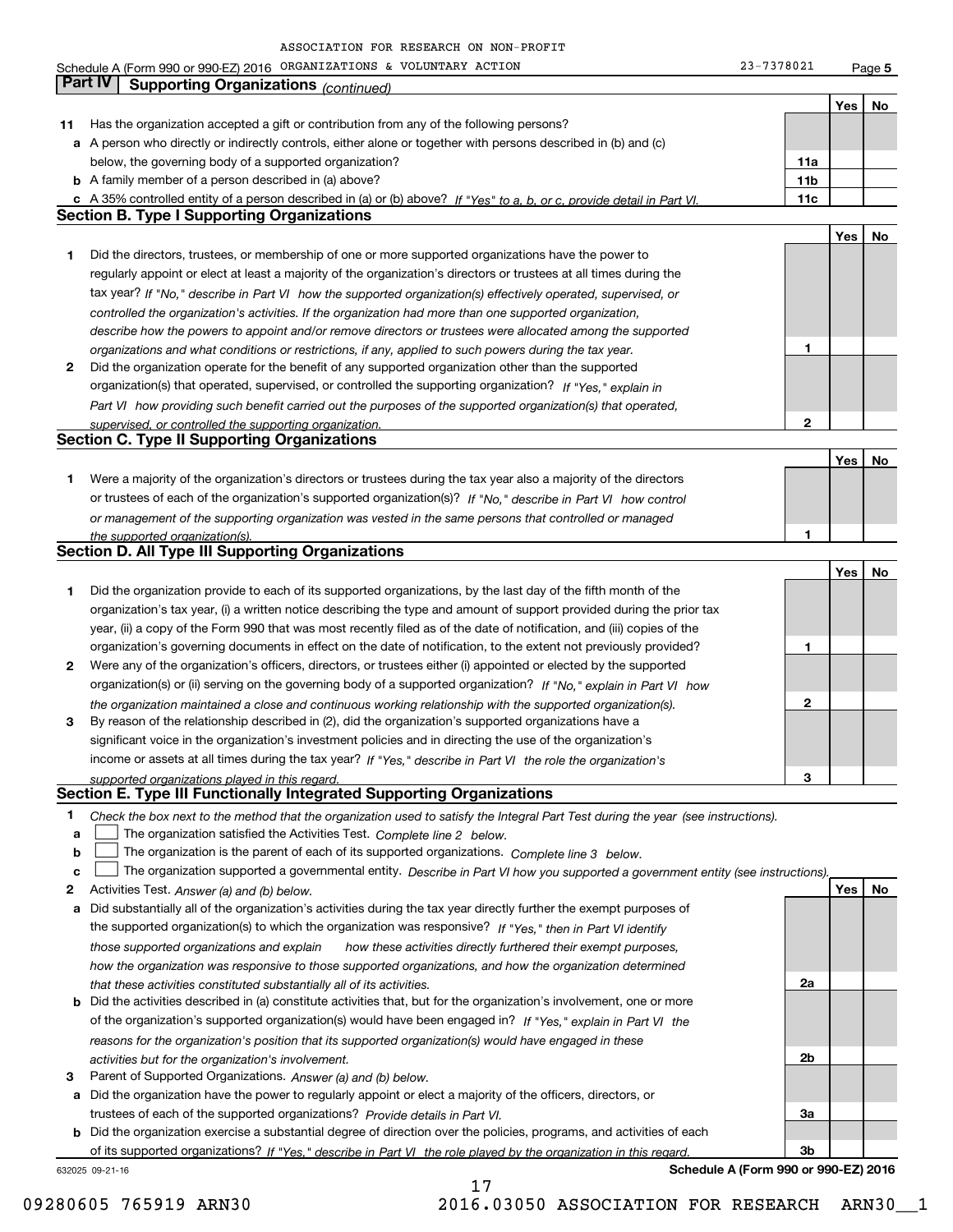Schedule A (Form 990 or 990-EZ) 2016 ASSOCIATION FOR RESEARCH ON NON-PROFIT ORGANIZATIONS & VOLUNTARY ACTION 23-7378021 Page 5

## Part IV Supporting Organizations *(continued)*

| | | | Yes | No |
|---|---|---|---|---|
| **11** | Has the organization accepted a gift or contribution from any of the following persons? | | | |
| **a** | A person who directly or indirectly controls, either alone or together with persons described in (b) and (c) below, the governing body of a supported organization? | **11a** | | |
| **b** | A family member of a person described in (a) above? | **11b** | | |
| **c** | A 35% controlled entity of a person described in (a) or (b) above? *If "Yes" to a, b, or c, provide detail in Part VI.* | **11c** | | |

### Section B. Type I Supporting Organizations

| | | | Yes | No |
|---|---|---|---|---|
| **1** | Did the directors, trustees, or membership of one or more supported organizations have the power to regularly appoint or elect at least a majority of the organization's directors or trustees at all times during the tax year? *If "No," describe in Part VI how the supported organization(s) effectively operated, supervised, or controlled the organization's activities. If the organization had more than one supported organization, describe how the powers to appoint and/or remove directors or trustees were allocated among the supported organizations and what conditions or restrictions, if any, applied to such powers during the tax year.* | **1** | | |
| **2** | Did the organization operate for the benefit of any supported organization other than the supported organization(s) that operated, supervised, or controlled the supporting organization? *If "Yes," explain in Part VI how providing such benefit carried out the purposes of the supported organization(s) that operated, supervised, or controlled the supporting organization.* | **2** | | |

### Section C. Type II Supporting Organizations

| | | | Yes | No |
|---|---|---|---|---|
| **1** | Were a majority of the organization's directors or trustees during the tax year also a majority of the directors or trustees of each of the organization's supported organization(s)? *If "No," describe in Part VI how control or management of the supporting organization was vested in the same persons that controlled or managed the supported organization(s).* | **1** | | |

### Section D. All Type III Supporting Organizations

| | | | Yes | No |
|---|---|---|---|---|
| **1** | Did the organization provide to each of its supported organizations, by the last day of the fifth month of the organization's tax year, (i) a written notice describing the type and amount of support provided during the prior tax year, (ii) a copy of the Form 990 that was most recently filed as of the date of notification, and (iii) copies of the organization's governing documents in effect on the date of notification, to the extent not previously provided? | **1** | | |
| **2** | Were any of the organization's officers, directors, or trustees either (i) appointed or elected by the supported organization(s) or (ii) serving on the governing body of a supported organization? *If "No," explain in Part VI how the organization maintained a close and continuous working relationship with the supported organization(s).* | **2** | | |
| **3** | By reason of the relationship described in (2), did the organization's supported organizations have a significant voice in the organization's investment policies and in directing the use of the organization's income or assets at all times during the tax year? *If "Yes," describe in Part VI the role the organization's supported organizations played in this regard.* | **3** | | |

### Section E. Type III Functionally Integrated Supporting Organizations

**1** *Check the box next to the method that the organization used to satisfy the Integral Part Test during the year (see instructions).*

- **a** ☐ The organization satisfied the Activities Test. *Complete line 2 below.*
- **b** ☐ The organization is the parent of each of its supported organizations. *Complete line 3 below.*
- **c** ☐ The organization supported a governmental entity. *Describe in Part VI how you supported a government entity (see instructions).*

| | | | Yes | No |
|---|---|---|---|---|
| **2** | Activities Test. *Answer (a) and (b) below.* | | | |
| **a** | Did substantially all of the organization's activities during the tax year directly further the exempt purposes of the supported organization(s) to which the organization was responsive? *If "Yes," then in Part VI identify those supported organizations and explain how these activities directly furthered their exempt purposes, how the organization was responsive to those supported organizations, and how the organization determined that these activities constituted substantially all of its activities.* | **2a** | | |
| **b** | Did the activities described in (a) constitute activities that, but for the organization's involvement, one or more of the organization's supported organization(s) would have been engaged in? *If "Yes," explain in Part VI the reasons for the organization's position that its supported organization(s) would have engaged in these activities but for the organization's involvement.* | **2b** | | |
| **3** | Parent of Supported Organizations. *Answer (a) and (b) below.* | | | |
| **a** | Did the organization have the power to regularly appoint or elect a majority of the officers, directors, or trustees of each of the supported organizations? *Provide details in Part VI.* | **3a** | | |
| **b** | Did the organization exercise a substantial degree of direction over the policies, programs, and activities of each of its supported organizations? *If "Yes," describe in Part VI the role played by the organization in this regard.* | **3b** | | |

632025 09-21-16 **Schedule A (Form 990 or 990-EZ) 2016**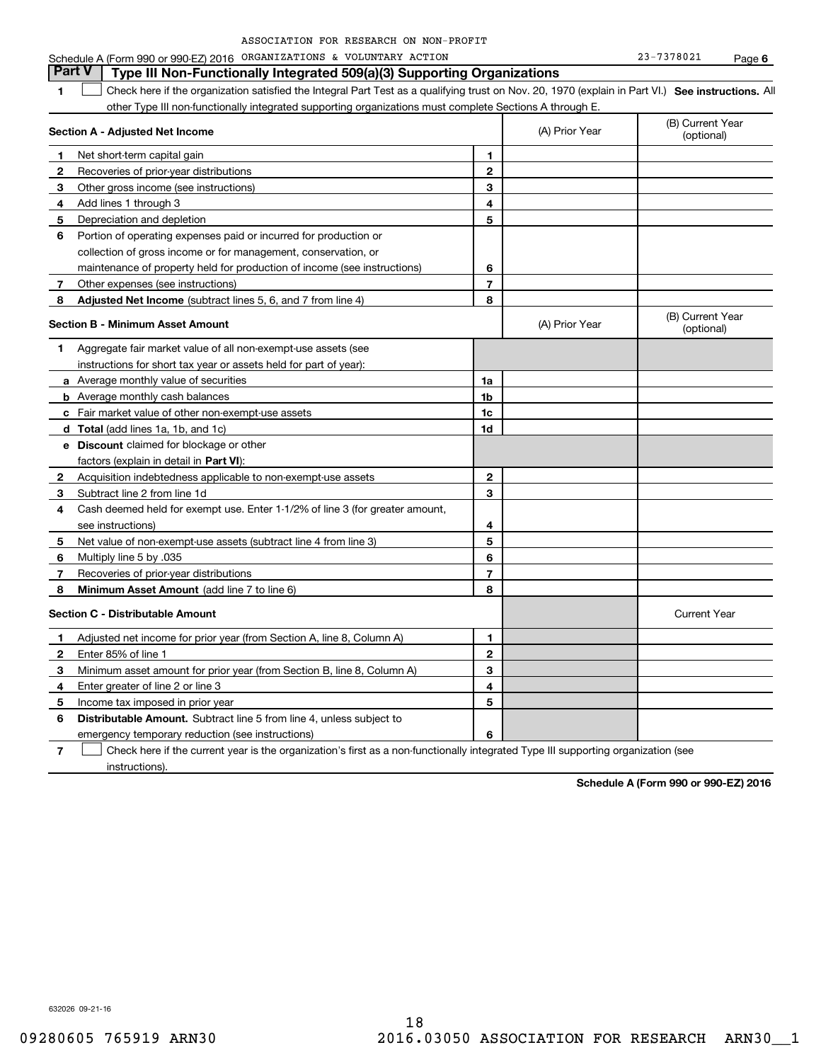ASSOCIATION FOR RESEARCH ON NON-PROFIT

Schedule A (Form 990 or 990-EZ) 2016 ORGANIZATIONS & VOLUNTARY ACTION 23-7378021 Page **6**

## Part V Type III Non-Functionally Integrated 509(a)(3) Supporting Organizations

**1** ☐ Check here if the organization satisfied the Integral Part Test as a qualifying trust on Nov. 20, 1970 (explain in Part VI.) **See instructions.** All other Type III non-functionally integrated supporting organizations must complete Sections A through E.

| **Section A - Adjusted Net Income** | | (A) Prior Year | (B) Current Year (optional) |
|---|---|---|---|
| **1** Net short-term capital gain | **1** | | |
| **2** Recoveries of prior-year distributions | **2** | | |
| **3** Other gross income (see instructions) | **3** | | |
| **4** Add lines 1 through 3 | **4** | | |
| **5** Depreciation and depletion | **5** | | |
| **6** Portion of operating expenses paid or incurred for production or collection of gross income or for management, conservation, or maintenance of property held for production of income (see instructions) | **6** | | |
| **7** Other expenses (see instructions) | **7** | | |
| **8** **Adjusted Net Income** (subtract lines 5, 6, and 7 from line 4) | **8** | | |

| **Section B - Minimum Asset Amount** | | (A) Prior Year | (B) Current Year (optional) |
|---|---|---|---|
| **1** Aggregate fair market value of all non-exempt-use assets (see instructions for short tax year or assets held for part of year): | | | |
| **a** Average monthly value of securities | **1a** | | |
| **b** Average monthly cash balances | **1b** | | |
| **c** Fair market value of other non-exempt-use assets | **1c** | | |
| **d** **Total** (add lines 1a, 1b, and 1c) | **1d** | | |
| **e** **Discount** claimed for blockage or other factors (explain in detail in **Part VI**): | | | |
| **2** Acquisition indebtedness applicable to non-exempt-use assets | **2** | | |
| **3** Subtract line 2 from line 1d | **3** | | |
| **4** Cash deemed held for exempt use. Enter 1-1/2% of line 3 (for greater amount, see instructions) | **4** | | |
| **5** Net value of non-exempt-use assets (subtract line 4 from line 3) | **5** | | |
| **6** Multiply line 5 by .035 | **6** | | |
| **7** Recoveries of prior-year distributions | **7** | | |
| **8** **Minimum Asset Amount** (add line 7 to line 6) | **8** | | |

| **Section C - Distributable Amount** | | | Current Year |
|---|---|---|---|
| **1** Adjusted net income for prior year (from Section A, line 8, Column A) | **1** | | |
| **2** Enter 85% of line 1 | **2** | | |
| **3** Minimum asset amount for prior year (from Section B, line 8, Column A) | **3** | | |
| **4** Enter greater of line 2 or line 3 | **4** | | |
| **5** Income tax imposed in prior year | **5** | | |
| **6** **Distributable Amount.** Subtract line 5 from line 4, unless subject to emergency temporary reduction (see instructions) | **6** | | |

**7** ☐ Check here if the current year is the organization's first as a non-functionally integrated Type III supporting organization (see instructions).

**Schedule A (Form 990 or 990-EZ) 2016**

632026 09-21-16

09280605 765919 ARN30 2016.03050 ASSOCIATION FOR RESEARCH ARN30__1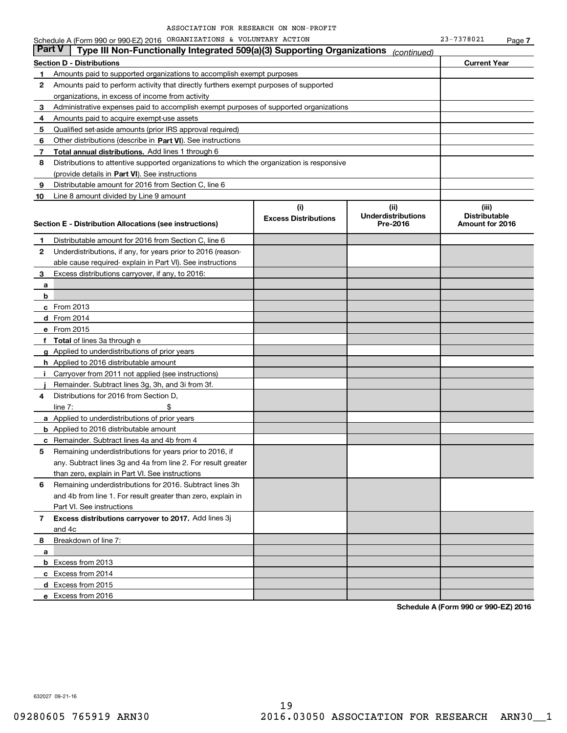ASSOCIATION FOR RESEARCH ON NON-PROFIT ORGANIZATIONS & VOLUNTARY ACTION 23-7378021

Schedule A (Form 990 or 990-EZ) 2016

## Part V Type III Non-Functionally Integrated 509(a)(3) Supporting Organizations *(continued)*

| Section D - Distributions | | Current Year |
|---|---|---|
| 1 | Amounts paid to supported organizations to accomplish exempt purposes | |
| 2 | Amounts paid to perform activity that directly furthers exempt purposes of supported organizations, in excess of income from activity | |
| 3 | Administrative expenses paid to accomplish exempt purposes of supported organizations | |
| 4 | Amounts paid to acquire exempt-use assets | |
| 5 | Qualified set-aside amounts (prior IRS approval required) | |
| 6 | Other distributions (describe in **Part VI**). See instructions | |
| 7 | **Total annual distributions.** Add lines 1 through 6 | |
| 8 | Distributions to attentive supported organizations to which the organization is responsive (provide details in **Part VI**). See instructions | |
| 9 | Distributable amount for 2016 from Section C, line 6 | |
| 10 | Line 8 amount divided by Line 9 amount | |

| Section E - Distribution Allocations (see instructions) | | (i) Excess Distributions | (ii) Underdistributions Pre-2016 | (iii) Distributable Amount for 2016 |
|---|---|---|---|---|
| 1 | Distributable amount for 2016 from Section C, line 6 | | | |
| 2 | Underdistributions, if any, for years prior to 2016 (reasonable cause required- explain in Part VI). See instructions | | | |
| 3 | Excess distributions carryover, if any, to 2016: | | | |
| a | | | | |
| b | | | | |
| c | From 2013 | | | |
| d | From 2014 | | | |
| e | From 2015 | | | |
| f | **Total** of lines 3a through e | | | |
| g | Applied to underdistributions of prior years | | | |
| h | Applied to 2016 distributable amount | | | |
| i | Carryover from 2011 not applied (see instructions) | | | |
| j | Remainder. Subtract lines 3g, 3h, and 3i from 3f. | | | |
| 4 | Distributions for 2016 from Section D, line 7: $ | | | |
| a | Applied to underdistributions of prior years | | | |
| b | Applied to 2016 distributable amount | | | |
| c | Remainder. Subtract lines 4a and 4b from 4 | | | |
| 5 | Remaining underdistributions for years prior to 2016, if any. Subtract lines 3g and 4a from line 2. For result greater than zero, explain in Part VI. See instructions | | | |
| 6 | Remaining underdistributions for 2016. Subtract lines 3h and 4b from line 1. For result greater than zero, explain in Part VI. See instructions | | | |
| 7 | **Excess distributions carryover to 2017.** Add lines 3j and 4c | | | |
| 8 | Breakdown of line 7: | | | |
| a | | | | |
| b | Excess from 2013 | | | |
| c | Excess from 2014 | | | |
| d | Excess from 2015 | | | |
| e | Excess from 2016 | | | |

**Schedule A (Form 990 or 990-EZ) 2016**

632027 09-21-16

09280605 765919 ARN30 2016.03050 ASSOCIATION FOR RESEARCH ARN30__1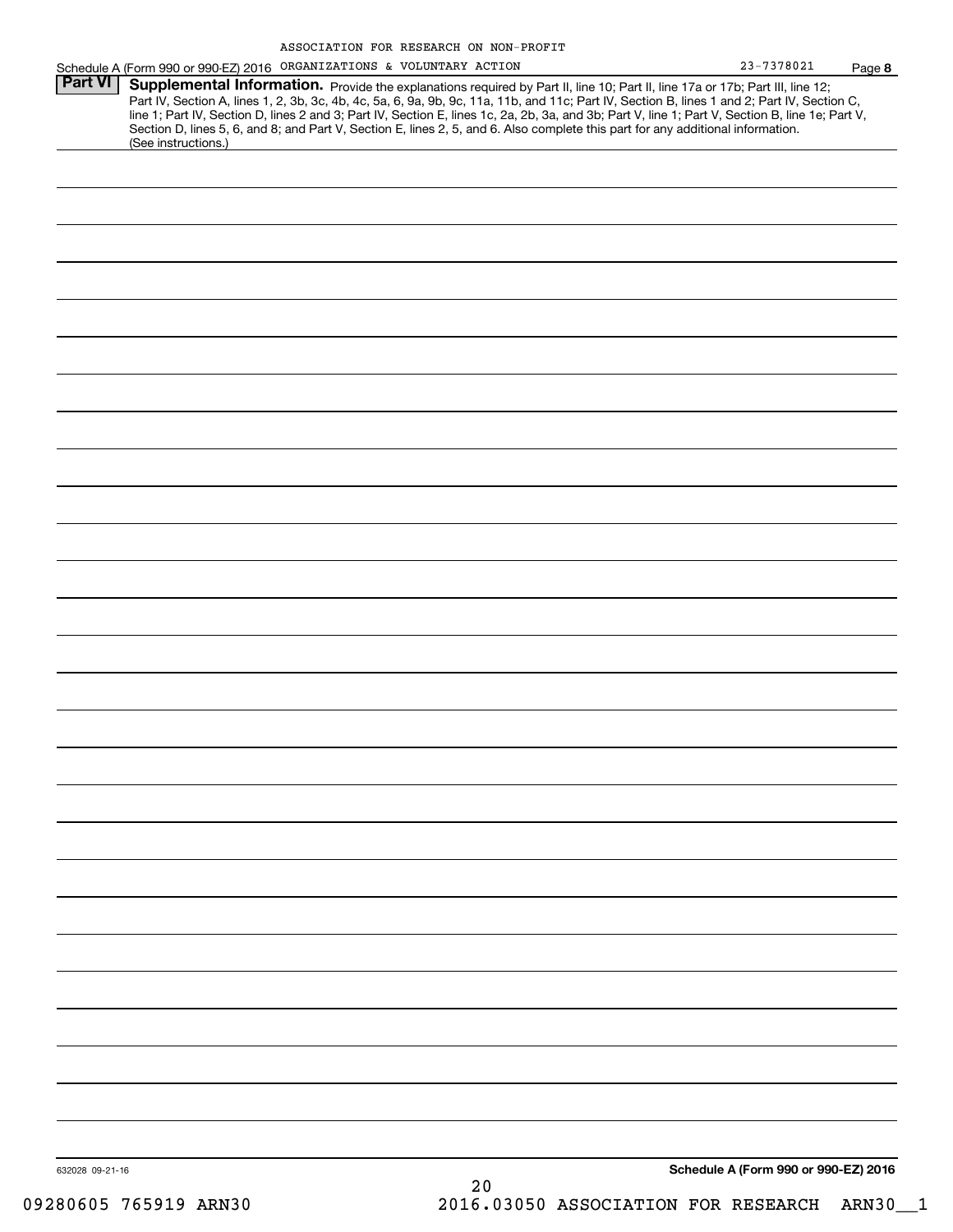ASSOCIATION FOR RESEARCH ON NON-PROFIT

Schedule A (Form 990 or 990-EZ) 2016 ORGANIZATIONS & VOLUNTARY ACTION 23-7378021 Page **8**

**Part VI** **Supplemental Information.** Provide the explanations required by Part II, line 10; Part II, line 17a or 17b; Part III, line 12; Part IV, Section A, lines 1, 2, 3b, 3c, 4b, 4c, 5a, 6, 9a, 9b, 9c, 11a, 11b, and 11c; Part IV, Section B, lines 1 and 2; Part IV, Section C, line 1; Part IV, Section D, lines 2 and 3; Part IV, Section E, lines 1c, 2a, 2b, 3a, and 3b; Part V, line 1; Part V, Section B, line 1e; Part V, Section D, lines 5, 6, and 8; and Part V, Section E, lines 2, 5, and 6. Also complete this part for any additional information. (See instructions.)

632028 09-21-16 **Schedule A (Form 990 or 990-EZ) 2016**

09280605 765919 ARN30 2016.03050 ASSOCIATION FOR RESEARCH ARN30__1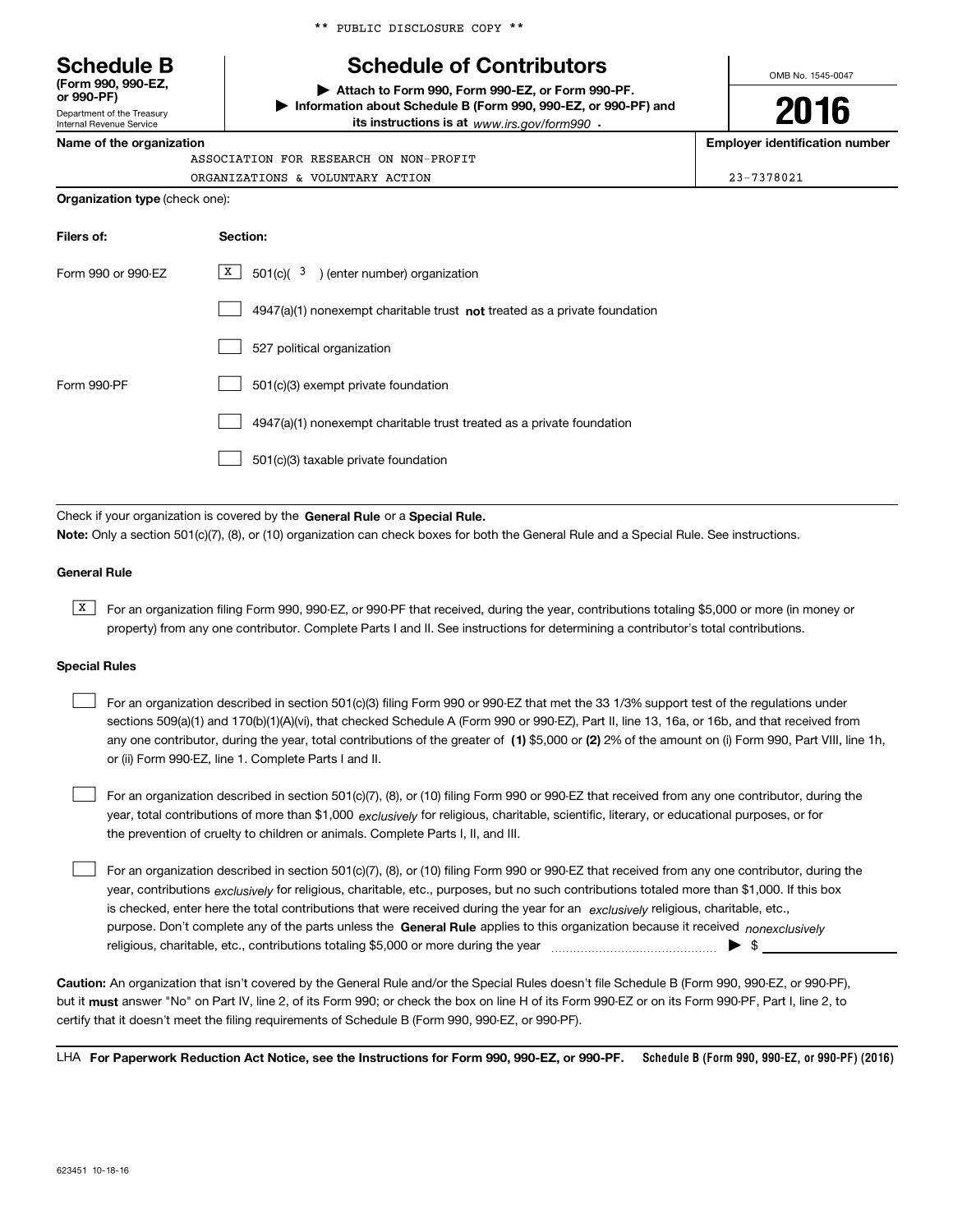** PUBLIC DISCLOSURE COPY **

**Schedule B**
**(Form 990, 990-EZ, or 990-PF)**
Department of the Treasury
Internal Revenue Service

# Schedule of Contributors

▶ **Attach to Form 990, Form 990-EZ, or Form 990-PF.**
▶ **Information about Schedule B (Form 990, 990-EZ, or 990-PF) and its instructions is at** *www.irs.gov/form990* .

OMB No. 1545-0047

**2016**

**Name of the organization**
ASSOCIATION FOR RESEARCH ON NON-PROFIT
ORGANIZATIONS & VOLUNTARY ACTION

**Employer identification number**
23-7378021

**Organization type** (check one):

| **Filers of:** | **Section:** |
|---|---|
| Form 990 or 990-EZ | [X] 501(c)( 3 ) (enter number) organization |
| | [ ] 4947(a)(1) nonexempt charitable trust **not** treated as a private foundation |
| | [ ] 527 political organization |
| Form 990-PF | [ ] 501(c)(3) exempt private foundation |
| | [ ] 4947(a)(1) nonexempt charitable trust treated as a private foundation |
| | [ ] 501(c)(3) taxable private foundation |

Check if your organization is covered by the **General Rule** or a **Special Rule.**
**Note:** Only a section 501(c)(7), (8), or (10) organization can check boxes for both the General Rule and a Special Rule. See instructions.

### General Rule

[X] For an organization filing Form 990, 990-EZ, or 990-PF that received, during the year, contributions totaling $5,000 or more (in money or property) from any one contributor. Complete Parts I and II. See instructions for determining a contributor's total contributions.

### Special Rules

[ ] For an organization described in section 501(c)(3) filing Form 990 or 990-EZ that met the 33 1/3% support test of the regulations under sections 509(a)(1) and 170(b)(1)(A)(vi), that checked Schedule A (Form 990 or 990-EZ), Part II, line 13, 16a, or 16b, and that received from any one contributor, during the year, total contributions of the greater of **(1)** $5,000 or **(2)** 2% of the amount on (i) Form 990, Part VIII, line 1h, or (ii) Form 990-EZ, line 1. Complete Parts I and II.

[ ] For an organization described in section 501(c)(7), (8), or (10) filing Form 990 or 990-EZ that received from any one contributor, during the year, total contributions of more than $1,000 *exclusively* for religious, charitable, scientific, literary, or educational purposes, or for the prevention of cruelty to children or animals. Complete Parts I, II, and III.

[ ] For an organization described in section 501(c)(7), (8), or (10) filing Form 990 or 990-EZ that received from any one contributor, during the year, contributions *exclusively* for religious, charitable, etc., purposes, but no such contributions totaled more than $1,000. If this box is checked, enter here the total contributions that were received during the year for an *exclusively* religious, charitable, etc., purpose. Don't complete any of the parts unless the **General Rule** applies to this organization because it received *nonexclusively* religious, charitable, etc., contributions totaling $5,000 or more during the year ▶ $ ____________

**Caution:** An organization that isn't covered by the General Rule and/or the Special Rules doesn't file Schedule B (Form 990, 990-EZ, or 990-PF), but it **must** answer "No" on Part IV, line 2, of its Form 990; or check the box on line H of its Form 990-EZ or on its Form 990-PF, Part I, line 2, to certify that it doesn't meet the filing requirements of Schedule B (Form 990, 990-EZ, or 990-PF).

LHA **For Paperwork Reduction Act Notice, see the Instructions for Form 990, 990-EZ, or 990-PF.** **Schedule B (Form 990, 990-EZ, or 990-PF) (2016)**

623451 10-18-16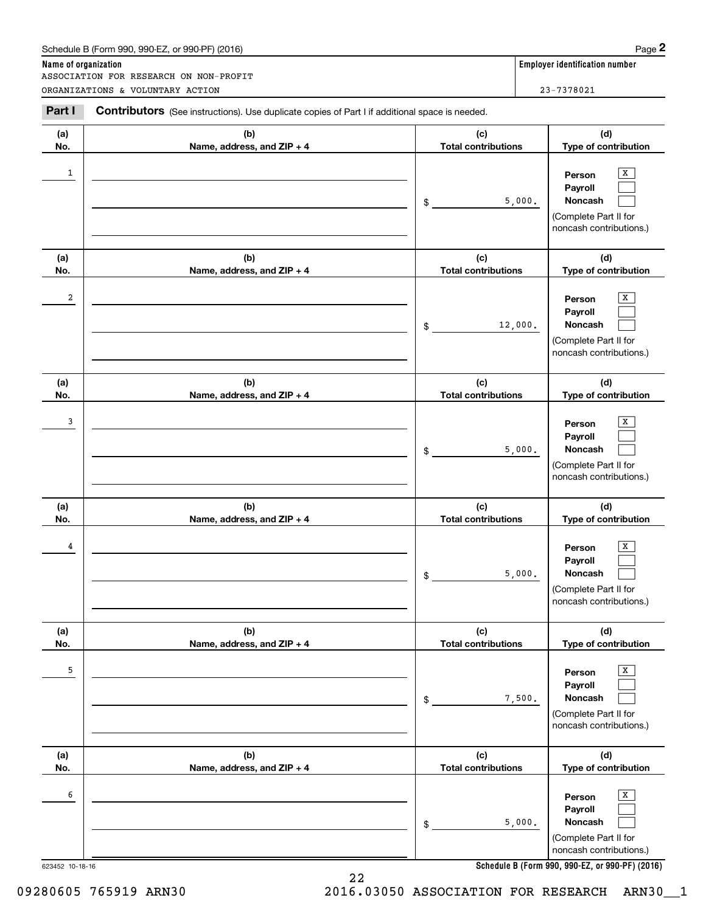Schedule B (Form 990, 990-EZ, or 990-PF) (2016)

**Name of organization**
ASSOCIATION FOR RESEARCH ON NON-PROFIT ORGANIZATIONS & VOLUNTARY ACTION

**Employer identification number**
23-7378021

**Part I** **Contributors** (See instructions). Use duplicate copies of Part I if additional space is needed.

| (a) No. | (b) Name, address, and ZIP + 4 | (c) Total contributions | (d) Type of contribution |
|---|---|---|---|
| 1 | | $ 5,000. | Person [X] Payroll [ ] Noncash [ ] (Complete Part II for noncash contributions.) |
| 2 | | $ 12,000. | Person [X] Payroll [ ] Noncash [ ] (Complete Part II for noncash contributions.) |
| 3 | | $ 5,000. | Person [X] Payroll [ ] Noncash [ ] (Complete Part II for noncash contributions.) |
| 4 | | $ 5,000. | Person [X] Payroll [ ] Noncash [ ] (Complete Part II for noncash contributions.) |
| 5 | | $ 7,500. | Person [X] Payroll [ ] Noncash [ ] (Complete Part II for noncash contributions.) |
| 6 | | $ 5,000. | Person [X] Payroll [ ] Noncash [ ] (Complete Part II for noncash contributions.) |

623452 10-18-16

**Schedule B (Form 990, 990-EZ, or 990-PF) (2016)**

09280605 765919 ARN30 2016.03050 ASSOCIATION FOR RESEARCH ARN30__1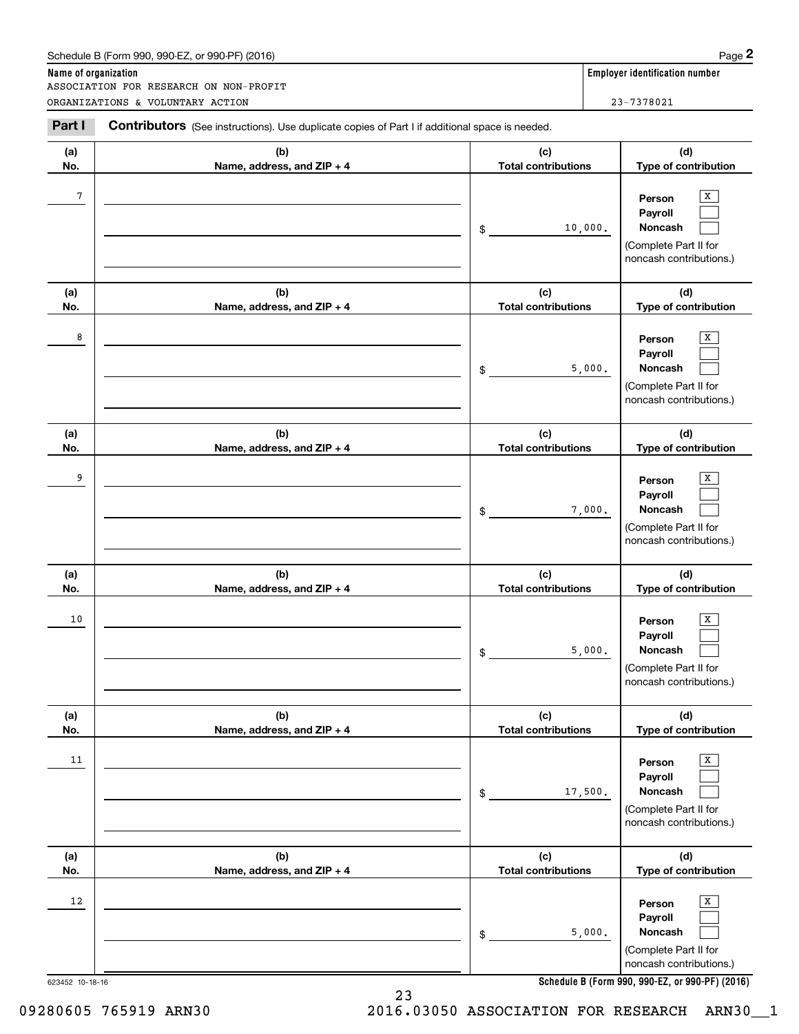Schedule B (Form 990, 990-EZ, or 990-PF) (2016) Page **2**

**Name of organization**
ASSOCIATION FOR RESEARCH ON NON-PROFIT
ORGANIZATIONS & VOLUNTARY ACTION

**Employer identification number**
23-7378021

**Part I** **Contributors** (See instructions). Use duplicate copies of Part I if additional space is needed.

| (a) No. | (b) Name, address, and ZIP + 4 | (c) Total contributions | (d) Type of contribution |
|---|---|---|---|
| 7 | | $ 10,000. | Person [X] Payroll [ ] Noncash [ ] (Complete Part II for noncash contributions.) |
| 8 | | $ 5,000. | Person [X] Payroll [ ] Noncash [ ] (Complete Part II for noncash contributions.) |
| 9 | | $ 7,000. | Person [X] Payroll [ ] Noncash [ ] (Complete Part II for noncash contributions.) |
| 10 | | $ 5,000. | Person [X] Payroll [ ] Noncash [ ] (Complete Part II for noncash contributions.) |
| 11 | | $ 17,500. | Person [X] Payroll [ ] Noncash [ ] (Complete Part II for noncash contributions.) |
| 12 | | $ 5,000. | Person [X] Payroll [ ] Noncash [ ] (Complete Part II for noncash contributions.) |

623452 10-18-16 **Schedule B (Form 990, 990-EZ, or 990-PF) (2016)**

09280605 765919 ARN30 2016.03050 ASSOCIATION FOR RESEARCH ARN30__1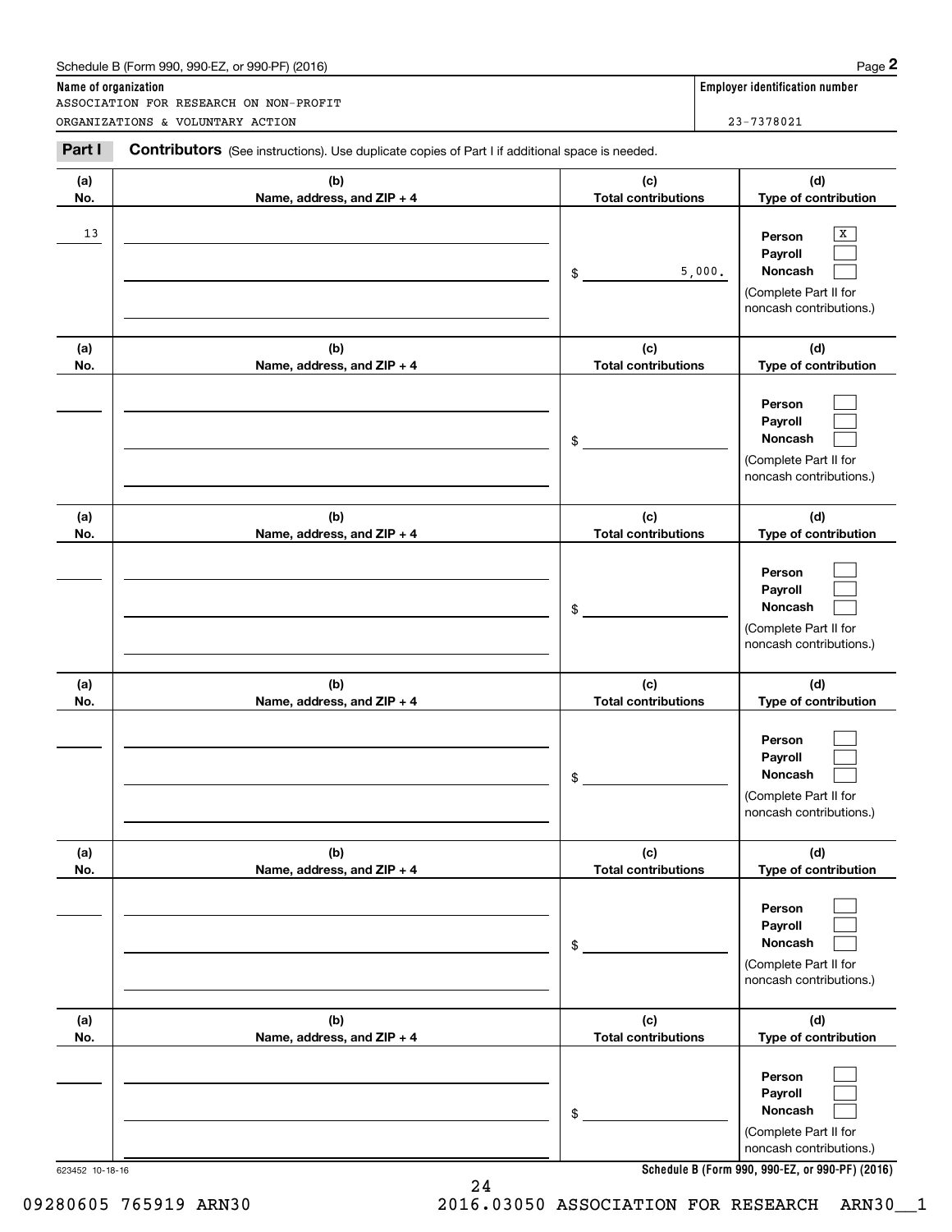Schedule B (Form 990, 990-EZ, or 990-PF) (2016)

**Name of organization**
ASSOCIATION FOR RESEARCH ON NON-PROFIT ORGANIZATIONS & VOLUNTARY ACTION

**Employer identification number**
23-7378021

**Part I** **Contributors** (See instructions). Use duplicate copies of Part I if additional space is needed.

| (a) No. | (b) Name, address, and ZIP + 4 | (c) Total contributions | (d) Type of contribution |
|---|---|---|---|
| 13 | | $ 5,000. | Person [X] Payroll [ ] Noncash [ ] (Complete Part II for noncash contributions.) |
| | | $ | Person [ ] Payroll [ ] Noncash [ ] (Complete Part II for noncash contributions.) |
| | | $ | Person [ ] Payroll [ ] Noncash [ ] (Complete Part II for noncash contributions.) |
| | | $ | Person [ ] Payroll [ ] Noncash [ ] (Complete Part II for noncash contributions.) |
| | | $ | Person [ ] Payroll [ ] Noncash [ ] (Complete Part II for noncash contributions.) |
| | | $ | Person [ ] Payroll [ ] Noncash [ ] (Complete Part II for noncash contributions.) |

623452 10-18-16

Schedule B (Form 990, 990-EZ, or 990-PF) (2016)

09280605 765919 ARN30 2016.03050 ASSOCIATION FOR RESEARCH ARN30__1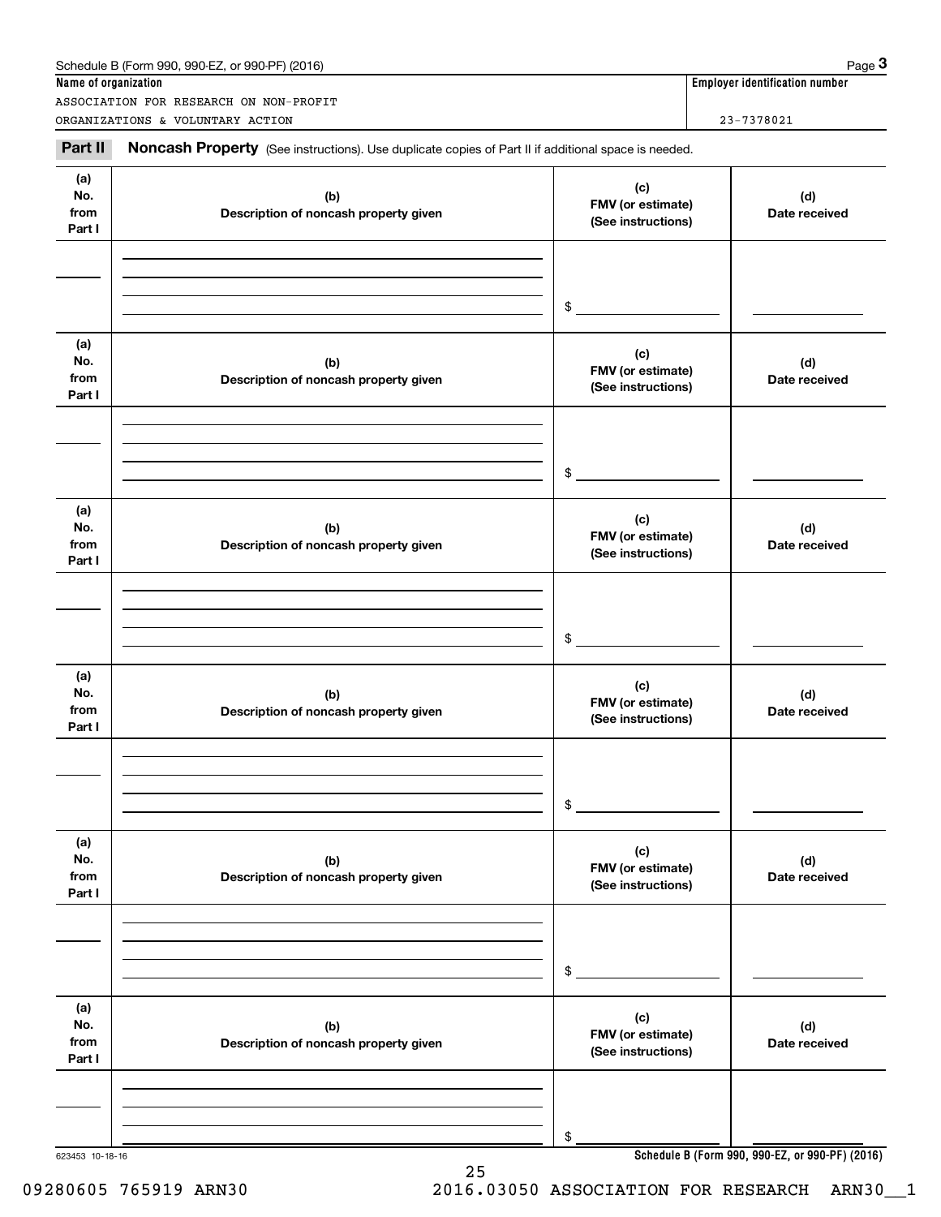Schedule B (Form 990, 990-EZ, or 990-PF) (2016)

**Name of organization**

ASSOCIATION FOR RESEARCH ON NON-PROFIT ORGANIZATIONS & VOLUNTARY ACTION

**Employer identification number**

23-7378021

## Part II Noncash Property (See instructions). Use duplicate copies of Part II if additional space is needed.

| (a) No. from Part I | (b) Description of noncash property given | (c) FMV (or estimate) (See instructions) | (d) Date received |
|---|---|---|---|
| | | $ | |

| (a) No. from Part I | (b) Description of noncash property given | (c) FMV (or estimate) (See instructions) | (d) Date received |
|---|---|---|---|
| | | $ | |

| (a) No. from Part I | (b) Description of noncash property given | (c) FMV (or estimate) (See instructions) | (d) Date received |
|---|---|---|---|
| | | $ | |

| (a) No. from Part I | (b) Description of noncash property given | (c) FMV (or estimate) (See instructions) | (d) Date received |
|---|---|---|---|
| | | $ | |

| (a) No. from Part I | (b) Description of noncash property given | (c) FMV (or estimate) (See instructions) | (d) Date received |
|---|---|---|---|
| | | $ | |

| (a) No. from Part I | (b) Description of noncash property given | (c) FMV (or estimate) (See instructions) | (d) Date received |
|---|---|---|---|
| | | $ | |

623453 10-18-16

**Schedule B (Form 990, 990-EZ, or 990-PF) (2016)**

09280605 765919 ARN30 2016.03050 ASSOCIATION FOR RESEARCH ARN30__1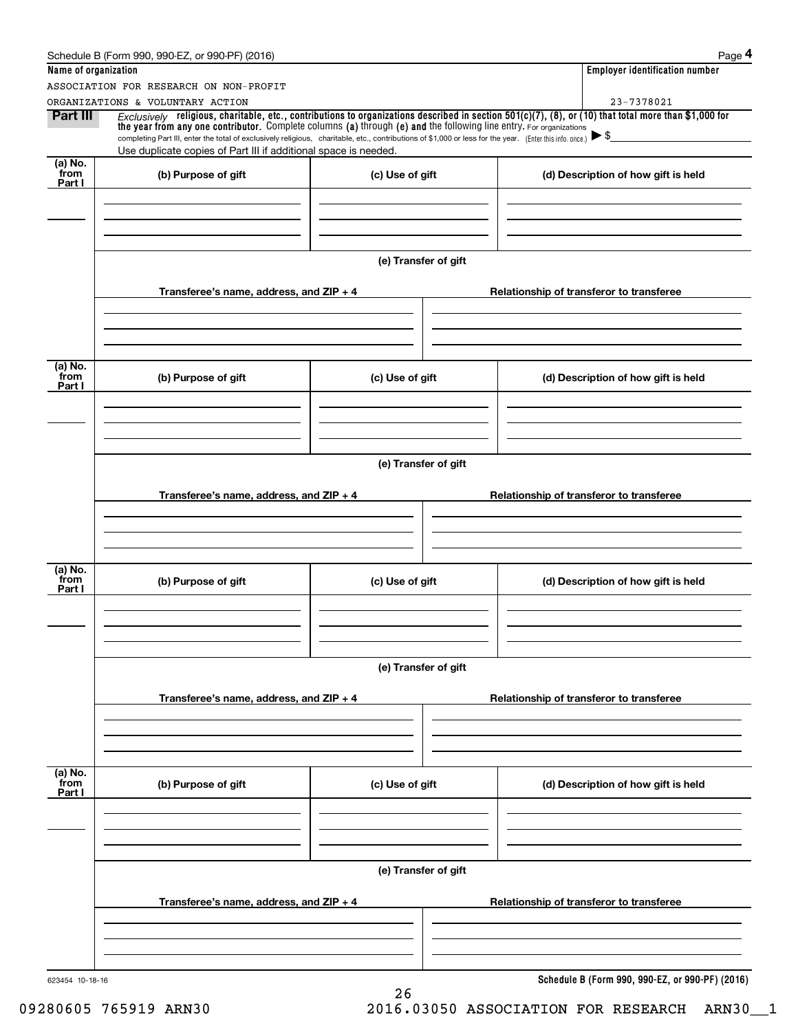Schedule B (Form 990, 990-EZ, or 990-PF) (2016) Page **4**

**Name of organization**

ASSOCIATION FOR RESEARCH ON NON-PROFIT ORGANIZATIONS & VOLUNTARY ACTION

**Employer identification number**

23-7378021

**Part III** *Exclusively* **religious, charitable, etc., contributions to organizations described in section 501(c)(7), (8), or (10) that total more than $1,000 for the year from any one contributor.** Complete columns **(a)** through **(e) and** the following line entry. For organizations completing Part III, enter the total of exclusively religious, charitable, etc., contributions of $1,000 or less for the year. (Enter this info. once.) ▶ $

Use duplicate copies of Part III if additional space is needed.

| (a) No. from Part I | (b) Purpose of gift | (c) Use of gift | (d) Description of how gift is held |
|---|---|---|---|
| | | | |

**(e) Transfer of gift**

| Transferee's name, address, and ZIP + 4 | Relationship of transferor to transferee |
|---|---|
| | |

| (a) No. from Part I | (b) Purpose of gift | (c) Use of gift | (d) Description of how gift is held |
|---|---|---|---|
| | | | |

**(e) Transfer of gift**

| Transferee's name, address, and ZIP + 4 | Relationship of transferor to transferee |
|---|---|
| | |

| (a) No. from Part I | (b) Purpose of gift | (c) Use of gift | (d) Description of how gift is held |
|---|---|---|---|
| | | | |

**(e) Transfer of gift**

| Transferee's name, address, and ZIP + 4 | Relationship of transferor to transferee |
|---|---|
| | |

| (a) No. from Part I | (b) Purpose of gift | (c) Use of gift | (d) Description of how gift is held |
|---|---|---|---|
| | | | |

**(e) Transfer of gift**

| Transferee's name, address, and ZIP + 4 | Relationship of transferor to transferee |
|---|---|
| | |

623454 10-18-16 **Schedule B (Form 990, 990-EZ, or 990-PF) (2016)**

09280605 765919 ARN30 2016.03050 ASSOCIATION FOR RESEARCH ARN30__1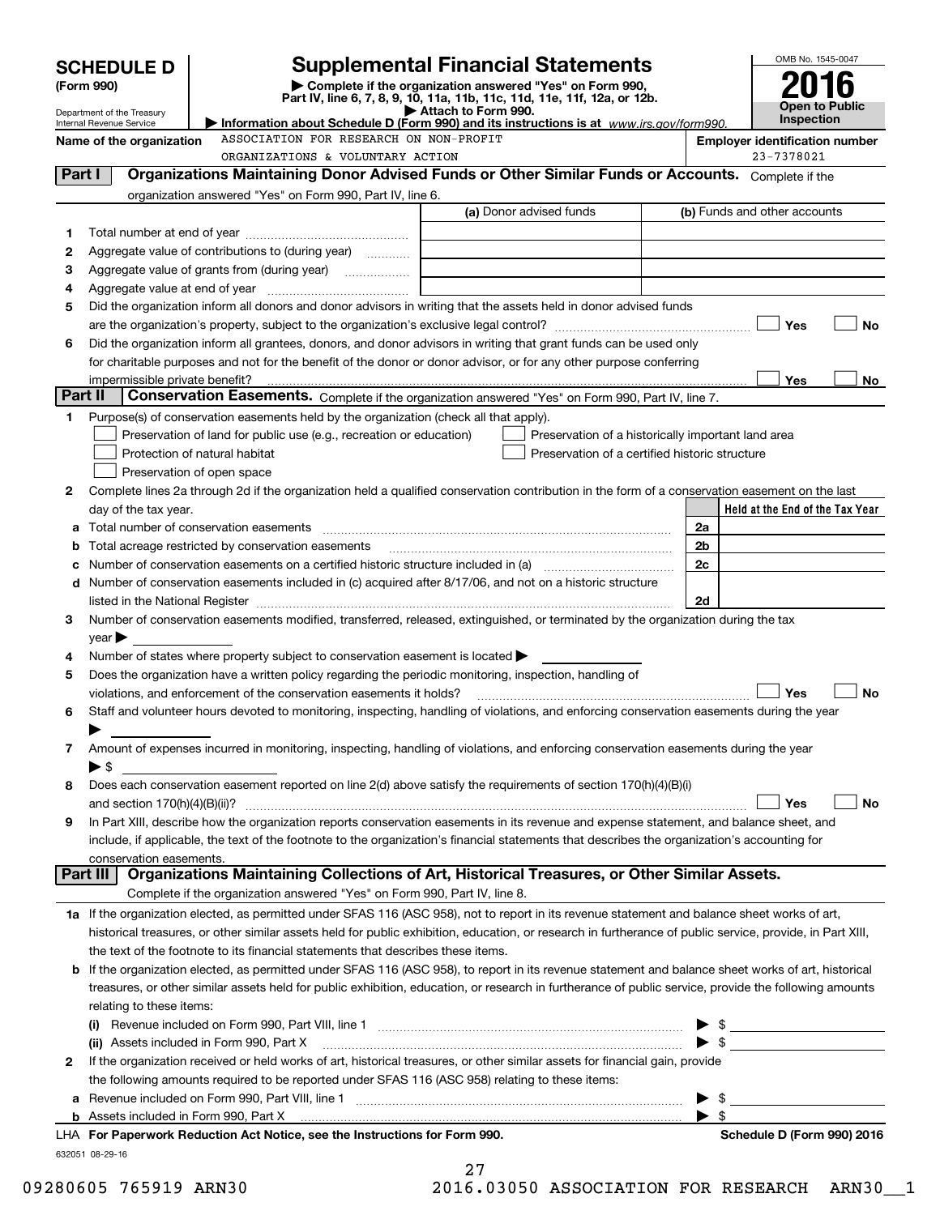# SCHEDULE D (Form 990)

Department of the Treasury
Internal Revenue Service

## Supplemental Financial Statements

▶ Complete if the organization answered "Yes" on Form 990, Part IV, line 6, 7, 8, 9, 10, 11a, 11b, 11c, 11d, 11e, 11f, 12a, or 12b.
▶ Attach to Form 990.
▶ Information about Schedule D (Form 990) and its instructions is at www.irs.gov/form990.

OMB No. 1545-0047
**2016**
**Open to Public Inspection**

**Name of the organization:** ASSOCIATION FOR RESEARCH ON NON-PROFIT ORGANIZATIONS & VOLUNTARY ACTION

**Employer identification number:** 23-7378021

## Part I — Organizations Maintaining Donor Advised Funds or Other Similar Funds or Accounts.

Complete if the organization answered "Yes" on Form 990, Part IV, line 6.

| | | (a) Donor advised funds | (b) Funds and other accounts |
|---|---|---|---|
| 1 | Total number at end of year | | |
| 2 | Aggregate value of contributions to (during year) | | |
| 3 | Aggregate value of grants from (during year) | | |
| 4 | Aggregate value at end of year | | |

5 Did the organization inform all donors and donor advisors in writing that the assets held in donor advised funds are the organization's property, subject to the organization's exclusive legal control? ☐ Yes ☐ No

6 Did the organization inform all grantees, donors, and donor advisors in writing that grant funds can be used only for charitable purposes and not for the benefit of the donor or donor advisor, or for any other purpose conferring impermissible private benefit? ☐ Yes ☐ No

## Part II — Conservation Easements.

Complete if the organization answered "Yes" on Form 990, Part IV, line 7.

1 Purpose(s) of conservation easements held by the organization (check all that apply).
- ☐ Preservation of land for public use (e.g., recreation or education)
- ☐ Protection of natural habitat
- ☐ Preservation of open space
- ☐ Preservation of a historically important land area
- ☐ Preservation of a certified historic structure

2 Complete lines 2a through 2d if the organization held a qualified conservation contribution in the form of a conservation easement on the last day of the tax year.

| | | | Held at the End of the Tax Year |
|---|---|---|---|
| a | Total number of conservation easements | 2a | |
| b | Total acreage restricted by conservation easements | 2b | |
| c | Number of conservation easements on a certified historic structure included in (a) | 2c | |
| d | Number of conservation easements included in (c) acquired after 8/17/06, and not on a historic structure listed in the National Register | 2d | |

3 Number of conservation easements modified, transferred, released, extinguished, or terminated by the organization during the tax year ▶

4 Number of states where property subject to conservation easement is located ▶

5 Does the organization have a written policy regarding the periodic monitoring, inspection, handling of violations, and enforcement of the conservation easements it holds? ☐ Yes ☐ No

6 Staff and volunteer hours devoted to monitoring, inspecting, handling of violations, and enforcing conservation easements during the year ▶

7 Amount of expenses incurred in monitoring, inspecting, handling of violations, and enforcing conservation easements during the year ▶ $

8 Does each conservation easement reported on line 2(d) above satisfy the requirements of section 170(h)(4)(B)(i) and section 170(h)(4)(B)(ii)? ☐ Yes ☐ No

9 In Part XIII, describe how the organization reports conservation easements in its revenue and expense statement, and balance sheet, and include, if applicable, the text of the footnote to the organization's financial statements that describes the organization's accounting for conservation easements.

## Part III — Organizations Maintaining Collections of Art, Historical Treasures, or Other Similar Assets.

Complete if the organization answered "Yes" on Form 990, Part IV, line 8.

1a If the organization elected, as permitted under SFAS 116 (ASC 958), not to report in its revenue statement and balance sheet works of art, historical treasures, or other similar assets held for public exhibition, education, or research in furtherance of public service, provide, in Part XIII, the text of the footnote to its financial statements that describes these items.

b If the organization elected, as permitted under SFAS 116 (ASC 958), to report in its revenue statement and balance sheet works of art, historical treasures, or other similar assets held for public exhibition, education, or research in furtherance of public service, provide the following amounts relating to these items:

(i) Revenue included on Form 990, Part VIII, line 1 ▶ $

(ii) Assets included in Form 990, Part X ▶ $

2 If the organization received or held works of art, historical treasures, or other similar assets for financial gain, provide the following amounts required to be reported under SFAS 116 (ASC 958) relating to these items:

a Revenue included on Form 990, Part VIII, line 1 ▶ $

b Assets included in Form 990, Part X ▶ $

LHA For Paperwork Reduction Act Notice, see the Instructions for Form 990. Schedule D (Form 990) 2016

632051 08-29-16

09280605 765919 ARN30 2016.03050 ASSOCIATION FOR RESEARCH ARN30__1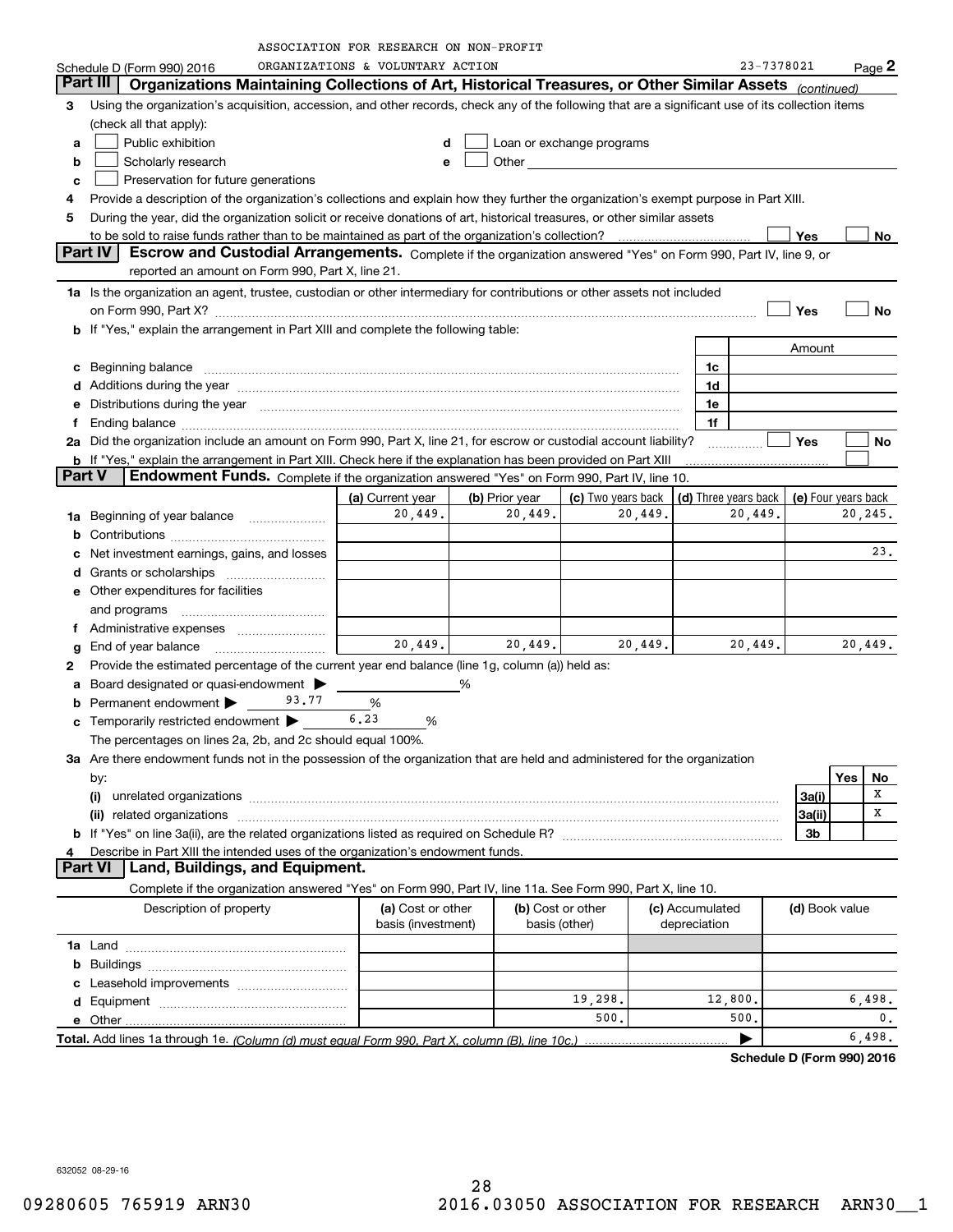ASSOCIATION FOR RESEARCH ON NON-PROFIT ORGANIZATIONS & VOLUNTARY ACTION

Schedule D (Form 990) 2016 23-7378021 Page 2

## Part III Organizations Maintaining Collections of Art, Historical Treasures, or Other Similar Assets *(continued)*

3 Using the organization's acquisition, accession, and other records, check any of the following that are a significant use of its collection items (check all that apply):

- a ☐ Public exhibition
- b ☐ Scholarly research
- c ☐ Preservation for future generations
- d ☐ Loan or exchange programs
- e ☐ Other

4 Provide a description of the organization's collections and explain how they further the organization's exempt purpose in Part XIII.

5 During the year, did the organization solicit or receive donations of art, historical treasures, or other similar assets to be sold to raise funds rather than to be maintained as part of the organization's collection? ☐ Yes ☐ No

## Part IV Escrow and Custodial Arrangements.

Complete if the organization answered "Yes" on Form 990, Part IV, line 9, or reported an amount on Form 990, Part X, line 21.

1a Is the organization an agent, trustee, custodian or other intermediary for contributions or other assets not included on Form 990, Part X? ☐ Yes ☐ No

b If "Yes," explain the arrangement in Part XIII and complete the following table:

| | | Amount |
|---|---|---|
| c Beginning balance | 1c | |
| d Additions during the year | 1d | |
| e Distributions during the year | 1e | |
| f Ending balance | 1f | |

2a Did the organization include an amount on Form 990, Part X, line 21, for escrow or custodial account liability? ☐ Yes ☐ No

b If "Yes," explain the arrangement in Part XIII. Check here if the explanation has been provided on Part XIII ☐

## Part V Endowment Funds.

Complete if the organization answered "Yes" on Form 990, Part IV, line 10.

| | (a) Current year | (b) Prior year | (c) Two years back | (d) Three years back | (e) Four years back |
|---|---|---|---|---|---|
| 1a Beginning of year balance | 20,449. | 20,449. | 20,449. | 20,449. | 20,245. |
| b Contributions | | | | | |
| c Net investment earnings, gains, and losses | | | | | 23. |
| d Grants or scholarships | | | | | |
| e Other expenditures for facilities and programs | | | | | |
| f Administrative expenses | | | | | |
| g End of year balance | 20,449. | 20,449. | 20,449. | 20,449. | 20,449. |

2 Provide the estimated percentage of the current year end balance (line 1g, column (a)) held as:

- a Board designated or quasi-endowment ▶ ______ %
- b Permanent endowment ▶ 93.77 %
- c Temporarily restricted endowment ▶ 6.23 %

The percentages on lines 2a, 2b, and 2c should equal 100%.

3a Are there endowment funds not in the possession of the organization that are held and administered for the organization by:

| | | Yes | No |
|---|---|---|---|
| (i) unrelated organizations | 3a(i) | | X |
| (ii) related organizations | 3a(ii) | | X |
| b If "Yes" on line 3a(ii), are the related organizations listed as required on Schedule R? | 3b | | |

4 Describe in Part XIII the intended uses of the organization's endowment funds.

## Part VI Land, Buildings, and Equipment.

Complete if the organization answered "Yes" on Form 990, Part IV, line 11a. See Form 990, Part X, line 10.

| Description of property | (a) Cost or other basis (investment) | (b) Cost or other basis (other) | (c) Accumulated depreciation | (d) Book value |
|---|---|---|---|---|
| 1a Land | | | | |
| b Buildings | | | | |
| c Leasehold improvements | | | | |
| d Equipment | | 19,298. | 12,800. | 6,498. |
| e Other | | 500. | 500. | 0. |
| **Total.** Add lines 1a through 1e. *(Column (d) must equal Form 990, Part X, column (B), line 10c.)* | | | ▶ | 6,498. |

**Schedule D (Form 990) 2016**

632052 08-29-16

09280605 765919 ARN30 2016.03050 ASSOCIATION FOR RESEARCH ARN30__1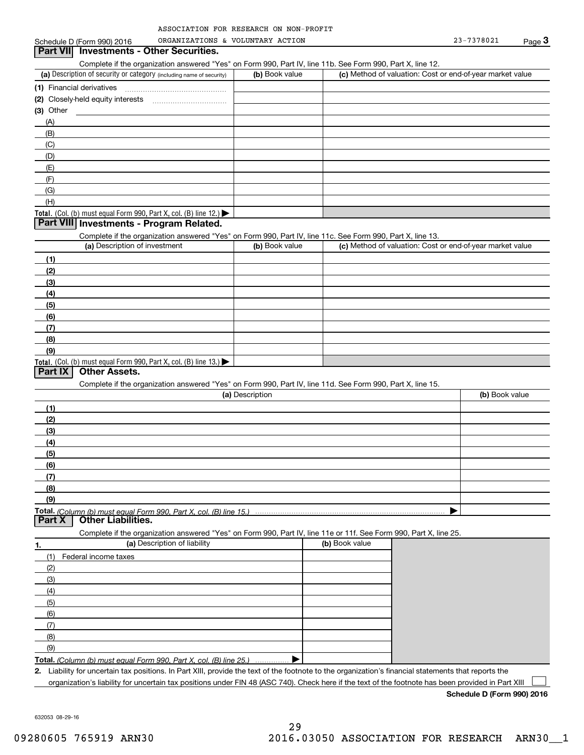ASSOCIATION FOR RESEARCH ON NON-PROFIT ORGANIZATIONS & VOLUNTARY ACTION

Schedule D (Form 990) 2016 — 23-7378021 — Page 3

## Part VII Investments - Other Securities.

Complete if the organization answered "Yes" on Form 990, Part IV, line 11b. See Form 990, Part X, line 12.

| (a) Description of security or category (including name of security) | (b) Book value | (c) Method of valuation: Cost or end-of-year market value |
|---|---|---|
| (1) Financial derivatives | | |
| (2) Closely-held equity interests | | |
| (3) Other | | |
| (A) | | |
| (B) | | |
| (C) | | |
| (D) | | |
| (E) | | |
| (F) | | |
| (G) | | |
| (H) | | |
| **Total.** (Col. (b) must equal Form 990, Part X, col. (B) line 12.) ▶ | | |

## Part VIII Investments - Program Related.

Complete if the organization answered "Yes" on Form 990, Part IV, line 11c. See Form 990, Part X, line 13.

| (a) Description of investment | (b) Book value | (c) Method of valuation: Cost or end-of-year market value |
|---|---|---|
| (1) | | |
| (2) | | |
| (3) | | |
| (4) | | |
| (5) | | |
| (6) | | |
| (7) | | |
| (8) | | |
| (9) | | |
| **Total.** (Col. (b) must equal Form 990, Part X, col. (B) line 13.) ▶ | | |

## Part IX Other Assets.

Complete if the organization answered "Yes" on Form 990, Part IV, line 11d. See Form 990, Part X, line 15.

| (a) Description | (b) Book value |
|---|---|
| (1) | |
| (2) | |
| (3) | |
| (4) | |
| (5) | |
| (6) | |
| (7) | |
| (8) | |
| (9) | |
| **Total.** *(Column (b) must equal Form 990, Part X, col. (B) line 15.)* ▶ | |

## Part X Other Liabilities.

Complete if the organization answered "Yes" on Form 990, Part IV, line 11e or 11f. See Form 990, Part X, line 25.

| 1. (a) Description of liability | (b) Book value |
|---|---|
| (1) Federal income taxes | |
| (2) | |
| (3) | |
| (4) | |
| (5) | |
| (6) | |
| (7) | |
| (8) | |
| (9) | |
| **Total.** *(Column (b) must equal Form 990, Part X, col. (B) line 25.)* ▶ | |

**2.** Liability for uncertain tax positions. In Part XIII, provide the text of the footnote to the organization's financial statements that reports the organization's liability for uncertain tax positions under FIN 48 (ASC 740). Check here if the text of the footnote has been provided in Part XIII ☐

**Schedule D (Form 990) 2016**

632053 08-29-16

09280605 765919 ARN30 2016.03050 ASSOCIATION FOR RESEARCH ARN30__1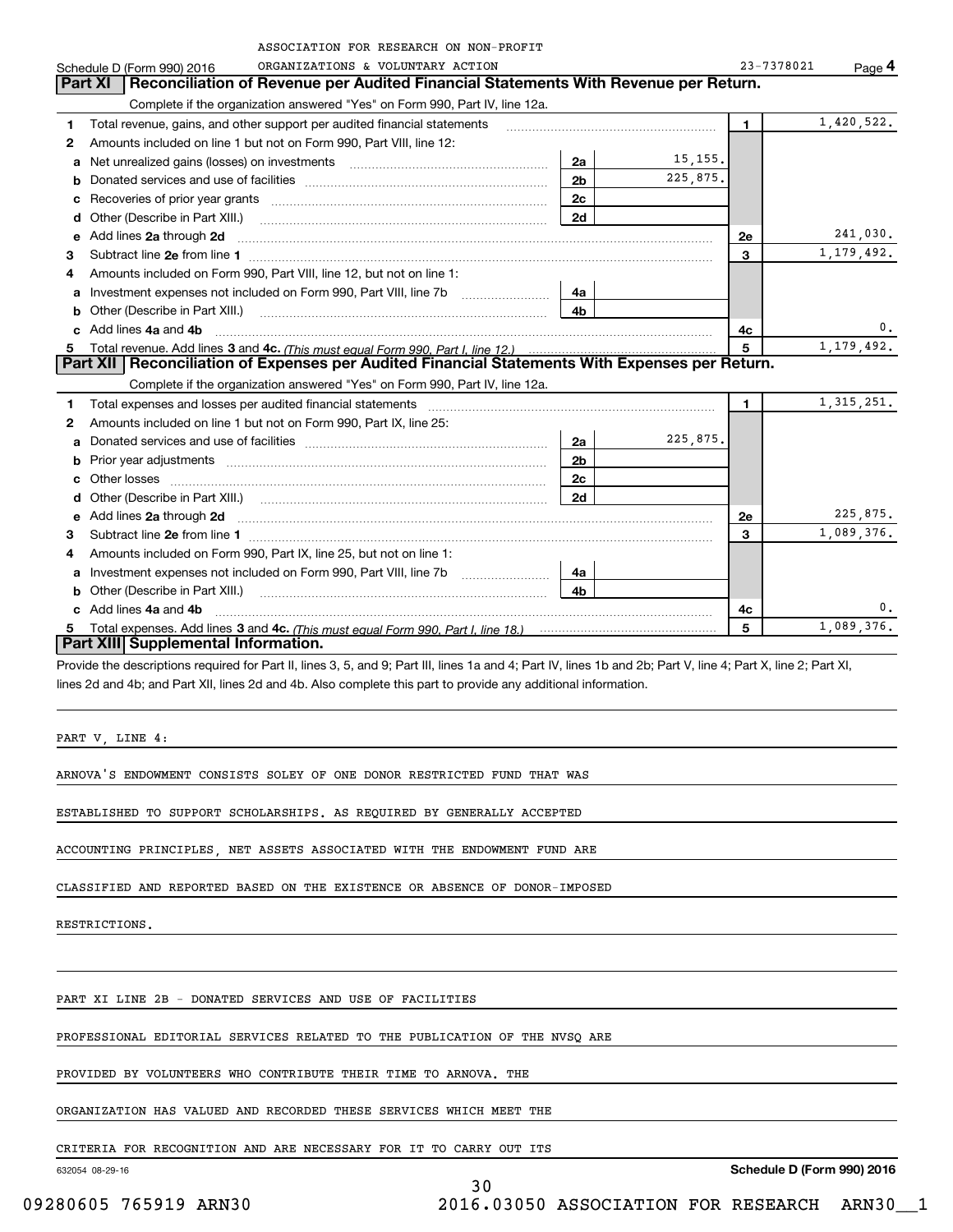ASSOCIATION FOR RESEARCH ON NON-PROFIT ORGANIZATIONS & VOLUNTARY ACTION

Schedule D (Form 990) 2016 — 23-7378021 — Page 4

## Part XI Reconciliation of Revenue per Audited Financial Statements With Revenue per Return.

Complete if the organization answered "Yes" on Form 990, Part IV, line 12a.

| | | | | | |
|---|---|---|---|---|---|
| 1 | Total revenue, gains, and other support per audited financial statements | | | 1 | 1,420,522. |
| 2 | Amounts included on line 1 but not on Form 990, Part VIII, line 12: | | | | |
| a | Net unrealized gains (losses) on investments | 2a | 15,155. | | |
| b | Donated services and use of facilities | 2b | 225,875. | | |
| c | Recoveries of prior year grants | 2c | | | |
| d | Other (Describe in Part XIII.) | 2d | | | |
| e | Add lines 2a through 2d | | | 2e | 241,030. |
| 3 | Subtract line 2e from line 1 | | | 3 | 1,179,492. |
| 4 | Amounts included on Form 990, Part VIII, line 12, but not on line 1: | | | | |
| a | Investment expenses not included on Form 990, Part VIII, line 7b | 4a | | | |
| b | Other (Describe in Part XIII.) | 4b | | | |
| c | Add lines 4a and 4b | | | 4c | 0. |
| 5 | Total revenue. Add lines 3 and 4c. *(This must equal Form 990, Part I, line 12.)* | | | 5 | 1,179,492. |

## Part XII Reconciliation of Expenses per Audited Financial Statements With Expenses per Return.

Complete if the organization answered "Yes" on Form 990, Part IV, line 12a.

| | | | | | |
|---|---|---|---|---|---|
| 1 | Total expenses and losses per audited financial statements | | | 1 | 1,315,251. |
| 2 | Amounts included on line 1 but not on Form 990, Part IX, line 25: | | | | |
| a | Donated services and use of facilities | 2a | 225,875. | | |
| b | Prior year adjustments | 2b | | | |
| c | Other losses | 2c | | | |
| d | Other (Describe in Part XIII.) | 2d | | | |
| e | Add lines 2a through 2d | | | 2e | 225,875. |
| 3 | Subtract line 2e from line 1 | | | 3 | 1,089,376. |
| 4 | Amounts included on Form 990, Part IX, line 25, but not on line 1: | | | | |
| a | Investment expenses not included on Form 990, Part VIII, line 7b | 4a | | | |
| b | Other (Describe in Part XIII.) | 4b | | | |
| c | Add lines 4a and 4b | | | 4c | 0. |
| 5 | Total expenses. Add lines 3 and 4c. *(This must equal Form 990, Part I, line 18.)* | | | 5 | 1,089,376. |

## Part XIII Supplemental Information.

Provide the descriptions required for Part II, lines 3, 5, and 9; Part III, lines 1a and 4; Part IV, lines 1b and 2b; Part V, line 4; Part X, line 2; Part XI, lines 2d and 4b; and Part XII, lines 2d and 4b. Also complete this part to provide any additional information.

PART V, LINE 4:

ARNOVA'S ENDOWMENT CONSISTS SOLEY OF ONE DONOR RESTRICTED FUND THAT WAS ESTABLISHED TO SUPPORT SCHOLARSHIPS. AS REQUIRED BY GENERALLY ACCEPTED ACCOUNTING PRINCIPLES, NET ASSETS ASSOCIATED WITH THE ENDOWMENT FUND ARE CLASSIFIED AND REPORTED BASED ON THE EXISTENCE OR ABSENCE OF DONOR-IMPOSED RESTRICTIONS.

PART XI LINE 2B - DONATED SERVICES AND USE OF FACILITIES

PROFESSIONAL EDITORIAL SERVICES RELATED TO THE PUBLICATION OF THE NVSQ ARE PROVIDED BY VOLUNTEERS WHO CONTRIBUTE THEIR TIME TO ARNOVA. THE ORGANIZATION HAS VALUED AND RECORDED THESE SERVICES WHICH MEET THE CRITERIA FOR RECOGNITION AND ARE NECESSARY FOR IT TO CARRY OUT ITS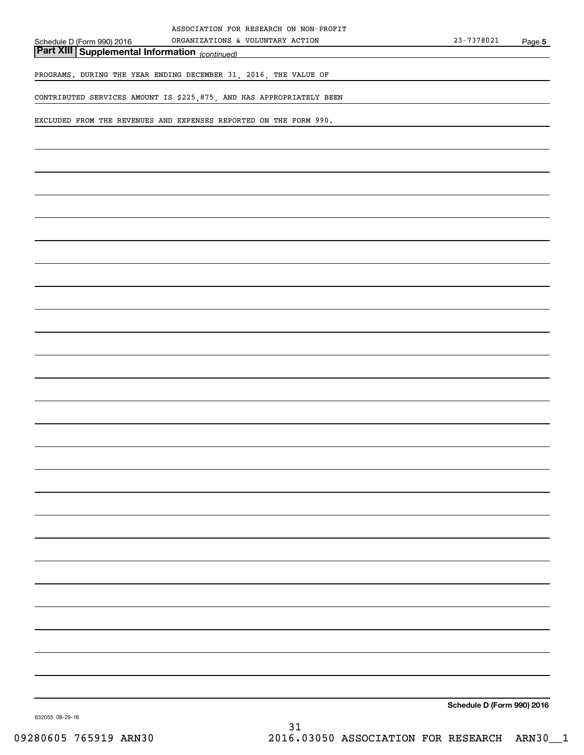## Part XIII Supplemental Information *(continued)*

PROGRAMS. DURING THE YEAR ENDING DECEMBER 31, 2016, THE VALUE OF

CONTRIBUTED SERVICES AMOUNT IS $225,875, AND HAS APPROPRIATELY BEEN

EXCLUDED FROM THE REVENUES AND EXPENSES REPORTED ON THE FORM 990.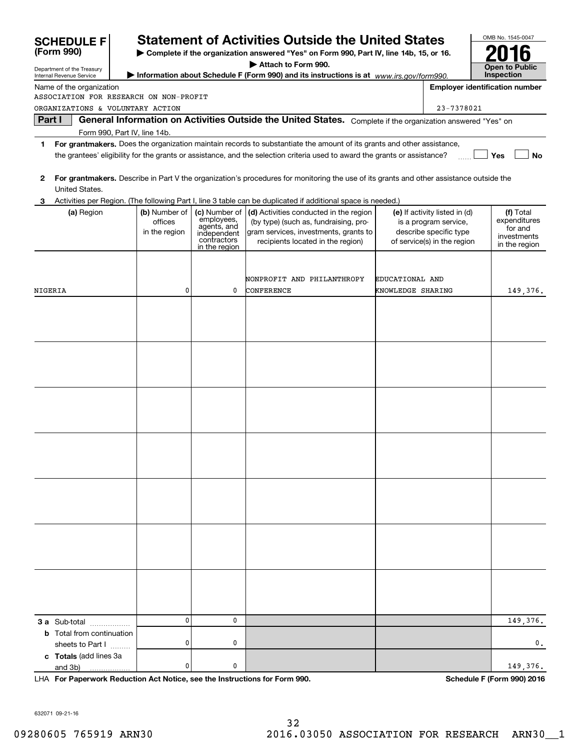# SCHEDULE F (Form 990)

Department of the Treasury
Internal Revenue Service

## Statement of Activities Outside the United States

▶ Complete if the organization answered "Yes" on Form 990, Part IV, line 14b, 15, or 16.

▶ Attach to Form 990.

▶ Information about Schedule F (Form 990) and its instructions is at www.irs.gov/form990.

OMB No. 1545-0047

**2016**

**Open to Public Inspection**

Name of the organization
ASSOCIATION FOR RESEARCH ON NON-PROFIT ORGANIZATIONS & VOLUNTARY ACTION

Employer identification number
23-7378021

**Part I** **General Information on Activities Outside the United States.** Complete if the organization answered "Yes" on Form 990, Part IV, line 14b.

**1** **For grantmakers.** Does the organization maintain records to substantiate the amount of its grants and other assistance, the grantees' eligibility for the grants or assistance, and the selection criteria used to award the grants or assistance? ☐ Yes ☐ No

**2** **For grantmakers.** Describe in Part V the organization's procedures for monitoring the use of its grants and other assistance outside the United States.

**3** Activities per Region. (The following Part I, line 3 table can be duplicated if additional space is needed.)

| (a) Region | (b) Number of offices in the region | (c) Number of employees, agents, and independent contractors in the region | (d) Activities conducted in the region (by type) (such as, fundraising, program services, investments, grants to recipients located in the region) | (e) If activity listed in (d) is a program service, describe specific type of service(s) in the region | (f) Total expenditures for and investments in the region |
|---|---|---|---|---|---|
| NIGERIA | 0 | 0 | NONPROFIT AND PHILANTHROPY CONFERENCE | EDUCATIONAL AND KNOWLEDGE SHARING | 149,376. |
| | | | | | |
| | | | | | |
| | | | | | |
| | | | | | |
| | | | | | |
| | | | | | |
| | | | | | |
| **3 a** Sub-total | 0 | 0 | | | 149,376. |
| **b** Total from continuation sheets to Part I | 0 | 0 | | | 0. |
| **c** **Totals** (add lines 3a and 3b) | 0 | 0 | | | 149,376. |

LHA **For Paperwork Reduction Act Notice, see the Instructions for Form 990.** **Schedule F (Form 990) 2016**

632071 09-21-16

09280605 765919 ARN30 2016.03050 ASSOCIATION FOR RESEARCH ARN30__1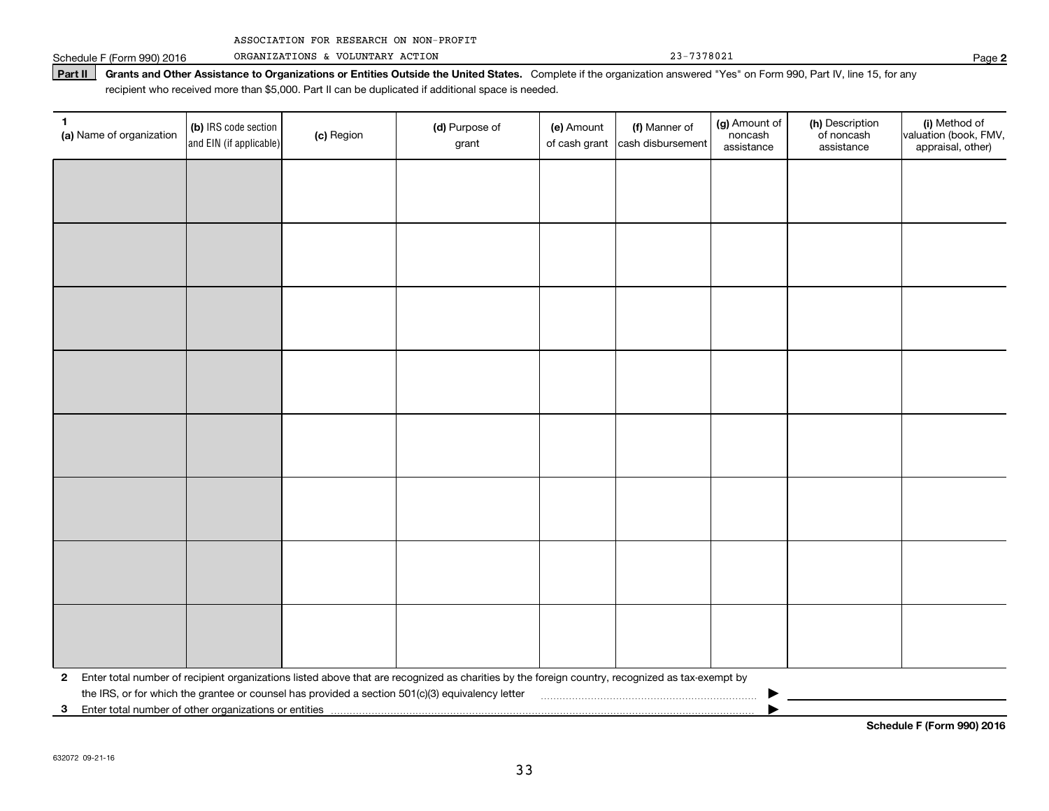ASSOCIATION FOR RESEARCH ON NON-PROFIT ORGANIZATIONS & VOLUNTARY ACTION 23-7378021

**Part II** **Grants and Other Assistance to Organizations or Entities Outside the United States.** Complete if the organization answered "Yes" on Form 990, Part IV, line 15, for any recipient who received more than $5,000. Part II can be duplicated if additional space is needed.

| 1 (a) Name of organization | (b) IRS code section and EIN (if applicable) | (c) Region | (d) Purpose of grant | (e) Amount of cash grant | (f) Manner of cash disbursement | (g) Amount of noncash assistance | (h) Description of noncash assistance | (i) Method of valuation (book, FMV, appraisal, other) |
|---|---|---|---|---|---|---|---|---|
| | | | | | | | | |
| | | | | | | | | |
| | | | | | | | | |
| | | | | | | | | |
| | | | | | | | | |
| | | | | | | | | |
| | | | | | | | | |
| | | | | | | | | |

**2** Enter total number of recipient organizations listed above that are recognized as charities by the foreign country, recognized as tax-exempt by the IRS, or for which the grantee or counsel has provided a section 501(c)(3) equivalency letter ▶

**3** Enter total number of other organizations or entities ▶

**Schedule F (Form 990) 2016**

632072 09-21-16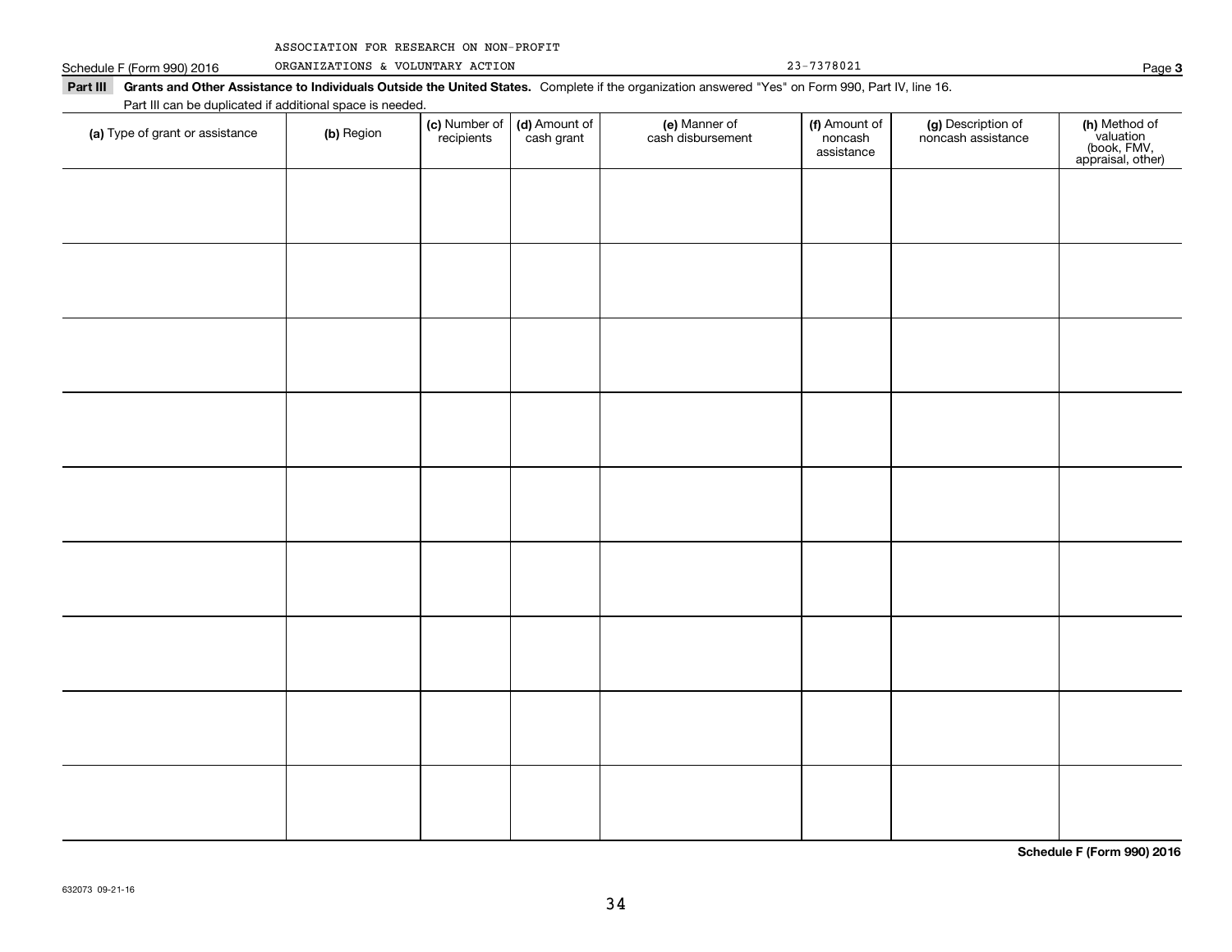ASSOCIATION FOR RESEARCH ON NON-PROFIT ORGANIZATIONS & VOLUNTARY ACTION 23-7378021

Schedule F (Form 990) 2016

**Part III Grants and Other Assistance to Individuals Outside the United States.** Complete if the organization answered "Yes" on Form 990, Part IV, line 16.

Part III can be duplicated if additional space is needed.

| (a) Type of grant or assistance | (b) Region | (c) Number of recipients | (d) Amount of cash grant | (e) Manner of cash disbursement | (f) Amount of noncash assistance | (g) Description of noncash assistance | (h) Method of valuation (book, FMV, appraisal, other) |
|---|---|---|---|---|---|---|---|
| | | | | | | | |
| | | | | | | | |
| | | | | | | | |
| | | | | | | | |
| | | | | | | | |
| | | | | | | | |
| | | | | | | | |
| | | | | | | | |
| | | | | | | | |

**Schedule F (Form 990) 2016**

632073 09-21-16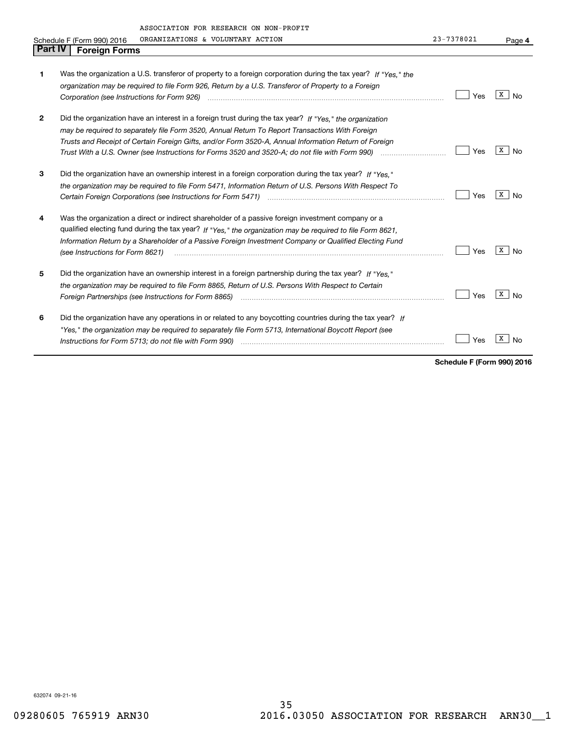ASSOCIATION FOR RESEARCH ON NON-PROFIT ORGANIZATIONS & VOLUNTARY ACTION 23-7378021

Schedule F (Form 990) 2016 Page 4

## Part IV Foreign Forms

| | | Yes | No |
|---|---|---|---|
| 1 | Was the organization a U.S. transferor of property to a foreign corporation during the tax year? *If "Yes," the organization may be required to file Form 926, Return by a U.S. Transferor of Property to a Foreign Corporation (see Instructions for Form 926)* | | X |
| 2 | Did the organization have an interest in a foreign trust during the tax year? *If "Yes," the organization may be required to separately file Form 3520, Annual Return To Report Transactions With Foreign Trusts and Receipt of Certain Foreign Gifts, and/or Form 3520-A, Annual Information Return of Foreign Trust With a U.S. Owner (see Instructions for Forms 3520 and 3520-A; do not file with Form 990)* | | X |
| 3 | Did the organization have an ownership interest in a foreign corporation during the tax year? *If "Yes," the organization may be required to file Form 5471, Information Return of U.S. Persons With Respect To Certain Foreign Corporations (see Instructions for Form 5471)* | | X |
| 4 | Was the organization a direct or indirect shareholder of a passive foreign investment company or a qualified electing fund during the tax year? *If "Yes," the organization may be required to file Form 8621, Information Return by a Shareholder of a Passive Foreign Investment Company or Qualified Electing Fund (see Instructions for Form 8621)* | | X |
| 5 | Did the organization have an ownership interest in a foreign partnership during the tax year? *If "Yes," the organization may be required to file Form 8865, Return of U.S. Persons With Respect to Certain Foreign Partnerships (see Instructions for Form 8865)* | | X |
| 6 | Did the organization have any operations in or related to any boycotting countries during the tax year? *If "Yes," the organization may be required to separately file Form 5713, International Boycott Report (see Instructions for Form 5713; do not file with Form 990)* | | X |

**Schedule F (Form 990) 2016**

632074 09-21-16

09280605 765919 ARN30 2016.03050 ASSOCIATION FOR RESEARCH ARN30__1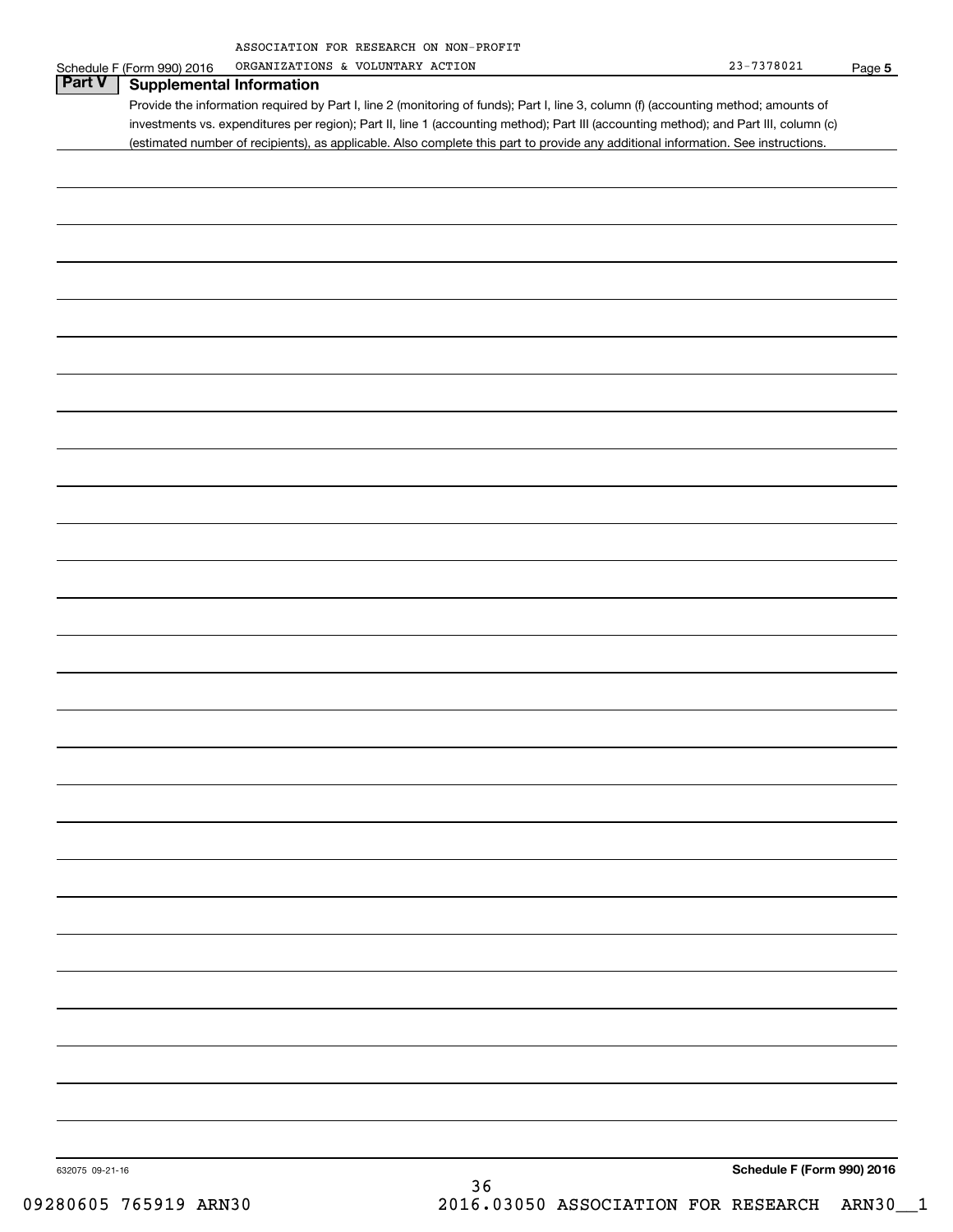ASSOCIATION FOR RESEARCH ON NON-PROFIT ORGANIZATIONS & VOLUNTARY ACTION 23-7378021

## Part V Supplemental Information

Provide the information required by Part I, line 2 (monitoring of funds); Part I, line 3, column (f) (accounting method; amounts of investments vs. expenditures per region); Part II, line 1 (accounting method); Part III (accounting method); and Part III, column (c) (estimated number of recipients), as applicable. Also complete this part to provide any additional information. See instructions.

632075 09-21-16

Schedule F (Form 990) 2016

09280605 765919 ARN30 2016.03050 ASSOCIATION FOR RESEARCH ARN30__1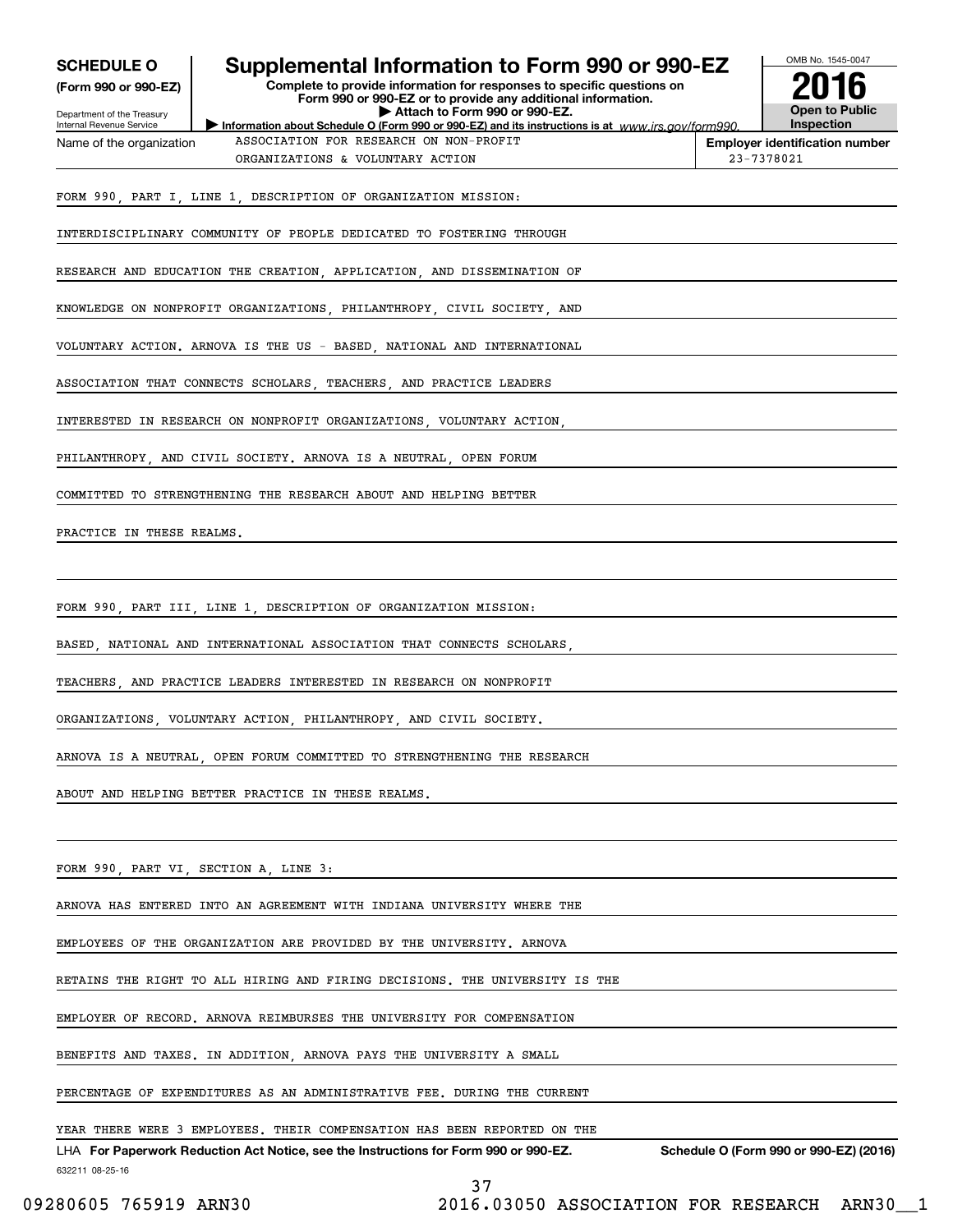# SCHEDULE O (Form 990 or 990-EZ)

## Supplemental Information to Form 990 or 990-EZ

**Complete to provide information for responses to specific questions on Form 990 or 990-EZ or to provide any additional information.**

**▶ Attach to Form 990 or 990-EZ.**

**▶ Information about Schedule O (Form 990 or 990-EZ) and its instructions is at** *www.irs.gov/form990.*

Department of the Treasury
Internal Revenue Service

OMB No. 1545-0047

**2016**

**Open to Public Inspection**

| Name of the organization | Employer identification number |
|---|---|
| ASSOCIATION FOR RESEARCH ON NON-PROFIT ORGANIZATIONS & VOLUNTARY ACTION | 23-7378021 |

FORM 990, PART I, LINE 1, DESCRIPTION OF ORGANIZATION MISSION:

INTERDISCIPLINARY COMMUNITY OF PEOPLE DEDICATED TO FOSTERING THROUGH RESEARCH AND EDUCATION THE CREATION, APPLICATION, AND DISSEMINATION OF KNOWLEDGE ON NONPROFIT ORGANIZATIONS, PHILANTHROPY, CIVIL SOCIETY, AND VOLUNTARY ACTION. ARNOVA IS THE US - BASED, NATIONAL AND INTERNATIONAL ASSOCIATION THAT CONNECTS SCHOLARS, TEACHERS, AND PRACTICE LEADERS INTERESTED IN RESEARCH ON NONPROFIT ORGANIZATIONS, VOLUNTARY ACTION, PHILANTHROPY, AND CIVIL SOCIETY. ARNOVA IS A NEUTRAL, OPEN FORUM COMMITTED TO STRENGTHENING THE RESEARCH ABOUT AND HELPING BETTER PRACTICE IN THESE REALMS.

FORM 990, PART III, LINE 1, DESCRIPTION OF ORGANIZATION MISSION:

BASED, NATIONAL AND INTERNATIONAL ASSOCIATION THAT CONNECTS SCHOLARS, TEACHERS, AND PRACTICE LEADERS INTERESTED IN RESEARCH ON NONPROFIT ORGANIZATIONS, VOLUNTARY ACTION, PHILANTHROPY, AND CIVIL SOCIETY. ARNOVA IS A NEUTRAL, OPEN FORUM COMMITTED TO STRENGTHENING THE RESEARCH ABOUT AND HELPING BETTER PRACTICE IN THESE REALMS.

FORM 990, PART VI, SECTION A, LINE 3:

ARNOVA HAS ENTERED INTO AN AGREEMENT WITH INDIANA UNIVERSITY WHERE THE EMPLOYEES OF THE ORGANIZATION ARE PROVIDED BY THE UNIVERSITY. ARNOVA RETAINS THE RIGHT TO ALL HIRING AND FIRING DECISIONS. THE UNIVERSITY IS THE EMPLOYER OF RECORD. ARNOVA REIMBURSES THE UNIVERSITY FOR COMPENSATION BENEFITS AND TAXES. IN ADDITION, ARNOVA PAYS THE UNIVERSITY A SMALL PERCENTAGE OF EXPENDITURES AS AN ADMINISTRATIVE FEE. DURING THE CURRENT YEAR THERE WERE 3 EMPLOYEES. THEIR COMPENSATION HAS BEEN REPORTED ON THE

LHA **For Paperwork Reduction Act Notice, see the Instructions for Form 990 or 990-EZ.** **Schedule O (Form 990 or 990-EZ) (2016)**

632211 08-25-16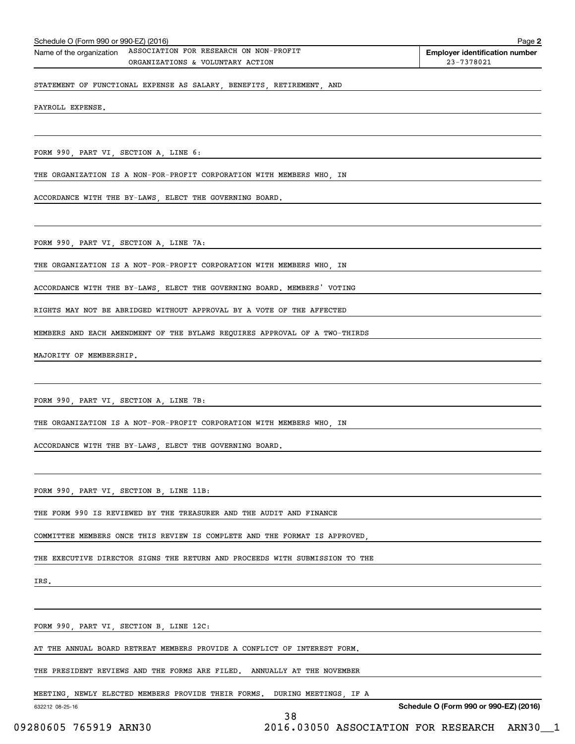Name of the organization: ASSOCIATION FOR RESEARCH ON NON-PROFIT ORGANIZATIONS & VOLUNTARY ACTION

Employer identification number: 23-7378021

STATEMENT OF FUNCTIONAL EXPENSE AS SALARY, BENEFITS, RETIREMENT, AND PAYROLL EXPENSE.

FORM 990, PART VI, SECTION A, LINE 6:

THE ORGANIZATION IS A NON-FOR-PROFIT CORPORATION WITH MEMBERS WHO, IN ACCORDANCE WITH THE BY-LAWS, ELECT THE GOVERNING BOARD.

FORM 990, PART VI, SECTION A, LINE 7A:

THE ORGANIZATION IS A NOT-FOR-PROFIT CORPORATION WITH MEMBERS WHO, IN ACCORDANCE WITH THE BY-LAWS, ELECT THE GOVERNING BOARD. MEMBERS' VOTING RIGHTS MAY NOT BE ABRIDGED WITHOUT APPROVAL BY A VOTE OF THE AFFECTED MEMBERS AND EACH AMENDMENT OF THE BYLAWS REQUIRES APPROVAL OF A TWO-THIRDS MAJORITY OF MEMBERSHIP.

FORM 990, PART VI, SECTION A, LINE 7B:

THE ORGANIZATION IS A NOT-FOR-PROFIT CORPORATION WITH MEMBERS WHO, IN ACCORDANCE WITH THE BY-LAWS, ELECT THE GOVERNING BOARD.

FORM 990, PART VI, SECTION B, LINE 11B:

THE FORM 990 IS REVIEWED BY THE TREASURER AND THE AUDIT AND FINANCE COMMITTEE MEMBERS ONCE THIS REVIEW IS COMPLETE AND THE FORMAT IS APPROVED, THE EXECUTIVE DIRECTOR SIGNS THE RETURN AND PROCEEDS WITH SUBMISSION TO THE IRS.

FORM 990, PART VI, SECTION B, LINE 12C:

AT THE ANNUAL BOARD RETREAT MEMBERS PROVIDE A CONFLICT OF INTEREST FORM. THE PRESIDENT REVIEWS AND THE FORMS ARE FILED. ANNUALLY AT THE NOVEMBER MEETING, NEWLY ELECTED MEMBERS PROVIDE THEIR FORMS. DURING MEETINGS, IF A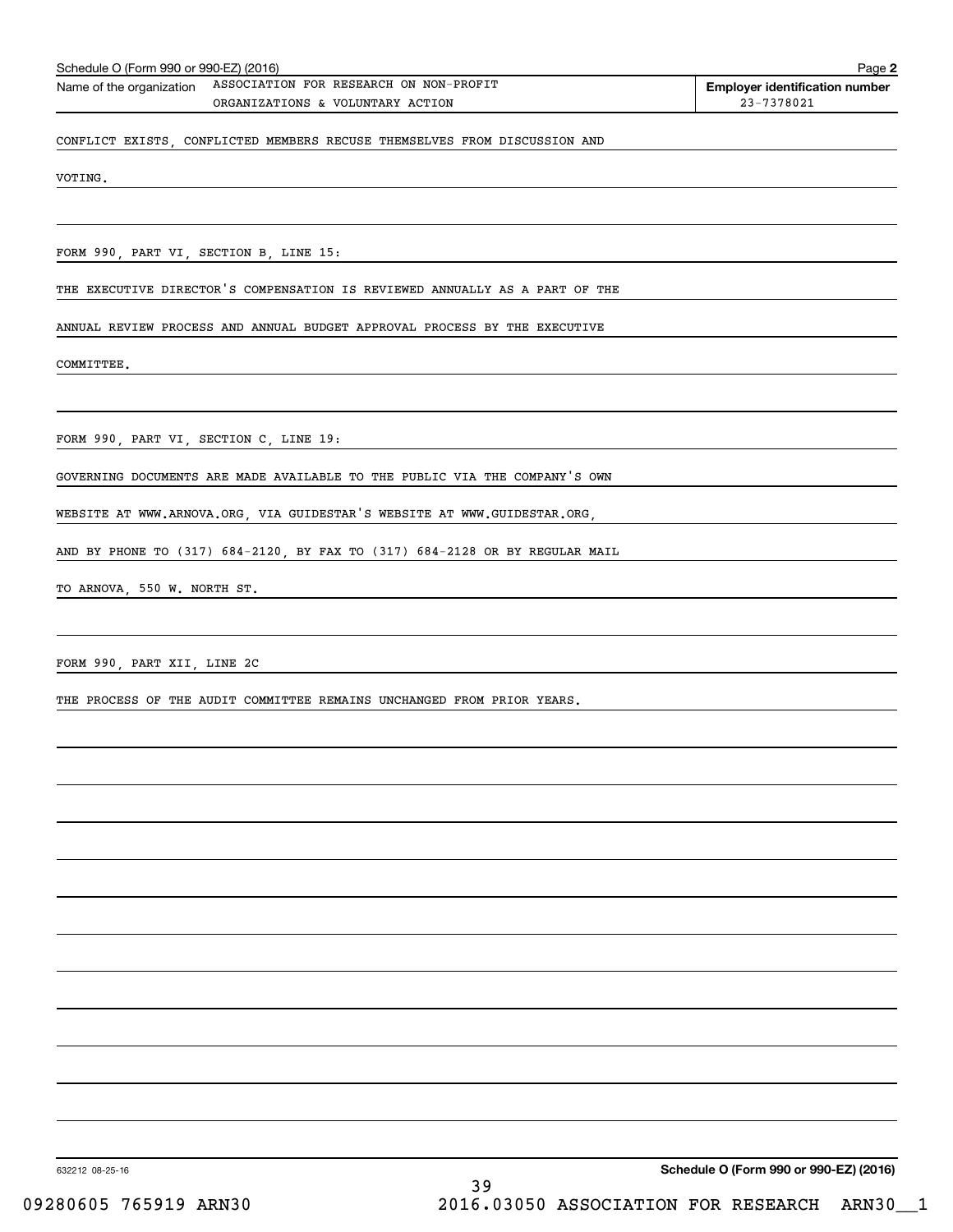Schedule O (Form 990 or 990-EZ) (2016) Page **2**

Name of the organization ASSOCIATION FOR RESEARCH ON NON-PROFIT ORGANIZATIONS & VOLUNTARY ACTION

**Employer identification number** 23-7378021

CONFLICT EXISTS, CONFLICTED MEMBERS RECUSE THEMSELVES FROM DISCUSSION AND VOTING.

FORM 990, PART VI, SECTION B, LINE 15:

THE EXECUTIVE DIRECTOR'S COMPENSATION IS REVIEWED ANNUALLY AS A PART OF THE ANNUAL REVIEW PROCESS AND ANNUAL BUDGET APPROVAL PROCESS BY THE EXECUTIVE COMMITTEE.

FORM 990, PART VI, SECTION C, LINE 19:

GOVERNING DOCUMENTS ARE MADE AVAILABLE TO THE PUBLIC VIA THE COMPANY'S OWN WEBSITE AT WWW.ARNOVA.ORG, VIA GUIDESTAR'S WEBSITE AT WWW.GUIDESTAR.ORG, AND BY PHONE TO (317) 684-2120, BY FAX TO (317) 684-2128 OR BY REGULAR MAIL TO ARNOVA, 550 W. NORTH ST.

FORM 990, PART XII, LINE 2C

THE PROCESS OF THE AUDIT COMMITTEE REMAINS UNCHANGED FROM PRIOR YEARS.

632212 08-25-16 **Schedule O (Form 990 or 990-EZ) (2016)**

09280605 765919 ARN30 2016.03050 ASSOCIATION FOR RESEARCH ARN30__1